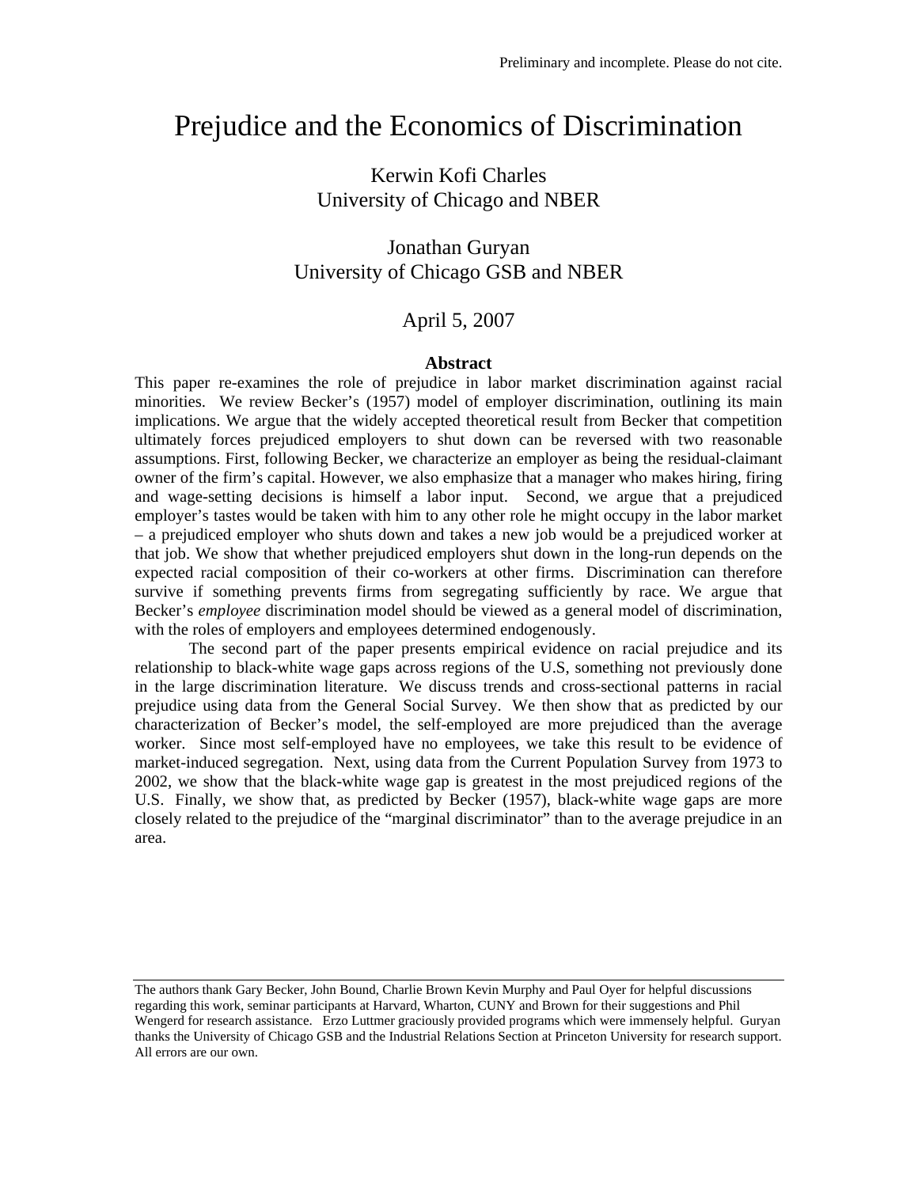Preliminary and incomplete. Please do not cite.

# Prejudice and the Economics of Discrimination

Kerwin Kofi Charles
University of Chicago and NBER

Jonathan Guryan
University of Chicago GSB and NBER

April 5, 2007

**Abstract**

This paper re-examines the role of prejudice in labor market discrimination against racial minorities. We review Becker's (1957) model of employer discrimination, outlining its main implications. We argue that the widely accepted theoretical result from Becker that competition ultimately forces prejudiced employers to shut down can be reversed with two reasonable assumptions. First, following Becker, we characterize an employer as being the residual-claimant owner of the firm's capital. However, we also emphasize that a manager who makes hiring, firing and wage-setting decisions is himself a labor input. Second, we argue that a prejudiced employer's tastes would be taken with him to any other role he might occupy in the labor market – a prejudiced employer who shuts down and takes a new job would be a prejudiced worker at that job. We show that whether prejudiced employers shut down in the long-run depends on the expected racial composition of their co-workers at other firms. Discrimination can therefore survive if something prevents firms from segregating sufficiently by race. We argue that Becker's *employee* discrimination model should be viewed as a general model of discrimination, with the roles of employers and employees determined endogenously.

The second part of the paper presents empirical evidence on racial prejudice and its relationship to black-white wage gaps across regions of the U.S, something not previously done in the large discrimination literature. We discuss trends and cross-sectional patterns in racial prejudice using data from the General Social Survey. We then show that as predicted by our characterization of Becker's model, the self-employed are more prejudiced than the average worker. Since most self-employed have no employees, we take this result to be evidence of market-induced segregation. Next, using data from the Current Population Survey from 1973 to 2002, we show that the black-white wage gap is greatest in the most prejudiced regions of the U.S. Finally, we show that, as predicted by Becker (1957), black-white wage gaps are more closely related to the prejudice of the "marginal discriminator" than to the average prejudice in an area.

---

The authors thank Gary Becker, John Bound, Charlie Brown Kevin Murphy and Paul Oyer for helpful discussions regarding this work, seminar participants at Harvard, Wharton, CUNY and Brown for their suggestions and Phil Wengerd for research assistance. Erzo Luttmer graciously provided programs which were immensely helpful. Guryan thanks the University of Chicago GSB and the Industrial Relations Section at Princeton University for research support. All errors are our own.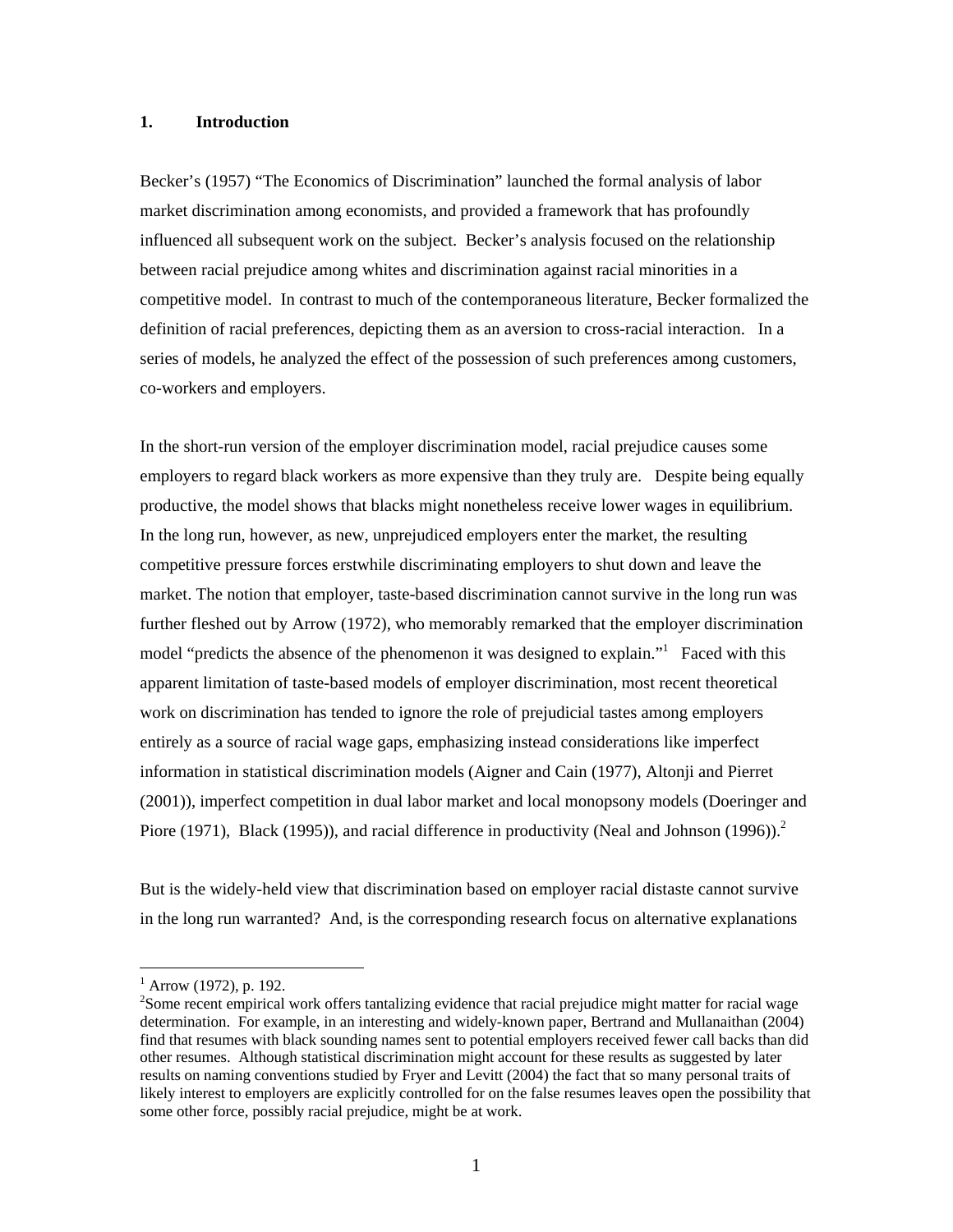## 1. Introduction

Becker's (1957) "The Economics of Discrimination" launched the formal analysis of labor market discrimination among economists, and provided a framework that has profoundly influenced all subsequent work on the subject. Becker's analysis focused on the relationship between racial prejudice among whites and discrimination against racial minorities in a competitive model. In contrast to much of the contemporaneous literature, Becker formalized the definition of racial preferences, depicting them as an aversion to cross-racial interaction. In a series of models, he analyzed the effect of the possession of such preferences among customers, co-workers and employers.

In the short-run version of the employer discrimination model, racial prejudice causes some employers to regard black workers as more expensive than they truly are. Despite being equally productive, the model shows that blacks might nonetheless receive lower wages in equilibrium. In the long run, however, as new, unprejudiced employers enter the market, the resulting competitive pressure forces erstwhile discriminating employers to shut down and leave the market. The notion that employer, taste-based discrimination cannot survive in the long run was further fleshed out by Arrow (1972), who memorably remarked that the employer discrimination model "predicts the absence of the phenomenon it was designed to explain."[1] Faced with this apparent limitation of taste-based models of employer discrimination, most recent theoretical work on discrimination has tended to ignore the role of prejudicial tastes among employers entirely as a source of racial wage gaps, emphasizing instead considerations like imperfect information in statistical discrimination models (Aigner and Cain (1977), Altonji and Pierret (2001)), imperfect competition in dual labor market and local monopsony models (Doeringer and Piore (1971), Black (1995)), and racial difference in productivity (Neal and Johnson (1996)).[2]

But is the widely-held view that discrimination based on employer racial distaste cannot survive in the long run warranted? And, is the corresponding research focus on alternative explanations

[1] Arrow (1972), p. 192.

[2] Some recent empirical work offers tantalizing evidence that racial prejudice might matter for racial wage determination. For example, in an interesting and widely-known paper, Bertrand and Mullanaithan (2004) find that resumes with black sounding names sent to potential employers received fewer call backs than did other resumes. Although statistical discrimination might account for these results as suggested by later results on naming conventions studied by Fryer and Levitt (2004) the fact that so many personal traits of likely interest to employers are explicitly controlled for on the false resumes leaves open the possibility that some other force, possibly racial prejudice, might be at work.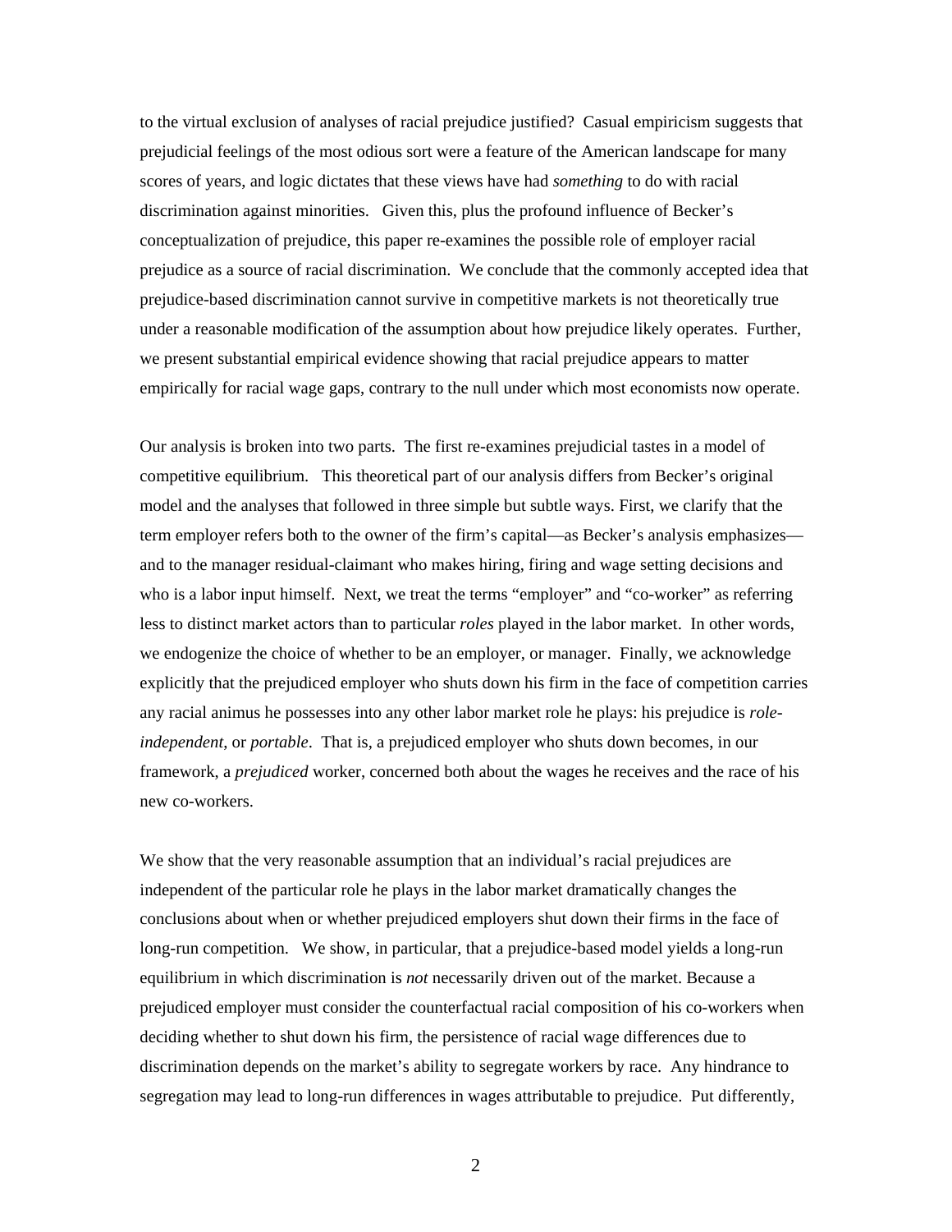to the virtual exclusion of analyses of racial prejudice justified? Casual empiricism suggests that prejudicial feelings of the most odious sort were a feature of the American landscape for many scores of years, and logic dictates that these views have had *something* to do with racial discrimination against minorities. Given this, plus the profound influence of Becker's conceptualization of prejudice, this paper re-examines the possible role of employer racial prejudice as a source of racial discrimination. We conclude that the commonly accepted idea that prejudice-based discrimination cannot survive in competitive markets is not theoretically true under a reasonable modification of the assumption about how prejudice likely operates. Further, we present substantial empirical evidence showing that racial prejudice appears to matter empirically for racial wage gaps, contrary to the null under which most economists now operate.

Our analysis is broken into two parts. The first re-examines prejudicial tastes in a model of competitive equilibrium. This theoretical part of our analysis differs from Becker's original model and the analyses that followed in three simple but subtle ways. First, we clarify that the term employer refers both to the owner of the firm's capital—as Becker's analysis emphasizes—and to the manager residual-claimant who makes hiring, firing and wage setting decisions and who is a labor input himself. Next, we treat the terms "employer" and "co-worker" as referring less to distinct market actors than to particular *roles* played in the labor market. In other words, we endogenize the choice of whether to be an employer, or manager. Finally, we acknowledge explicitly that the prejudiced employer who shuts down his firm in the face of competition carries any racial animus he possesses into any other labor market role he plays: his prejudice is *role-independent,* or *portable*. That is, a prejudiced employer who shuts down becomes, in our framework, a *prejudiced* worker, concerned both about the wages he receives and the race of his new co-workers.

We show that the very reasonable assumption that an individual's racial prejudices are independent of the particular role he plays in the labor market dramatically changes the conclusions about when or whether prejudiced employers shut down their firms in the face of long-run competition. We show, in particular, that a prejudice-based model yields a long-run equilibrium in which discrimination is *not* necessarily driven out of the market. Because a prejudiced employer must consider the counterfactual racial composition of his co-workers when deciding whether to shut down his firm, the persistence of racial wage differences due to discrimination depends on the market's ability to segregate workers by race. Any hindrance to segregation may lead to long-run differences in wages attributable to prejudice. Put differently,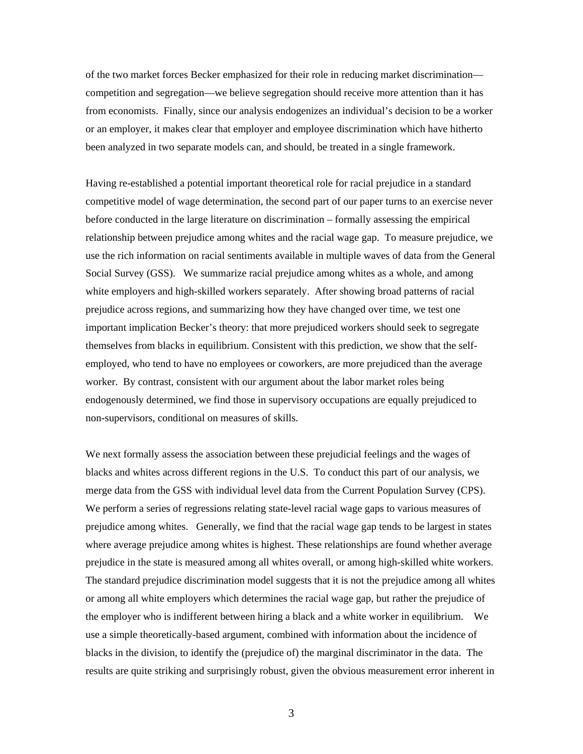of the two market forces Becker emphasized for their role in reducing market discrimination—competition and segregation—we believe segregation should receive more attention than it has from economists. Finally, since our analysis endogenizes an individual's decision to be a worker or an employer, it makes clear that employer and employee discrimination which have hitherto been analyzed in two separate models can, and should, be treated in a single framework.

Having re-established a potential important theoretical role for racial prejudice in a standard competitive model of wage determination, the second part of our paper turns to an exercise never before conducted in the large literature on discrimination – formally assessing the empirical relationship between prejudice among whites and the racial wage gap. To measure prejudice, we use the rich information on racial sentiments available in multiple waves of data from the General Social Survey (GSS). We summarize racial prejudice among whites as a whole, and among white employers and high-skilled workers separately. After showing broad patterns of racial prejudice across regions, and summarizing how they have changed over time, we test one important implication Becker's theory: that more prejudiced workers should seek to segregate themselves from blacks in equilibrium. Consistent with this prediction, we show that the self-employed, who tend to have no employees or coworkers, are more prejudiced than the average worker. By contrast, consistent with our argument about the labor market roles being endogenously determined, we find those in supervisory occupations are equally prejudiced to non-supervisors, conditional on measures of skills.

We next formally assess the association between these prejudicial feelings and the wages of blacks and whites across different regions in the U.S. To conduct this part of our analysis, we merge data from the GSS with individual level data from the Current Population Survey (CPS). We perform a series of regressions relating state-level racial wage gaps to various measures of prejudice among whites. Generally, we find that the racial wage gap tends to be largest in states where average prejudice among whites is highest. These relationships are found whether average prejudice in the state is measured among all whites overall, or among high-skilled white workers. The standard prejudice discrimination model suggests that it is not the prejudice among all whites or among all white employers which determines the racial wage gap, but rather the prejudice of the employer who is indifferent between hiring a black and a white worker in equilibrium. We use a simple theoretically-based argument, combined with information about the incidence of blacks in the division, to identify the (prejudice of) the marginal discriminator in the data. The results are quite striking and surprisingly robust, given the obvious measurement error inherent in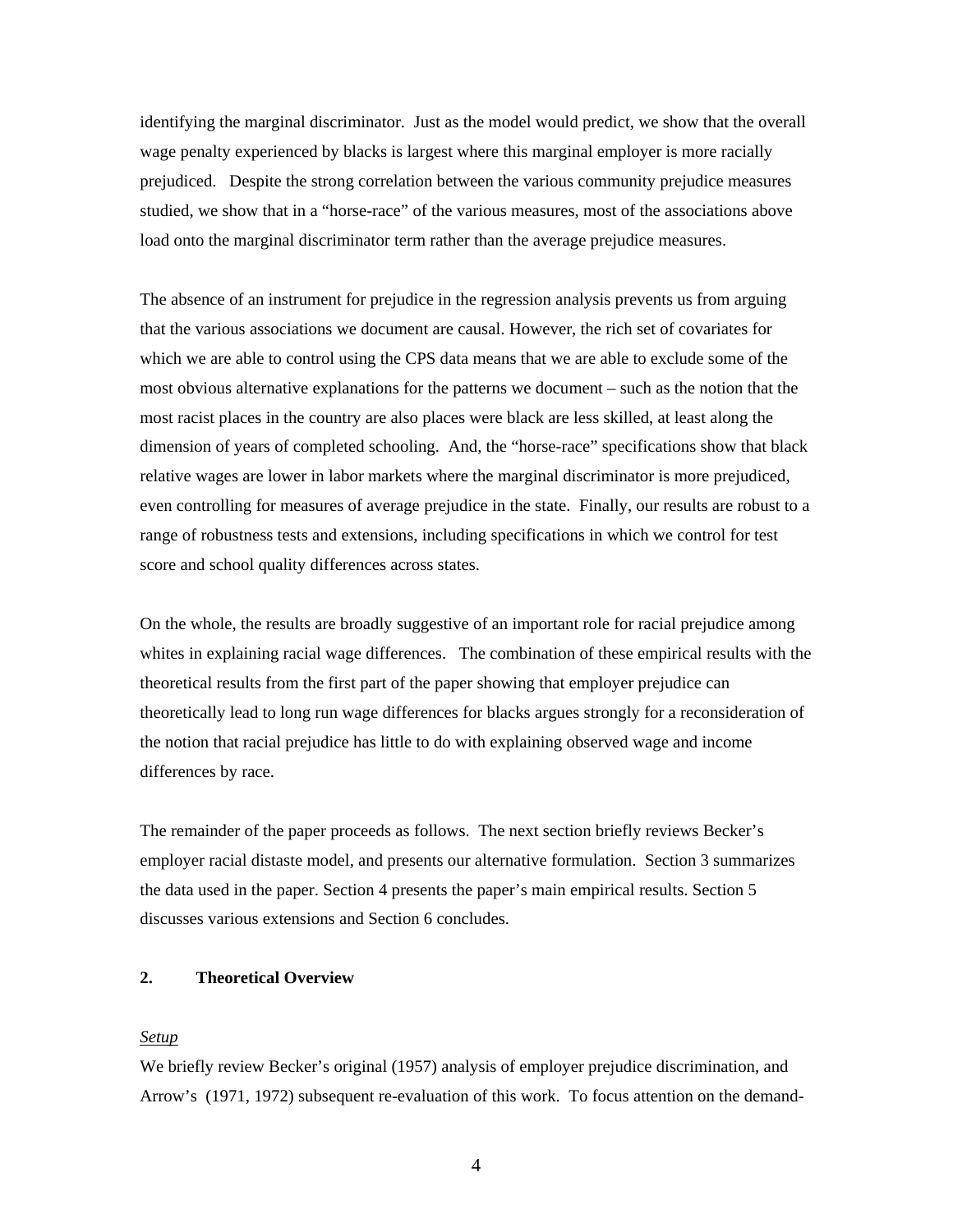identifying the marginal discriminator. Just as the model would predict, we show that the overall wage penalty experienced by blacks is largest where this marginal employer is more racially prejudiced. Despite the strong correlation between the various community prejudice measures studied, we show that in a "horse-race" of the various measures, most of the associations above load onto the marginal discriminator term rather than the average prejudice measures.

The absence of an instrument for prejudice in the regression analysis prevents us from arguing that the various associations we document are causal. However, the rich set of covariates for which we are able to control using the CPS data means that we are able to exclude some of the most obvious alternative explanations for the patterns we document – such as the notion that the most racist places in the country are also places were black are less skilled, at least along the dimension of years of completed schooling. And, the "horse-race" specifications show that black relative wages are lower in labor markets where the marginal discriminator is more prejudiced, even controlling for measures of average prejudice in the state. Finally, our results are robust to a range of robustness tests and extensions, including specifications in which we control for test score and school quality differences across states.

On the whole, the results are broadly suggestive of an important role for racial prejudice among whites in explaining racial wage differences. The combination of these empirical results with the theoretical results from the first part of the paper showing that employer prejudice can theoretically lead to long run wage differences for blacks argues strongly for a reconsideration of the notion that racial prejudice has little to do with explaining observed wage and income differences by race.

The remainder of the paper proceeds as follows. The next section briefly reviews Becker's employer racial distaste model, and presents our alternative formulation. Section 3 summarizes the data used in the paper. Section 4 presents the paper's main empirical results. Section 5 discusses various extensions and Section 6 concludes.

## 2. Theoretical Overview

*Setup*

We briefly review Becker's original (1957) analysis of employer prejudice discrimination, and Arrow's (1971, 1972) subsequent re-evaluation of this work. To focus attention on the demand-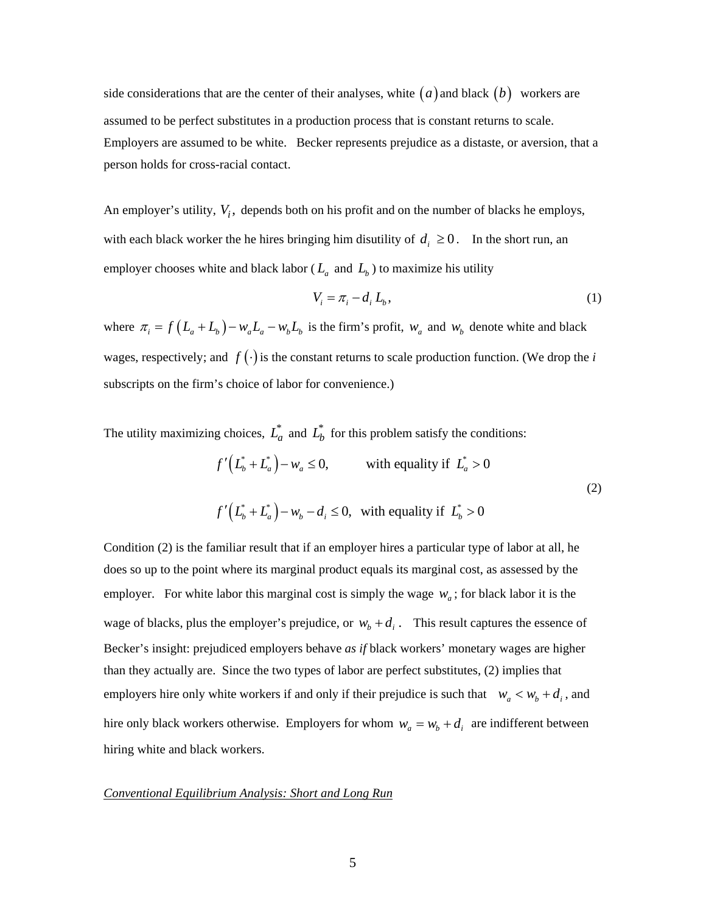side considerations that are the center of their analyses, white $(a)$ and black $(b)$ workers are assumed to be perfect substitutes in a production process that is constant returns to scale. Employers are assumed to be white. Becker represents prejudice as a distaste, or aversion, that a person holds for cross-racial contact.

An employer's utility, $V_i$, depends both on his profit and on the number of blacks he employs, with each black worker the he hires bringing him disutility of $d_i \geq 0$. In the short run, an employer chooses white and black labor ($L_a$ and $L_b$) to maximize his utility

$$V_i = \pi_i - d_i L_b, \tag{1}$$

where $\pi_i = f(L_a + L_b) - w_a L_a - w_b L_b$ is the firm's profit, $w_a$ and $w_b$ denote white and black wages, respectively; and $f(\cdot)$ is the constant returns to scale production function. (We drop the *i* subscripts on the firm's choice of labor for convenience.)

The utility maximizing choices, $L_a^*$ and $L_b^*$ for this problem satisfy the conditions:

$$\begin{aligned} f'\left(L_b^* + L_a^*\right) - w_a &\leq 0, \qquad \text{with equality if } L_a^* > 0 \\ f'\left(L_b^* + L_a^*\right) - w_b - d_i &\leq 0, \quad \text{with equality if } L_b^* > 0 \end{aligned} \tag{2}$$

Condition (2) is the familiar result that if an employer hires a particular type of labor at all, he does so up to the point where its marginal product equals its marginal cost, as assessed by the employer. For white labor this marginal cost is simply the wage $w_a$; for black labor it is the wage of blacks, plus the employer's prejudice, or $w_b + d_i$. This result captures the essence of Becker's insight: prejudiced employers behave *as if* black workers' monetary wages are higher than they actually are. Since the two types of labor are perfect substitutes, (2) implies that employers hire only white workers if and only if their prejudice is such that $w_a < w_b + d_i$, and hire only black workers otherwise. Employers for whom $w_a = w_b + d_i$ are indifferent between hiring white and black workers.

<u>*Conventional Equilibrium Analysis: Short and Long Run*</u>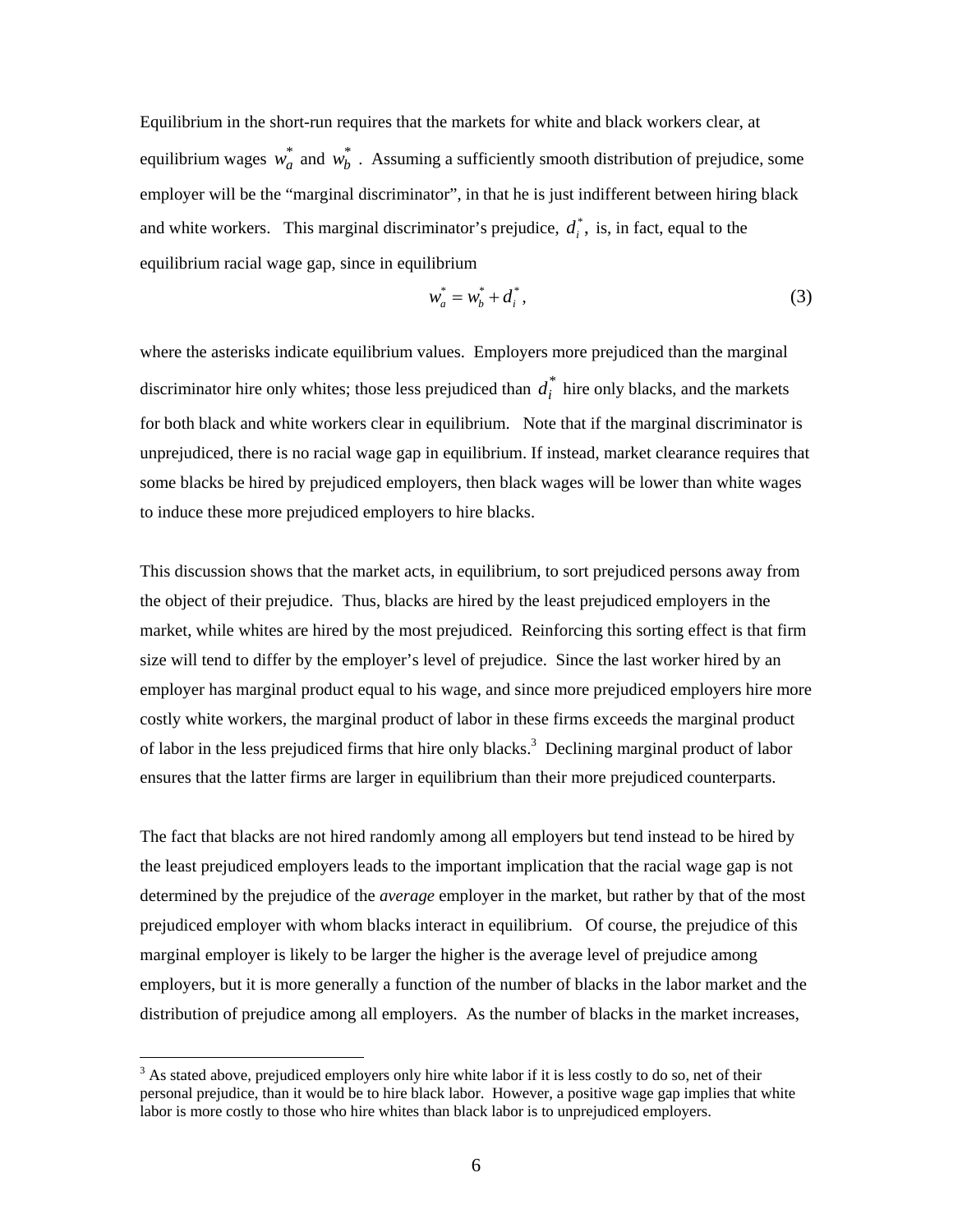Equilibrium in the short-run requires that the markets for white and black workers clear, at equilibrium wages $w_a^*$ and $w_b^*$. Assuming a sufficiently smooth distribution of prejudice, some employer will be the "marginal discriminator", in that he is just indifferent between hiring black and white workers. This marginal discriminator's prejudice, $d_i^*$, is, in fact, equal to the equilibrium racial wage gap, since in equilibrium

$$w_a^* = w_b^* + d_i^*, \tag{3}$$

where the asterisks indicate equilibrium values. Employers more prejudiced than the marginal discriminator hire only whites; those less prejudiced than $d_i^*$ hire only blacks, and the markets for both black and white workers clear in equilibrium. Note that if the marginal discriminator is unprejudiced, there is no racial wage gap in equilibrium. If instead, market clearance requires that some blacks be hired by prejudiced employers, then black wages will be lower than white wages to induce these more prejudiced employers to hire blacks.

This discussion shows that the market acts, in equilibrium, to sort prejudiced persons away from the object of their prejudice. Thus, blacks are hired by the least prejudiced employers in the market, while whites are hired by the most prejudiced. Reinforcing this sorting effect is that firm size will tend to differ by the employer's level of prejudice. Since the last worker hired by an employer has marginal product equal to his wage, and since more prejudiced employers hire more costly white workers, the marginal product of labor in these firms exceeds the marginal product of labor in the less prejudiced firms that hire only blacks.[3] Declining marginal product of labor ensures that the latter firms are larger in equilibrium than their more prejudiced counterparts.

The fact that blacks are not hired randomly among all employers but tend instead to be hired by the least prejudiced employers leads to the important implication that the racial wage gap is not determined by the prejudice of the *average* employer in the market, but rather by that of the most prejudiced employer with whom blacks interact in equilibrium. Of course, the prejudice of this marginal employer is likely to be larger the higher is the average level of prejudice among employers, but it is more generally a function of the number of blacks in the labor market and the distribution of prejudice among all employers. As the number of blacks in the market increases,

[3] As stated above, prejudiced employers only hire white labor if it is less costly to do so, net of their personal prejudice, than it would be to hire black labor. However, a positive wage gap implies that white labor is more costly to those who hire whites than black labor is to unprejudiced employers.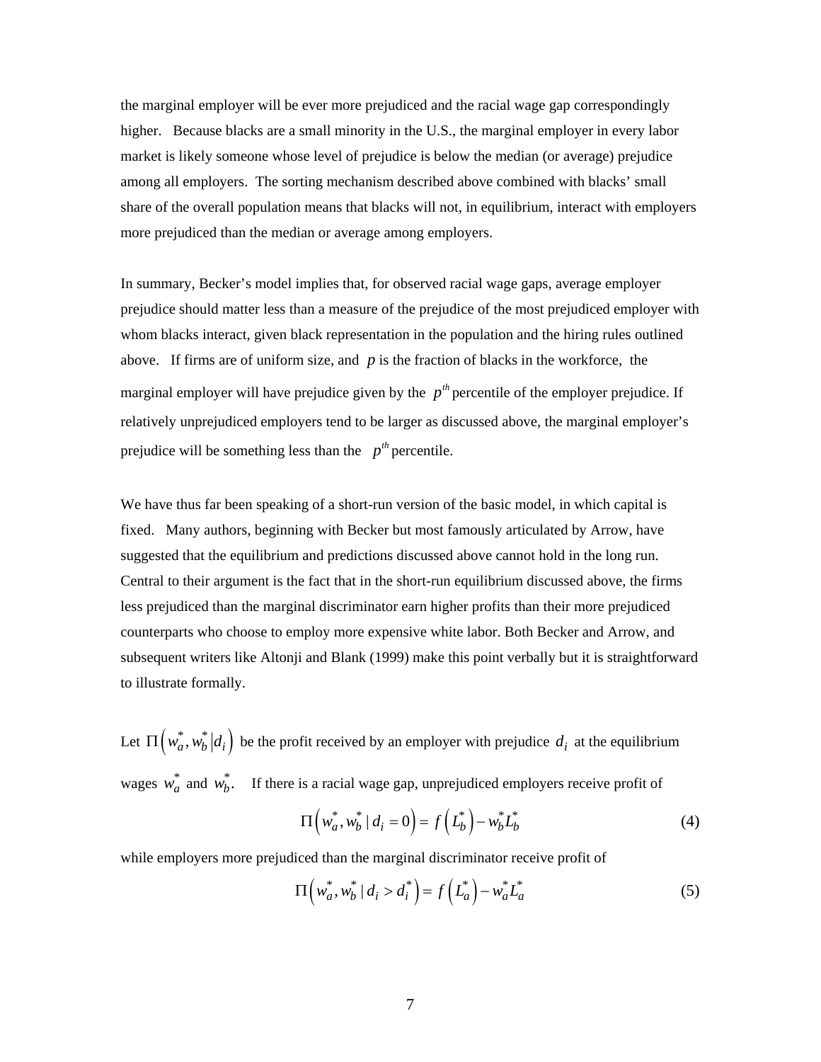the marginal employer will be ever more prejudiced and the racial wage gap correspondingly higher. Because blacks are a small minority in the U.S., the marginal employer in every labor market is likely someone whose level of prejudice is below the median (or average) prejudice among all employers. The sorting mechanism described above combined with blacks' small share of the overall population means that blacks will not, in equilibrium, interact with employers more prejudiced than the median or average among employers.

In summary, Becker's model implies that, for observed racial wage gaps, average employer prejudice should matter less than a measure of the prejudice of the most prejudiced employer with whom blacks interact, given black representation in the population and the hiring rules outlined above. If firms are of uniform size, and $p$ is the fraction of blacks in the workforce, the marginal employer will have prejudice given by the $p^{th}$ percentile of the employer prejudice. If relatively unprejudiced employers tend to be larger as discussed above, the marginal employer's prejudice will be something less than the $p^{th}$ percentile.

We have thus far been speaking of a short-run version of the basic model, in which capital is fixed. Many authors, beginning with Becker but most famously articulated by Arrow, have suggested that the equilibrium and predictions discussed above cannot hold in the long run. Central to their argument is the fact that in the short-run equilibrium discussed above, the firms less prejudiced than the marginal discriminator earn higher profits than their more prejudiced counterparts who choose to employ more expensive white labor. Both Becker and Arrow, and subsequent writers like Altonji and Blank (1999) make this point verbally but it is straightforward to illustrate formally.

Let $\Pi\left(w_a^*, w_b^* \middle| d_i\right)$ be the profit received by an employer with prejudice $d_i$ at the equilibrium wages $w_a^*$ and $w_b^*$. If there is a racial wage gap, unprejudiced employers receive profit of

$$\Pi\left(w_a^*, w_b^* \mid d_i = 0\right) = f\left(L_b^*\right) - w_b^* L_b^* \tag{4}$$

while employers more prejudiced than the marginal discriminator receive profit of

$$\Pi\left(w_a^*, w_b^* \mid d_i > d_i^*\right) = f\left(L_a^*\right) - w_a^* L_a^* \tag{5}$$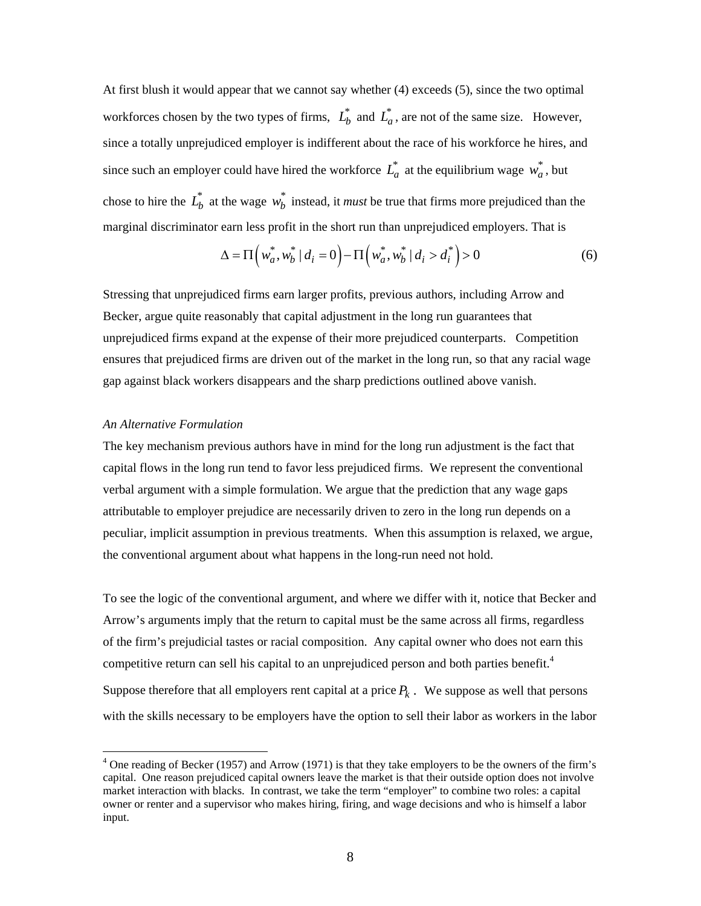At first blush it would appear that we cannot say whether (4) exceeds (5), since the two optimal workforces chosen by the two types of firms, $L_b^*$ and $L_a^*$, are not of the same size. However, since a totally unprejudiced employer is indifferent about the race of his workforce he hires, and since such an employer could have hired the workforce $L_a^*$ at the equilibrium wage $w_a^*$, but chose to hire the $L_b^*$ at the wage $w_b^*$ instead, it *must* be true that firms more prejudiced than the marginal discriminator earn less profit in the short run than unprejudiced employers. That is

$$\Delta = \Pi\left(w_a^*, w_b^* \mid d_i = 0\right) - \Pi\left(w_a^*, w_b^* \mid d_i > d_i^*\right) > 0 \tag{6}$$

Stressing that unprejudiced firms earn larger profits, previous authors, including Arrow and Becker, argue quite reasonably that capital adjustment in the long run guarantees that unprejudiced firms expand at the expense of their more prejudiced counterparts. Competition ensures that prejudiced firms are driven out of the market in the long run, so that any racial wage gap against black workers disappears and the sharp predictions outlined above vanish.

*An Alternative Formulation*

The key mechanism previous authors have in mind for the long run adjustment is the fact that capital flows in the long run tend to favor less prejudiced firms. We represent the conventional verbal argument with a simple formulation. We argue that the prediction that any wage gaps attributable to employer prejudice are necessarily driven to zero in the long run depends on a peculiar, implicit assumption in previous treatments. When this assumption is relaxed, we argue, the conventional argument about what happens in the long-run need not hold.

To see the logic of the conventional argument, and where we differ with it, notice that Becker and Arrow's arguments imply that the return to capital must be the same across all firms, regardless of the firm's prejudicial tastes or racial composition. Any capital owner who does not earn this competitive return can sell his capital to an unprejudiced person and both parties benefit.[4] Suppose therefore that all employers rent capital at a price $P_k$. We suppose as well that persons with the skills necessary to be employers have the option to sell their labor as workers in the labor

[4] One reading of Becker (1957) and Arrow (1971) is that they take employers to be the owners of the firm's capital. One reason prejudiced capital owners leave the market is that their outside option does not involve market interaction with blacks. In contrast, we take the term "employer" to combine two roles: a capital owner or renter and a supervisor who makes hiring, firing, and wage decisions and who is himself a labor input.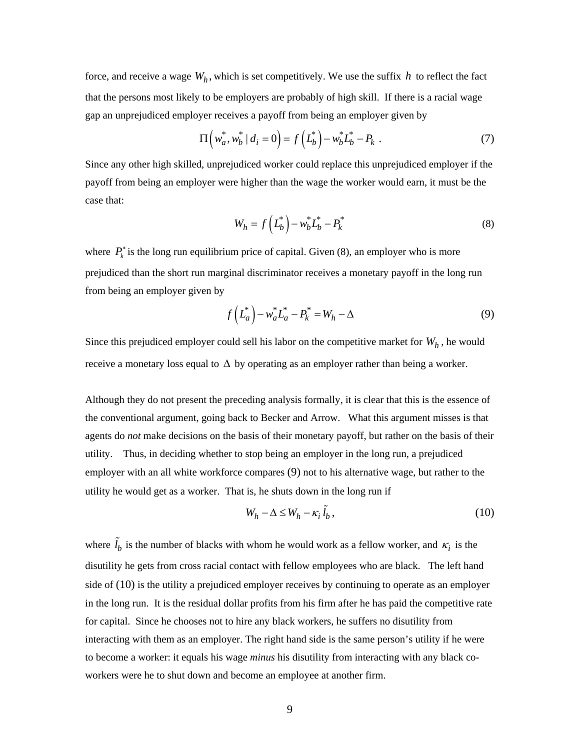force, and receive a wage $W_h$, which is set competitively. We use the suffix $h$ to reflect the fact that the persons most likely to be employers are probably of high skill. If there is a racial wage gap an unprejudiced employer receives a payoff from being an employer given by

$$\Pi\left(w_a^*, w_b^* \mid d_i = 0\right) = f\left(L_b^*\right) - w_b^* L_b^* - P_k \ . \tag{7}$$

Since any other high skilled, unprejudiced worker could replace this unprejudiced employer if the payoff from being an employer were higher than the wage the worker would earn, it must be the case that:

$$W_h = f\left(L_b^*\right) - w_b^* L_b^* - P_k^* \tag{8}$$

where $P_k^*$ is the long run equilibrium price of capital. Given (8), an employer who is more prejudiced than the short run marginal discriminator receives a monetary payoff in the long run from being an employer given by

$$f\left(L_a^*\right) - w_a^* L_a^* - P_k^* = W_h - \Delta \tag{9}$$

Since this prejudiced employer could sell his labor on the competitive market for $W_h$, he would receive a monetary loss equal to $\Delta$ by operating as an employer rather than being a worker.

Although they do not present the preceding analysis formally, it is clear that this is the essence of the conventional argument, going back to Becker and Arrow. What this argument misses is that agents do *not* make decisions on the basis of their monetary payoff, but rather on the basis of their utility. Thus, in deciding whether to stop being an employer in the long run, a prejudiced employer with an all white workforce compares (9) not to his alternative wage, but rather to the utility he would get as a worker. That is, he shuts down in the long run if

$$W_h - \Delta \leq W_h - \kappa_i \tilde{l}_b, \tag{10}$$

where $\tilde{l}_b$ is the number of blacks with whom he would work as a fellow worker, and $\kappa_i$ is the disutility he gets from cross racial contact with fellow employees who are black. The left hand side of (10) is the utility a prejudiced employer receives by continuing to operate as an employer in the long run. It is the residual dollar profits from his firm after he has paid the competitive rate for capital. Since he chooses not to hire any black workers, he suffers no disutility from interacting with them as an employer. The right hand side is the same person's utility if he were to become a worker: it equals his wage *minus* his disutility from interacting with any black co-workers were he to shut down and become an employee at another firm.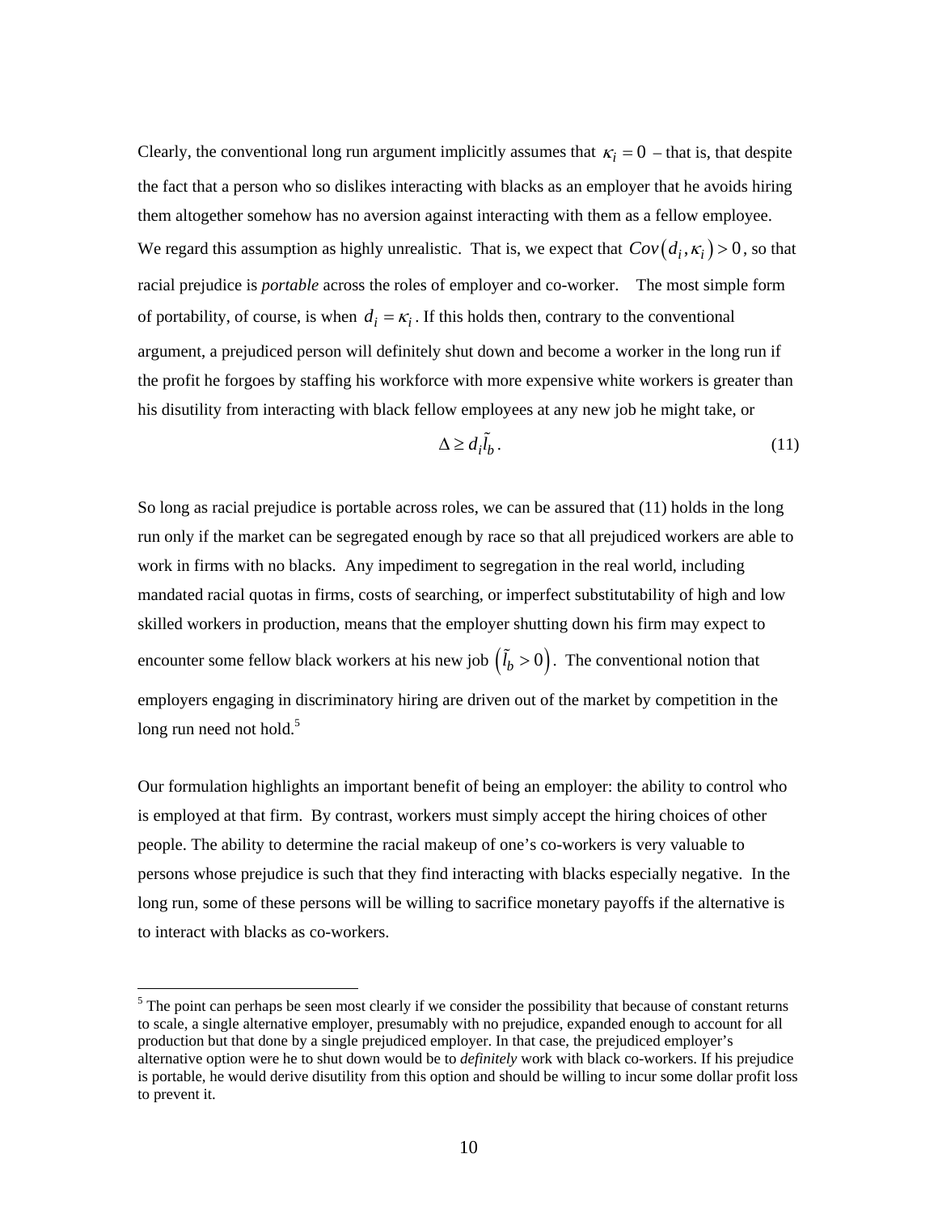Clearly, the conventional long run argument implicitly assumes that $\kappa_i = 0$ – that is, that despite the fact that a person who so dislikes interacting with blacks as an employer that he avoids hiring them altogether somehow has no aversion against interacting with them as a fellow employee. We regard this assumption as highly unrealistic. That is, we expect that $Cov(d_i, \kappa_i) > 0$, so that racial prejudice is *portable* across the roles of employer and co-worker. The most simple form of portability, of course, is when $d_i = \kappa_i$. If this holds then, contrary to the conventional argument, a prejudiced person will definitely shut down and become a worker in the long run if the profit he forgoes by staffing his workforce with more expensive white workers is greater than his disutility from interacting with black fellow employees at any new job he might take, or

$$\Delta \geq d_i \tilde{l}_b . \tag{11}$$

So long as racial prejudice is portable across roles, we can be assured that (11) holds in the long run only if the market can be segregated enough by race so that all prejudiced workers are able to work in firms with no blacks. Any impediment to segregation in the real world, including mandated racial quotas in firms, costs of searching, or imperfect substitutability of high and low skilled workers in production, means that the employer shutting down his firm may expect to encounter some fellow black workers at his new job $\left(\tilde{l}_b > 0\right)$. The conventional notion that employers engaging in discriminatory hiring are driven out of the market by competition in the long run need not hold.[5]

Our formulation highlights an important benefit of being an employer: the ability to control who is employed at that firm. By contrast, workers must simply accept the hiring choices of other people. The ability to determine the racial makeup of one's co-workers is very valuable to persons whose prejudice is such that they find interacting with blacks especially negative. In the long run, some of these persons will be willing to sacrifice monetary payoffs if the alternative is to interact with blacks as co-workers.

---

[5] The point can perhaps be seen most clearly if we consider the possibility that because of constant returns to scale, a single alternative employer, presumably with no prejudice, expanded enough to account for all production but that done by a single prejudiced employer. In that case, the prejudiced employer's alternative option were he to shut down would be to *definitely* work with black co-workers. If his prejudice is portable, he would derive disutility from this option and should be willing to incur some dollar profit loss to prevent it.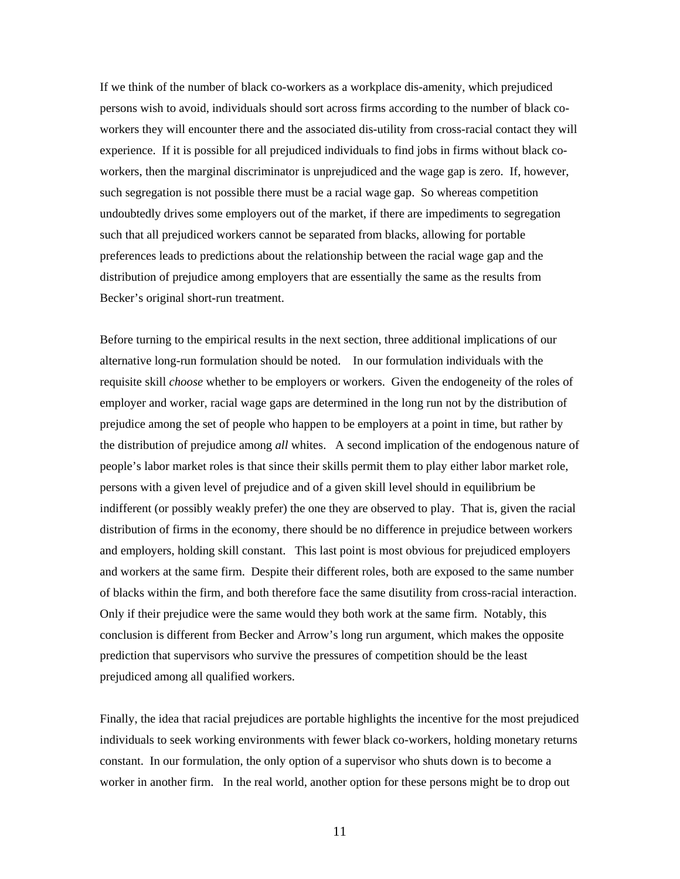If we think of the number of black co-workers as a workplace dis-amenity, which prejudiced persons wish to avoid, individuals should sort across firms according to the number of black co-workers they will encounter there and the associated dis-utility from cross-racial contact they will experience. If it is possible for all prejudiced individuals to find jobs in firms without black co-workers, then the marginal discriminator is unprejudiced and the wage gap is zero. If, however, such segregation is not possible there must be a racial wage gap. So whereas competition undoubtedly drives some employers out of the market, if there are impediments to segregation such that all prejudiced workers cannot be separated from blacks, allowing for portable preferences leads to predictions about the relationship between the racial wage gap and the distribution of prejudice among employers that are essentially the same as the results from Becker's original short-run treatment.

Before turning to the empirical results in the next section, three additional implications of our alternative long-run formulation should be noted. In our formulation individuals with the requisite skill *choose* whether to be employers or workers. Given the endogeneity of the roles of employer and worker, racial wage gaps are determined in the long run not by the distribution of prejudice among the set of people who happen to be employers at a point in time, but rather by the distribution of prejudice among *all* whites. A second implication of the endogenous nature of people's labor market roles is that since their skills permit them to play either labor market role, persons with a given level of prejudice and of a given skill level should in equilibrium be indifferent (or possibly weakly prefer) the one they are observed to play. That is, given the racial distribution of firms in the economy, there should be no difference in prejudice between workers and employers, holding skill constant. This last point is most obvious for prejudiced employers and workers at the same firm. Despite their different roles, both are exposed to the same number of blacks within the firm, and both therefore face the same disutility from cross-racial interaction. Only if their prejudice were the same would they both work at the same firm. Notably, this conclusion is different from Becker and Arrow's long run argument, which makes the opposite prediction that supervisors who survive the pressures of competition should be the least prejudiced among all qualified workers.

Finally, the idea that racial prejudices are portable highlights the incentive for the most prejudiced individuals to seek working environments with fewer black co-workers, holding monetary returns constant. In our formulation, the only option of a supervisor who shuts down is to become a worker in another firm. In the real world, another option for these persons might be to drop out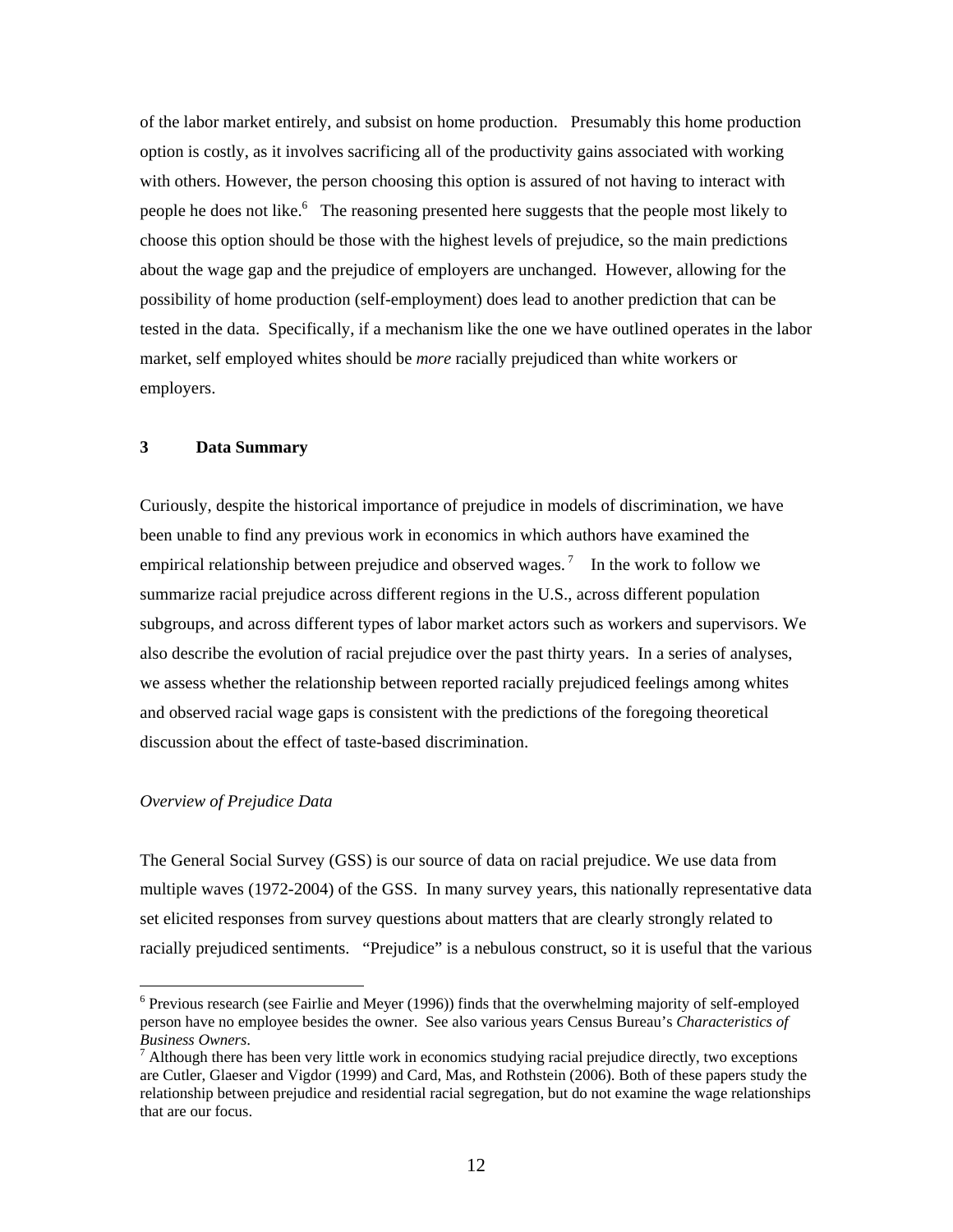of the labor market entirely, and subsist on home production. Presumably this home production option is costly, as it involves sacrificing all of the productivity gains associated with working with others. However, the person choosing this option is assured of not having to interact with people he does not like.[6] The reasoning presented here suggests that the people most likely to choose this option should be those with the highest levels of prejudice, so the main predictions about the wage gap and the prejudice of employers are unchanged. However, allowing for the possibility of home production (self-employment) does lead to another prediction that can be tested in the data. Specifically, if a mechanism like the one we have outlined operates in the labor market, self employed whites should be *more* racially prejudiced than white workers or employers.

## 3 Data Summary

Curiously, despite the historical importance of prejudice in models of discrimination, we have been unable to find any previous work in economics in which authors have examined the empirical relationship between prejudice and observed wages.[7] In the work to follow we summarize racial prejudice across different regions in the U.S., across different population subgroups, and across different types of labor market actors such as workers and supervisors. We also describe the evolution of racial prejudice over the past thirty years. In a series of analyses, we assess whether the relationship between reported racially prejudiced feelings among whites and observed racial wage gaps is consistent with the predictions of the foregoing theoretical discussion about the effect of taste-based discrimination.

*Overview of Prejudice Data*

The General Social Survey (GSS) is our source of data on racial prejudice. We use data from multiple waves (1972-2004) of the GSS. In many survey years, this nationally representative data set elicited responses from survey questions about matters that are clearly strongly related to racially prejudiced sentiments. "Prejudice" is a nebulous construct, so it is useful that the various

---

[6] Previous research (see Fairlie and Meyer (1996)) finds that the overwhelming majority of self-employed person have no employee besides the owner. See also various years Census Bureau's *Characteristics of Business Owners*.

[7] Although there has been very little work in economics studying racial prejudice directly, two exceptions are Cutler, Glaeser and Vigdor (1999) and Card, Mas, and Rothstein (2006). Both of these papers study the relationship between prejudice and residential racial segregation, but do not examine the wage relationships that are our focus.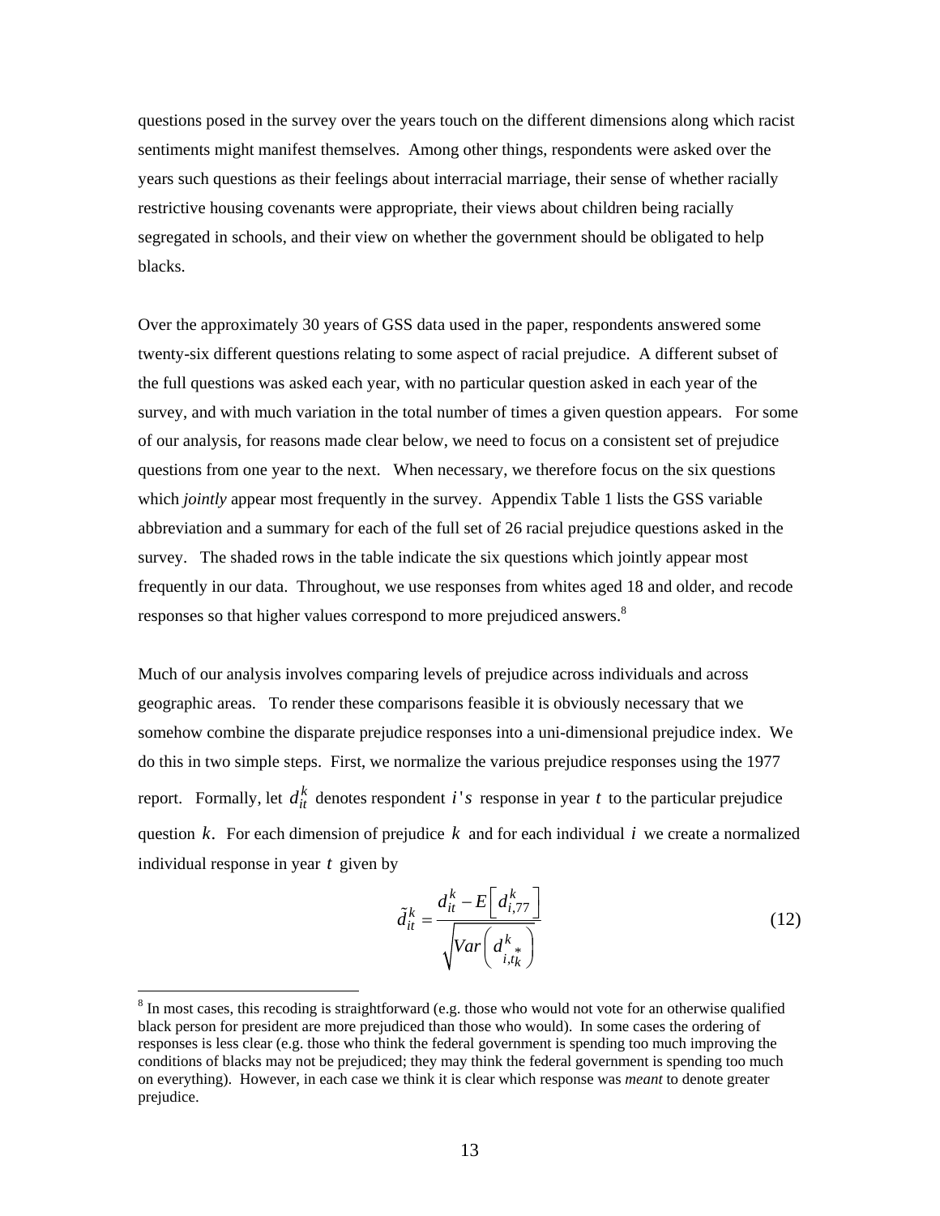questions posed in the survey over the years touch on the different dimensions along which racist sentiments might manifest themselves. Among other things, respondents were asked over the years such questions as their feelings about interracial marriage, their sense of whether racially restrictive housing covenants were appropriate, their views about children being racially segregated in schools, and their view on whether the government should be obligated to help blacks.

Over the approximately 30 years of GSS data used in the paper, respondents answered some twenty-six different questions relating to some aspect of racial prejudice. A different subset of the full questions was asked each year, with no particular question asked in each year of the survey, and with much variation in the total number of times a given question appears. For some of our analysis, for reasons made clear below, we need to focus on a consistent set of prejudice questions from one year to the next. When necessary, we therefore focus on the six questions which *jointly* appear most frequently in the survey. Appendix Table 1 lists the GSS variable abbreviation and a summary for each of the full set of 26 racial prejudice questions asked in the survey. The shaded rows in the table indicate the six questions which jointly appear most frequently in our data. Throughout, we use responses from whites aged 18 and older, and recode responses so that higher values correspond to more prejudiced answers.[8]

Much of our analysis involves comparing levels of prejudice across individuals and across geographic areas. To render these comparisons feasible it is obviously necessary that we somehow combine the disparate prejudice responses into a uni-dimensional prejudice index. We do this in two simple steps. First, we normalize the various prejudice responses using the 1977 report. Formally, let $d_{it}^{k}$ denotes respondent $i's$ response in year $t$ to the particular prejudice question $k$. For each dimension of prejudice $k$ and for each individual $i$ we create a normalized individual response in year $t$ given by

$$\tilde{d}_{it}^{k} = \frac{d_{it}^{k} - E\left[d_{i,77}^{k}\right]}{\sqrt{Var\left(d_{i,t_k^*}^{k}\right)}} \tag{12}$$

[8] In most cases, this recoding is straightforward (e.g. those who would not vote for an otherwise qualified black person for president are more prejudiced than those who would). In some cases the ordering of responses is less clear (e.g. those who think the federal government is spending too much improving the conditions of blacks may not be prejudiced; they may think the federal government is spending too much on everything). However, in each case we think it is clear which response was *meant* to denote greater prejudice.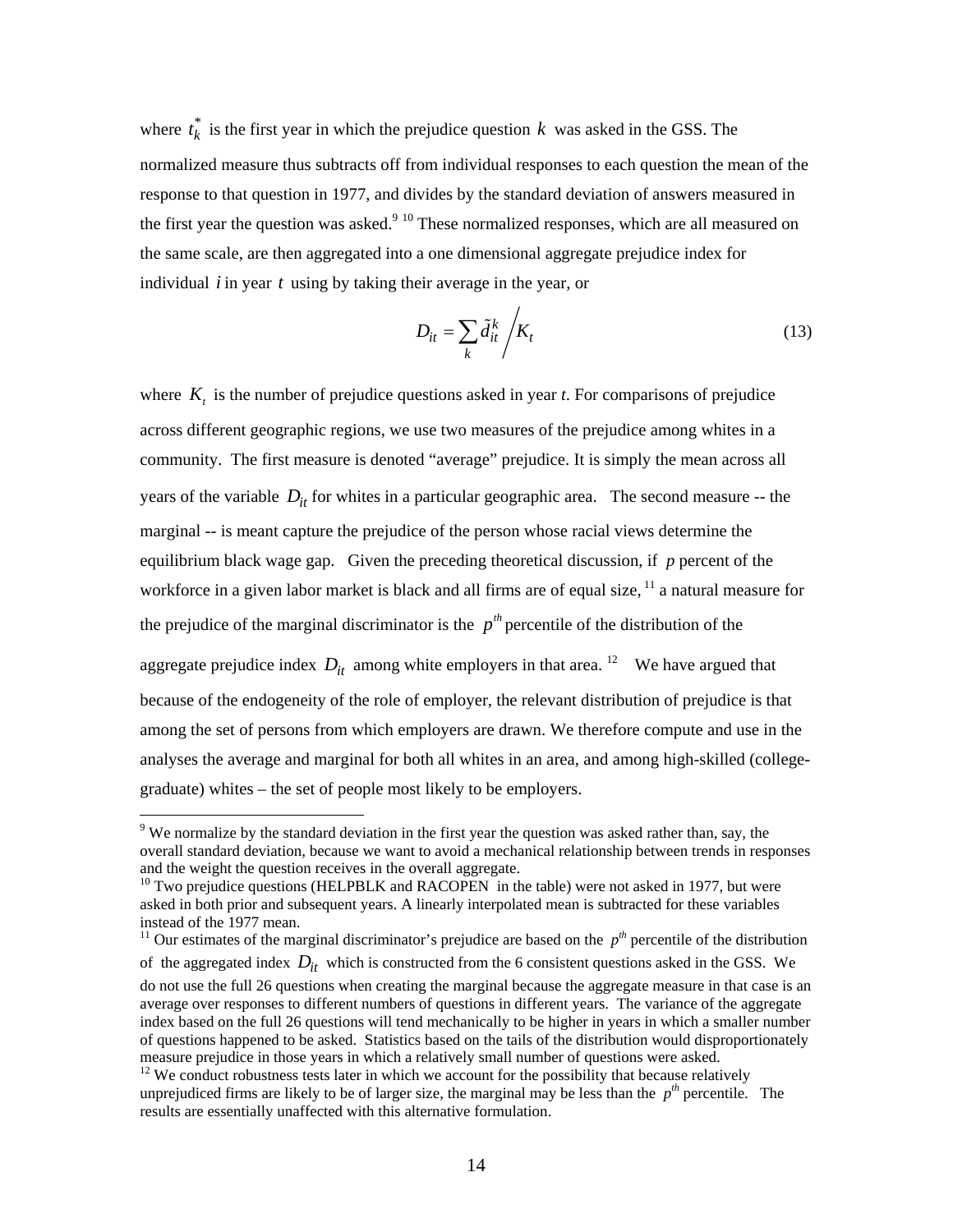where $t_k^*$ is the first year in which the prejudice question $k$ was asked in the GSS. The normalized measure thus subtracts off from individual responses to each question the mean of the response to that question in 1977, and divides by the standard deviation of answers measured in the first year the question was asked.[9] [10] These normalized responses, which are all measured on the same scale, are then aggregated into a one dimensional aggregate prejudice index for individual $i$ in year $t$ using by taking their average in the year, or

$$D_{it} = \sum_k \tilde{d}_{it}^k \Big/ K_t \tag{13}$$

where $K_t$ is the number of prejudice questions asked in year *t*. For comparisons of prejudice across different geographic regions, we use two measures of the prejudice among whites in a community. The first measure is denoted "average" prejudice. It is simply the mean across all years of the variable $D_{it}$ for whites in a particular geographic area. The second measure -- the marginal -- is meant capture the prejudice of the person whose racial views determine the equilibrium black wage gap. Given the preceding theoretical discussion, if $p$ percent of the workforce in a given labor market is black and all firms are of equal size, [11] a natural measure for the prejudice of the marginal discriminator is the $p^{th}$ percentile of the distribution of the aggregate prejudice index $D_{it}$ among white employers in that area. [12] We have argued that because of the endogeneity of the role of employer, the relevant distribution of prejudice is that among the set of persons from which employers are drawn. We therefore compute and use in the analyses the average and marginal for both all whites in an area, and among high-skilled (college-graduate) whites – the set of people most likely to be employers.

[9] We normalize by the standard deviation in the first year the question was asked rather than, say, the overall standard deviation, because we want to avoid a mechanical relationship between trends in responses and the weight the question receives in the overall aggregate.

[10] Two prejudice questions (HELPBLK and RACOPEN in the table) were not asked in 1977, but were asked in both prior and subsequent years. A linearly interpolated mean is subtracted for these variables instead of the 1977 mean.

[11] Our estimates of the marginal discriminator's prejudice are based on the $p^{th}$ percentile of the distribution of the aggregated index $D_{it}$ which is constructed from the 6 consistent questions asked in the GSS. We do not use the full 26 questions when creating the marginal because the aggregate measure in that case is an average over responses to different numbers of questions in different years. The variance of the aggregate index based on the full 26 questions will tend mechanically to be higher in years in which a smaller number of questions happened to be asked. Statistics based on the tails of the distribution would disproportionately measure prejudice in those years in which a relatively small number of questions were asked.

[12] We conduct robustness tests later in which we account for the possibility that because relatively unprejudiced firms are likely to be of larger size, the marginal may be less than the $p^{th}$ percentile. The results are essentially unaffected with this alternative formulation.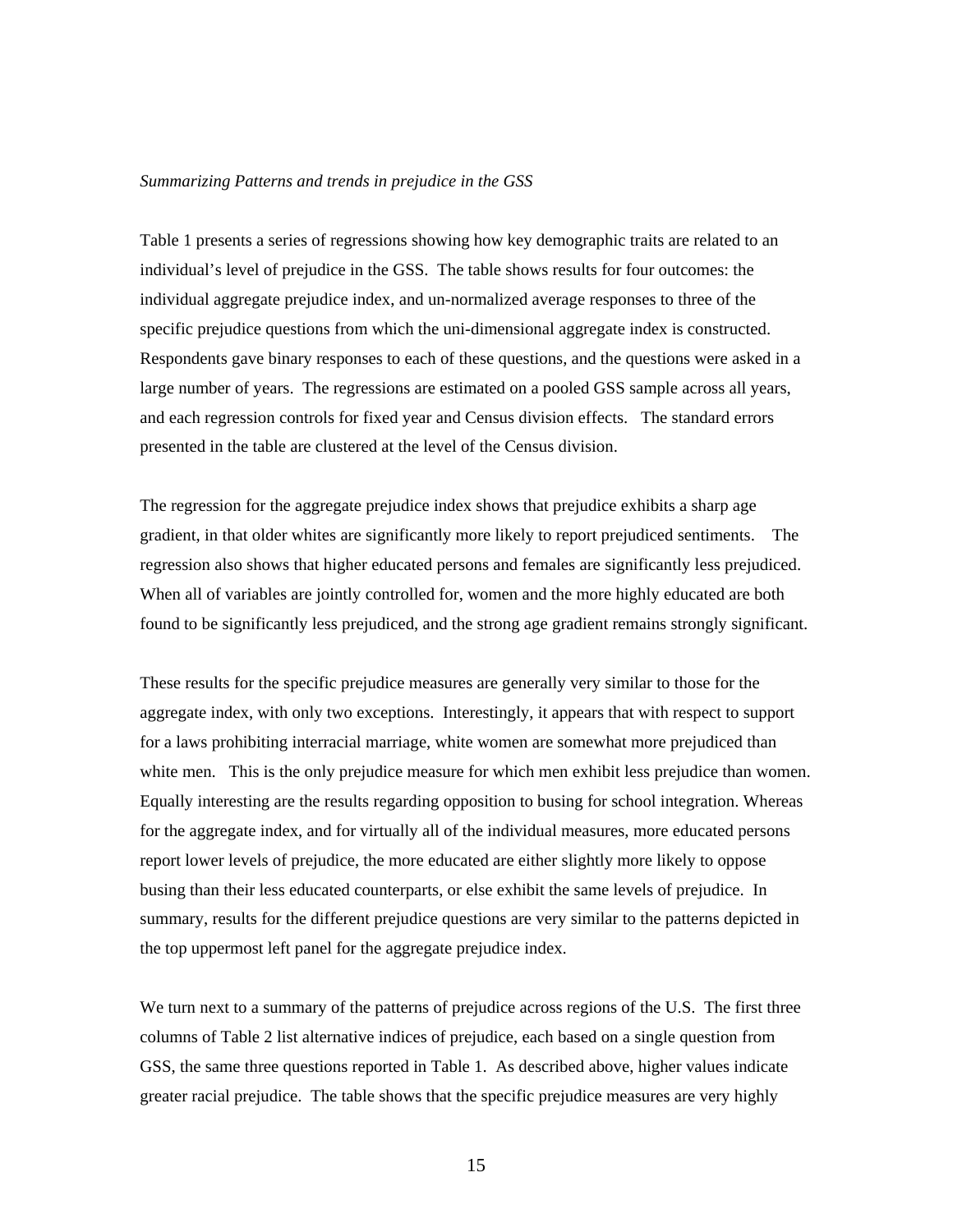*Summarizing Patterns and trends in prejudice in the GSS*

Table 1 presents a series of regressions showing how key demographic traits are related to an individual's level of prejudice in the GSS. The table shows results for four outcomes: the individual aggregate prejudice index, and un-normalized average responses to three of the specific prejudice questions from which the uni-dimensional aggregate index is constructed. Respondents gave binary responses to each of these questions, and the questions were asked in a large number of years. The regressions are estimated on a pooled GSS sample across all years, and each regression controls for fixed year and Census division effects. The standard errors presented in the table are clustered at the level of the Census division.

The regression for the aggregate prejudice index shows that prejudice exhibits a sharp age gradient, in that older whites are significantly more likely to report prejudiced sentiments. The regression also shows that higher educated persons and females are significantly less prejudiced. When all of variables are jointly controlled for, women and the more highly educated are both found to be significantly less prejudiced, and the strong age gradient remains strongly significant.

These results for the specific prejudice measures are generally very similar to those for the aggregate index, with only two exceptions. Interestingly, it appears that with respect to support for a laws prohibiting interracial marriage, white women are somewhat more prejudiced than white men. This is the only prejudice measure for which men exhibit less prejudice than women. Equally interesting are the results regarding opposition to busing for school integration. Whereas for the aggregate index, and for virtually all of the individual measures, more educated persons report lower levels of prejudice, the more educated are either slightly more likely to oppose busing than their less educated counterparts, or else exhibit the same levels of prejudice. In summary, results for the different prejudice questions are very similar to the patterns depicted in the top uppermost left panel for the aggregate prejudice index.

We turn next to a summary of the patterns of prejudice across regions of the U.S. The first three columns of Table 2 list alternative indices of prejudice, each based on a single question from GSS, the same three questions reported in Table 1. As described above, higher values indicate greater racial prejudice. The table shows that the specific prejudice measures are very highly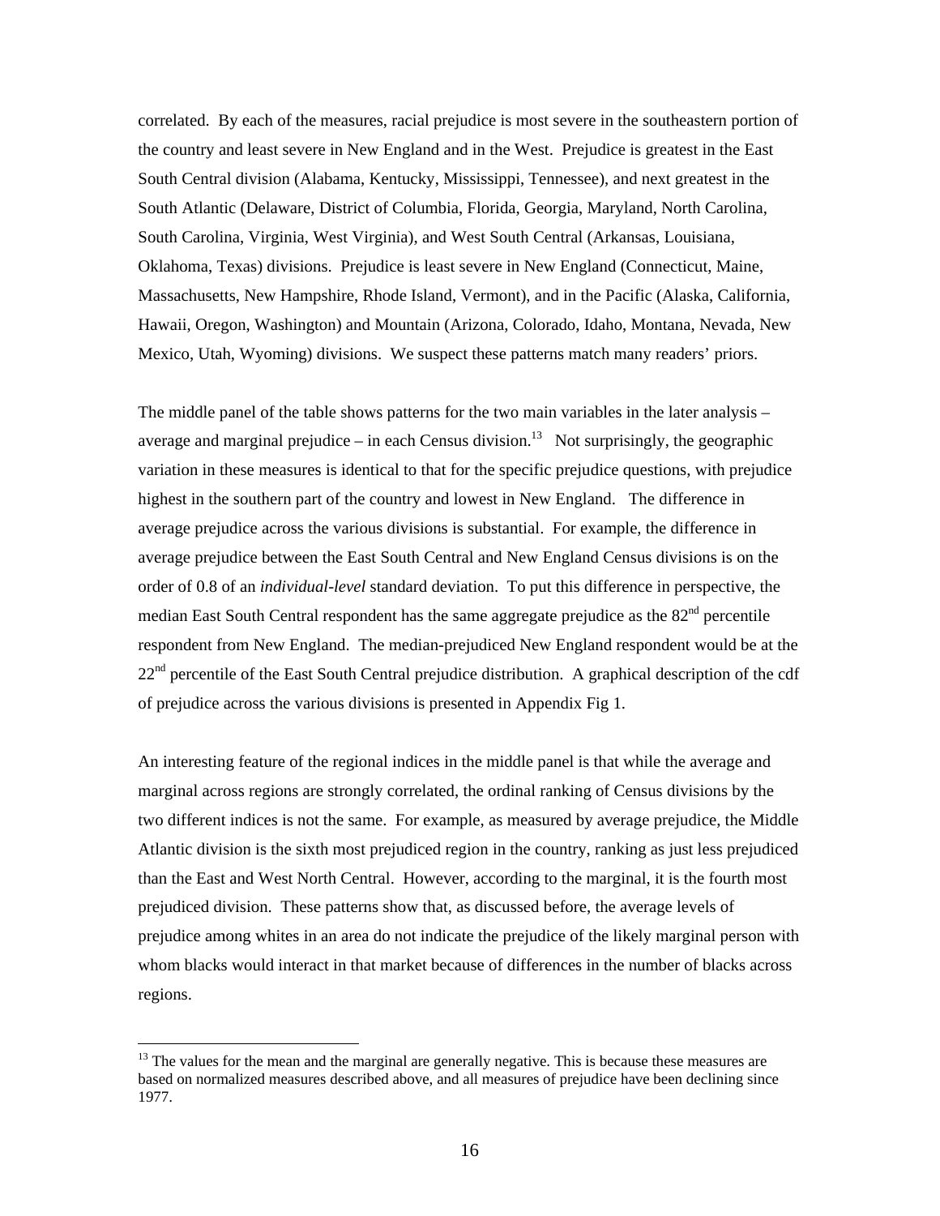correlated. By each of the measures, racial prejudice is most severe in the southeastern portion of the country and least severe in New England and in the West. Prejudice is greatest in the East South Central division (Alabama, Kentucky, Mississippi, Tennessee), and next greatest in the South Atlantic (Delaware, District of Columbia, Florida, Georgia, Maryland, North Carolina, South Carolina, Virginia, West Virginia), and West South Central (Arkansas, Louisiana, Oklahoma, Texas) divisions. Prejudice is least severe in New England (Connecticut, Maine, Massachusetts, New Hampshire, Rhode Island, Vermont), and in the Pacific (Alaska, California, Hawaii, Oregon, Washington) and Mountain (Arizona, Colorado, Idaho, Montana, Nevada, New Mexico, Utah, Wyoming) divisions. We suspect these patterns match many readers' priors.

The middle panel of the table shows patterns for the two main variables in the later analysis – average and marginal prejudice – in each Census division.[13] Not surprisingly, the geographic variation in these measures is identical to that for the specific prejudice questions, with prejudice highest in the southern part of the country and lowest in New England. The difference in average prejudice across the various divisions is substantial. For example, the difference in average prejudice between the East South Central and New England Census divisions is on the order of 0.8 of an *individual-level* standard deviation. To put this difference in perspective, the median East South Central respondent has the same aggregate prejudice as the 82nd percentile respondent from New England. The median-prejudiced New England respondent would be at the 22nd percentile of the East South Central prejudice distribution. A graphical description of the cdf of prejudice across the various divisions is presented in Appendix Fig 1.

An interesting feature of the regional indices in the middle panel is that while the average and marginal across regions are strongly correlated, the ordinal ranking of Census divisions by the two different indices is not the same. For example, as measured by average prejudice, the Middle Atlantic division is the sixth most prejudiced region in the country, ranking as just less prejudiced than the East and West North Central. However, according to the marginal, it is the fourth most prejudiced division. These patterns show that, as discussed before, the average levels of prejudice among whites in an area do not indicate the prejudice of the likely marginal person with whom blacks would interact in that market because of differences in the number of blacks across regions.

---

[13] The values for the mean and the marginal are generally negative. This is because these measures are based on normalized measures described above, and all measures of prejudice have been declining since 1977.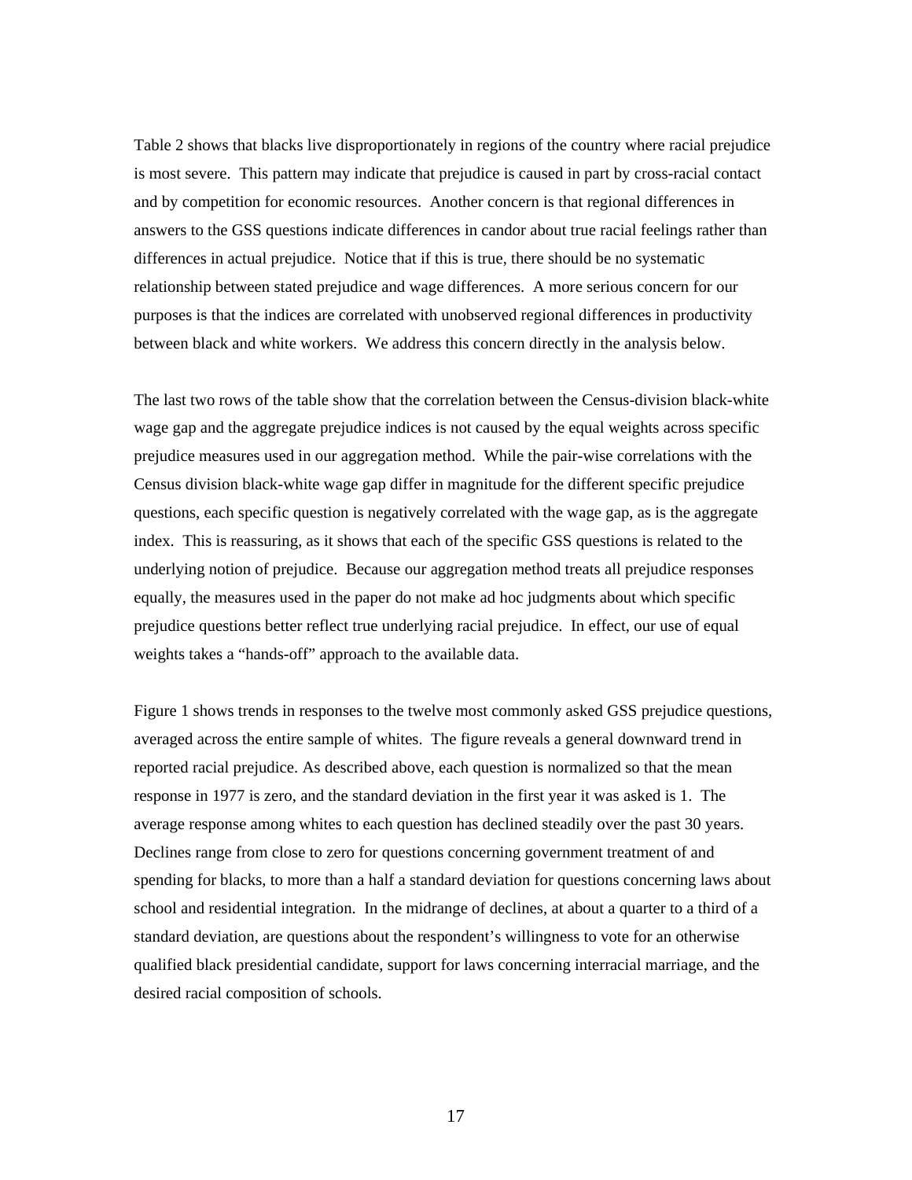Table 2 shows that blacks live disproportionately in regions of the country where racial prejudice is most severe. This pattern may indicate that prejudice is caused in part by cross-racial contact and by competition for economic resources. Another concern is that regional differences in answers to the GSS questions indicate differences in candor about true racial feelings rather than differences in actual prejudice. Notice that if this is true, there should be no systematic relationship between stated prejudice and wage differences. A more serious concern for our purposes is that the indices are correlated with unobserved regional differences in productivity between black and white workers. We address this concern directly in the analysis below.

The last two rows of the table show that the correlation between the Census-division black-white wage gap and the aggregate prejudice indices is not caused by the equal weights across specific prejudice measures used in our aggregation method. While the pair-wise correlations with the Census division black-white wage gap differ in magnitude for the different specific prejudice questions, each specific question is negatively correlated with the wage gap, as is the aggregate index. This is reassuring, as it shows that each of the specific GSS questions is related to the underlying notion of prejudice. Because our aggregation method treats all prejudice responses equally, the measures used in the paper do not make ad hoc judgments about which specific prejudice questions better reflect true underlying racial prejudice. In effect, our use of equal weights takes a "hands-off" approach to the available data.

Figure 1 shows trends in responses to the twelve most commonly asked GSS prejudice questions, averaged across the entire sample of whites. The figure reveals a general downward trend in reported racial prejudice. As described above, each question is normalized so that the mean response in 1977 is zero, and the standard deviation in the first year it was asked is 1. The average response among whites to each question has declined steadily over the past 30 years. Declines range from close to zero for questions concerning government treatment of and spending for blacks, to more than a half a standard deviation for questions concerning laws about school and residential integration. In the midrange of declines, at about a quarter to a third of a standard deviation, are questions about the respondent's willingness to vote for an otherwise qualified black presidential candidate, support for laws concerning interracial marriage, and the desired racial composition of schools.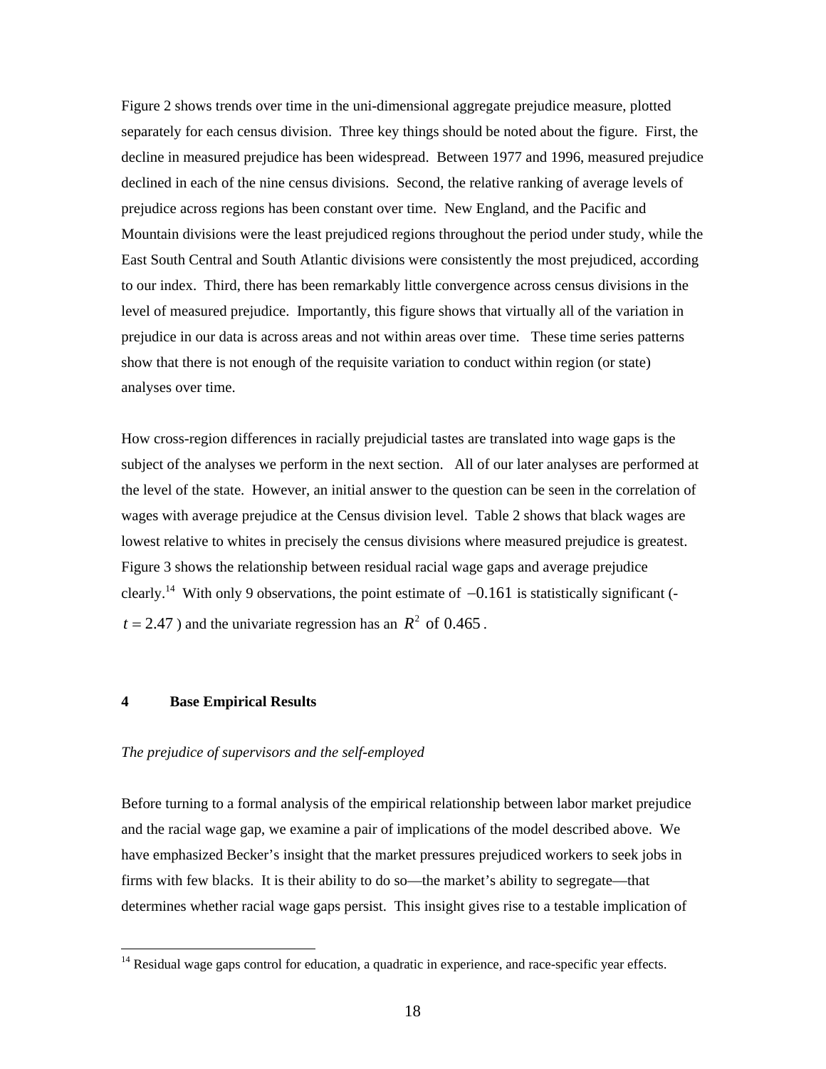Figure 2 shows trends over time in the uni-dimensional aggregate prejudice measure, plotted separately for each census division. Three key things should be noted about the figure. First, the decline in measured prejudice has been widespread. Between 1977 and 1996, measured prejudice declined in each of the nine census divisions. Second, the relative ranking of average levels of prejudice across regions has been constant over time. New England, and the Pacific and Mountain divisions were the least prejudiced regions throughout the period under study, while the East South Central and South Atlantic divisions were consistently the most prejudiced, according to our index. Third, there has been remarkably little convergence across census divisions in the level of measured prejudice. Importantly, this figure shows that virtually all of the variation in prejudice in our data is across areas and not within areas over time. These time series patterns show that there is not enough of the requisite variation to conduct within region (or state) analyses over time.

How cross-region differences in racially prejudicial tastes are translated into wage gaps is the subject of the analyses we perform in the next section. All of our later analyses are performed at the level of the state. However, an initial answer to the question can be seen in the correlation of wages with average prejudice at the Census division level. Table 2 shows that black wages are lowest relative to whites in precisely the census divisions where measured prejudice is greatest. Figure 3 shows the relationship between residual racial wage gaps and average prejudice clearly.[14] With only 9 observations, the point estimate of $-0.161$ is statistically significant ($-t = 2.47$) and the univariate regression has an $R^2$ of $0.465$.

## 4 Base Empirical Results

*The prejudice of supervisors and the self-employed*

Before turning to a formal analysis of the empirical relationship between labor market prejudice and the racial wage gap, we examine a pair of implications of the model described above. We have emphasized Becker's insight that the market pressures prejudiced workers to seek jobs in firms with few blacks. It is their ability to do so—the market's ability to segregate—that determines whether racial wage gaps persist. This insight gives rise to a testable implication of

[14] Residual wage gaps control for education, a quadratic in experience, and race-specific year effects.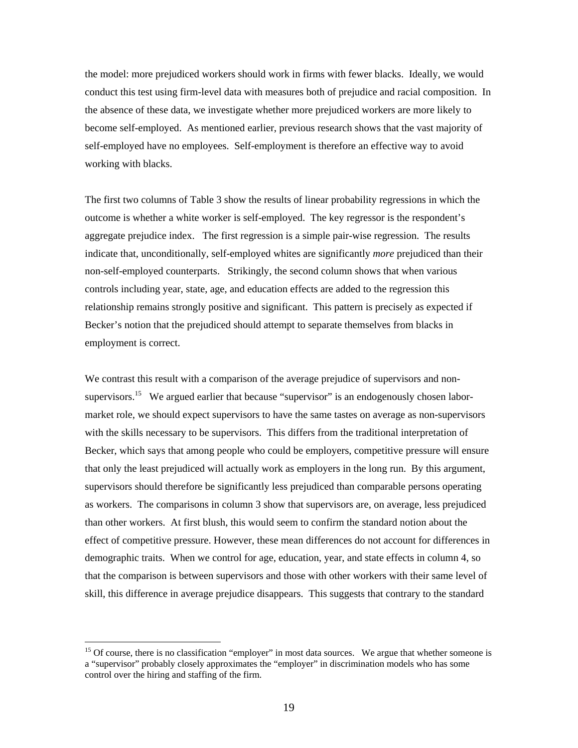the model: more prejudiced workers should work in firms with fewer blacks. Ideally, we would conduct this test using firm-level data with measures both of prejudice and racial composition. In the absence of these data, we investigate whether more prejudiced workers are more likely to become self-employed. As mentioned earlier, previous research shows that the vast majority of self-employed have no employees. Self-employment is therefore an effective way to avoid working with blacks.

The first two columns of Table 3 show the results of linear probability regressions in which the outcome is whether a white worker is self-employed. The key regressor is the respondent's aggregate prejudice index. The first regression is a simple pair-wise regression. The results indicate that, unconditionally, self-employed whites are significantly *more* prejudiced than their non-self-employed counterparts. Strikingly, the second column shows that when various controls including year, state, age, and education effects are added to the regression this relationship remains strongly positive and significant. This pattern is precisely as expected if Becker's notion that the prejudiced should attempt to separate themselves from blacks in employment is correct.

We contrast this result with a comparison of the average prejudice of supervisors and non-supervisors.[15] We argued earlier that because "supervisor" is an endogenously chosen labor-market role, we should expect supervisors to have the same tastes on average as non-supervisors with the skills necessary to be supervisors. This differs from the traditional interpretation of Becker, which says that among people who could be employers, competitive pressure will ensure that only the least prejudiced will actually work as employers in the long run. By this argument, supervisors should therefore be significantly less prejudiced than comparable persons operating as workers. The comparisons in column 3 show that supervisors are, on average, less prejudiced than other workers. At first blush, this would seem to confirm the standard notion about the effect of competitive pressure. However, these mean differences do not account for differences in demographic traits. When we control for age, education, year, and state effects in column 4, so that the comparison is between supervisors and those with other workers with their same level of skill, this difference in average prejudice disappears. This suggests that contrary to the standard

[15] Of course, there is no classification "employer" in most data sources. We argue that whether someone is a "supervisor" probably closely approximates the "employer" in discrimination models who has some control over the hiring and staffing of the firm.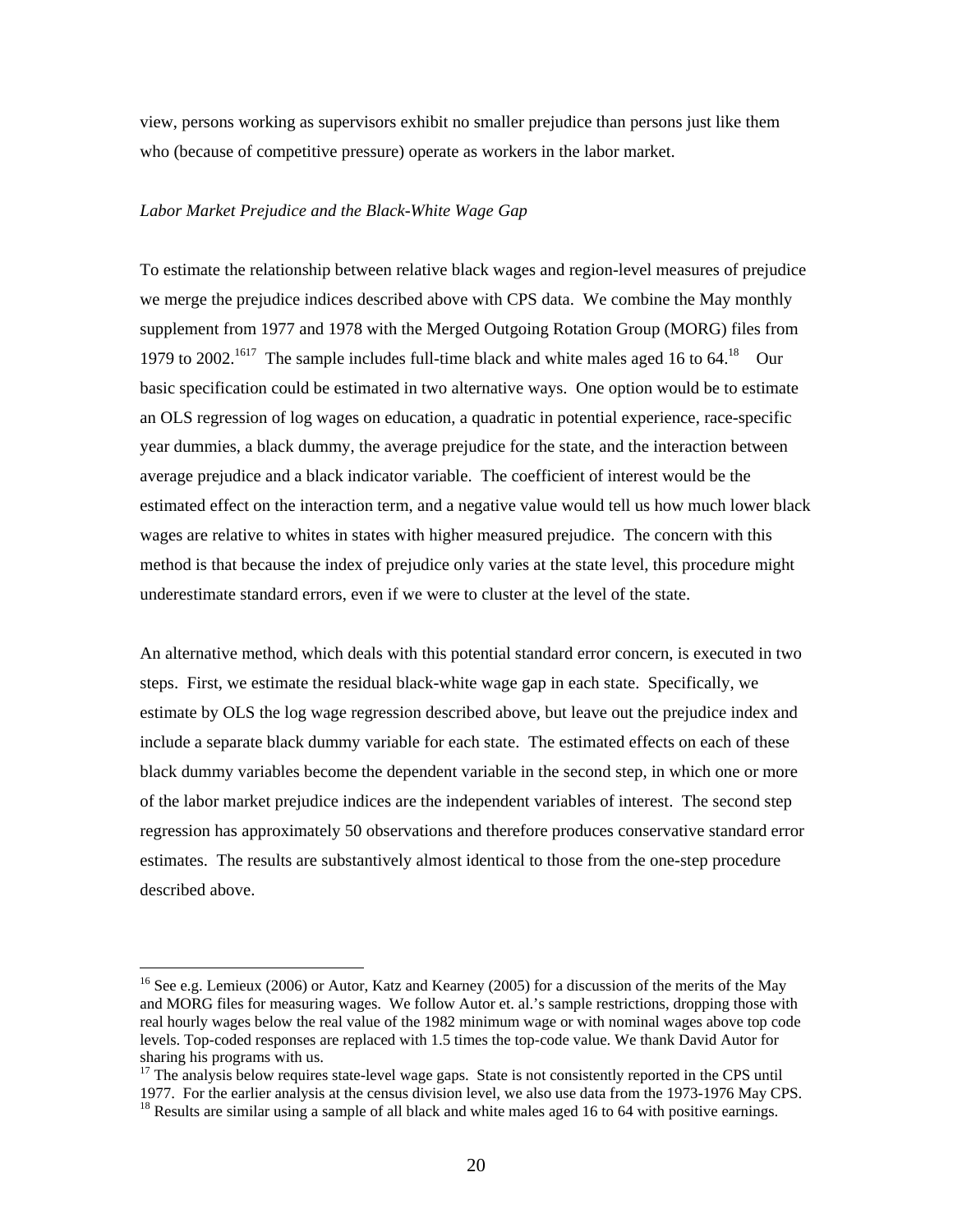view, persons working as supervisors exhibit no smaller prejudice than persons just like them who (because of competitive pressure) operate as workers in the labor market.

*Labor Market Prejudice and the Black-White Wage Gap*

To estimate the relationship between relative black wages and region-level measures of prejudice we merge the prejudice indices described above with CPS data. We combine the May monthly supplement from 1977 and 1978 with the Merged Outgoing Rotation Group (MORG) files from 1979 to 2002.[16][17] The sample includes full-time black and white males aged 16 to 64.[18] Our basic specification could be estimated in two alternative ways. One option would be to estimate an OLS regression of log wages on education, a quadratic in potential experience, race-specific year dummies, a black dummy, the average prejudice for the state, and the interaction between average prejudice and a black indicator variable. The coefficient of interest would be the estimated effect on the interaction term, and a negative value would tell us how much lower black wages are relative to whites in states with higher measured prejudice. The concern with this method is that because the index of prejudice only varies at the state level, this procedure might underestimate standard errors, even if we were to cluster at the level of the state.

An alternative method, which deals with this potential standard error concern, is executed in two steps. First, we estimate the residual black-white wage gap in each state. Specifically, we estimate by OLS the log wage regression described above, but leave out the prejudice index and include a separate black dummy variable for each state. The estimated effects on each of these black dummy variables become the dependent variable in the second step, in which one or more of the labor market prejudice indices are the independent variables of interest. The second step regression has approximately 50 observations and therefore produces conservative standard error estimates. The results are substantively almost identical to those from the one-step procedure described above.

---

[16] See e.g. Lemieux (2006) or Autor, Katz and Kearney (2005) for a discussion of the merits of the May and MORG files for measuring wages. We follow Autor et. al.'s sample restrictions, dropping those with real hourly wages below the real value of the 1982 minimum wage or with nominal wages above top code levels. Top-coded responses are replaced with 1.5 times the top-code value. We thank David Autor for sharing his programs with us.

[17] The analysis below requires state-level wage gaps. State is not consistently reported in the CPS until 1977. For the earlier analysis at the census division level, we also use data from the 1973-1976 May CPS.

[18] Results are similar using a sample of all black and white males aged 16 to 64 with positive earnings.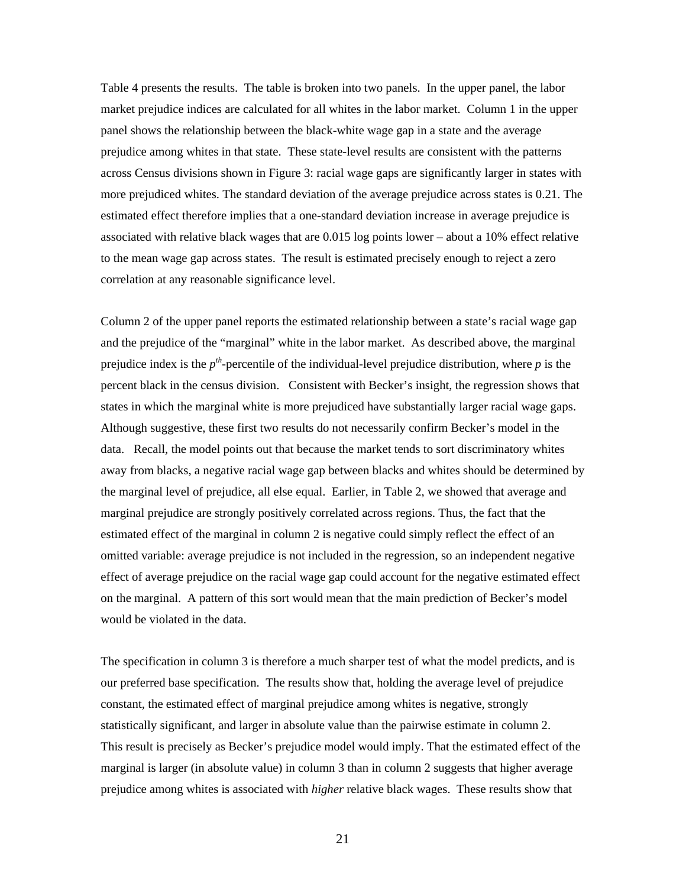Table 4 presents the results. The table is broken into two panels. In the upper panel, the labor market prejudice indices are calculated for all whites in the labor market. Column 1 in the upper panel shows the relationship between the black-white wage gap in a state and the average prejudice among whites in that state. These state-level results are consistent with the patterns across Census divisions shown in Figure 3: racial wage gaps are significantly larger in states with more prejudiced whites. The standard deviation of the average prejudice across states is 0.21. The estimated effect therefore implies that a one-standard deviation increase in average prejudice is associated with relative black wages that are 0.015 log points lower – about a 10% effect relative to the mean wage gap across states. The result is estimated precisely enough to reject a zero correlation at any reasonable significance level.

Column 2 of the upper panel reports the estimated relationship between a state's racial wage gap and the prejudice of the "marginal" white in the labor market. As described above, the marginal prejudice index is the $p^{th}$-percentile of the individual-level prejudice distribution, where $p$ is the percent black in the census division. Consistent with Becker's insight, the regression shows that states in which the marginal white is more prejudiced have substantially larger racial wage gaps. Although suggestive, these first two results do not necessarily confirm Becker's model in the data. Recall, the model points out that because the market tends to sort discriminatory whites away from blacks, a negative racial wage gap between blacks and whites should be determined by the marginal level of prejudice, all else equal. Earlier, in Table 2, we showed that average and marginal prejudice are strongly positively correlated across regions. Thus, the fact that the estimated effect of the marginal in column 2 is negative could simply reflect the effect of an omitted variable: average prejudice is not included in the regression, so an independent negative effect of average prejudice on the racial wage gap could account for the negative estimated effect on the marginal. A pattern of this sort would mean that the main prediction of Becker's model would be violated in the data.

The specification in column 3 is therefore a much sharper test of what the model predicts, and is our preferred base specification. The results show that, holding the average level of prejudice constant, the estimated effect of marginal prejudice among whites is negative, strongly statistically significant, and larger in absolute value than the pairwise estimate in column 2. This result is precisely as Becker's prejudice model would imply. That the estimated effect of the marginal is larger (in absolute value) in column 3 than in column 2 suggests that higher average prejudice among whites is associated with *higher* relative black wages. These results show that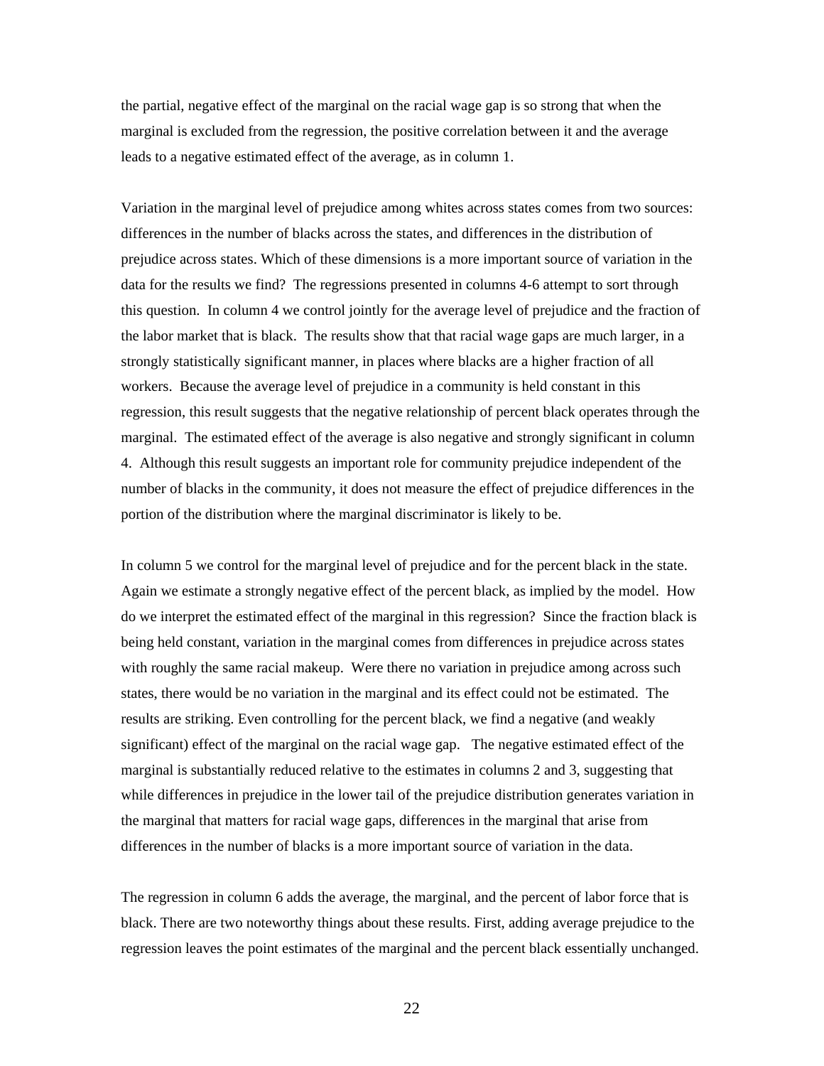the partial, negative effect of the marginal on the racial wage gap is so strong that when the marginal is excluded from the regression, the positive correlation between it and the average leads to a negative estimated effect of the average, as in column 1.

Variation in the marginal level of prejudice among whites across states comes from two sources: differences in the number of blacks across the states, and differences in the distribution of prejudice across states. Which of these dimensions is a more important source of variation in the data for the results we find? The regressions presented in columns 4-6 attempt to sort through this question. In column 4 we control jointly for the average level of prejudice and the fraction of the labor market that is black. The results show that that racial wage gaps are much larger, in a strongly statistically significant manner, in places where blacks are a higher fraction of all workers. Because the average level of prejudice in a community is held constant in this regression, this result suggests that the negative relationship of percent black operates through the marginal. The estimated effect of the average is also negative and strongly significant in column 4. Although this result suggests an important role for community prejudice independent of the number of blacks in the community, it does not measure the effect of prejudice differences in the portion of the distribution where the marginal discriminator is likely to be.

In column 5 we control for the marginal level of prejudice and for the percent black in the state. Again we estimate a strongly negative effect of the percent black, as implied by the model. How do we interpret the estimated effect of the marginal in this regression? Since the fraction black is being held constant, variation in the marginal comes from differences in prejudice across states with roughly the same racial makeup. Were there no variation in prejudice among across such states, there would be no variation in the marginal and its effect could not be estimated. The results are striking. Even controlling for the percent black, we find a negative (and weakly significant) effect of the marginal on the racial wage gap. The negative estimated effect of the marginal is substantially reduced relative to the estimates in columns 2 and 3, suggesting that while differences in prejudice in the lower tail of the prejudice distribution generates variation in the marginal that matters for racial wage gaps, differences in the marginal that arise from differences in the number of blacks is a more important source of variation in the data.

The regression in column 6 adds the average, the marginal, and the percent of labor force that is black. There are two noteworthy things about these results. First, adding average prejudice to the regression leaves the point estimates of the marginal and the percent black essentially unchanged.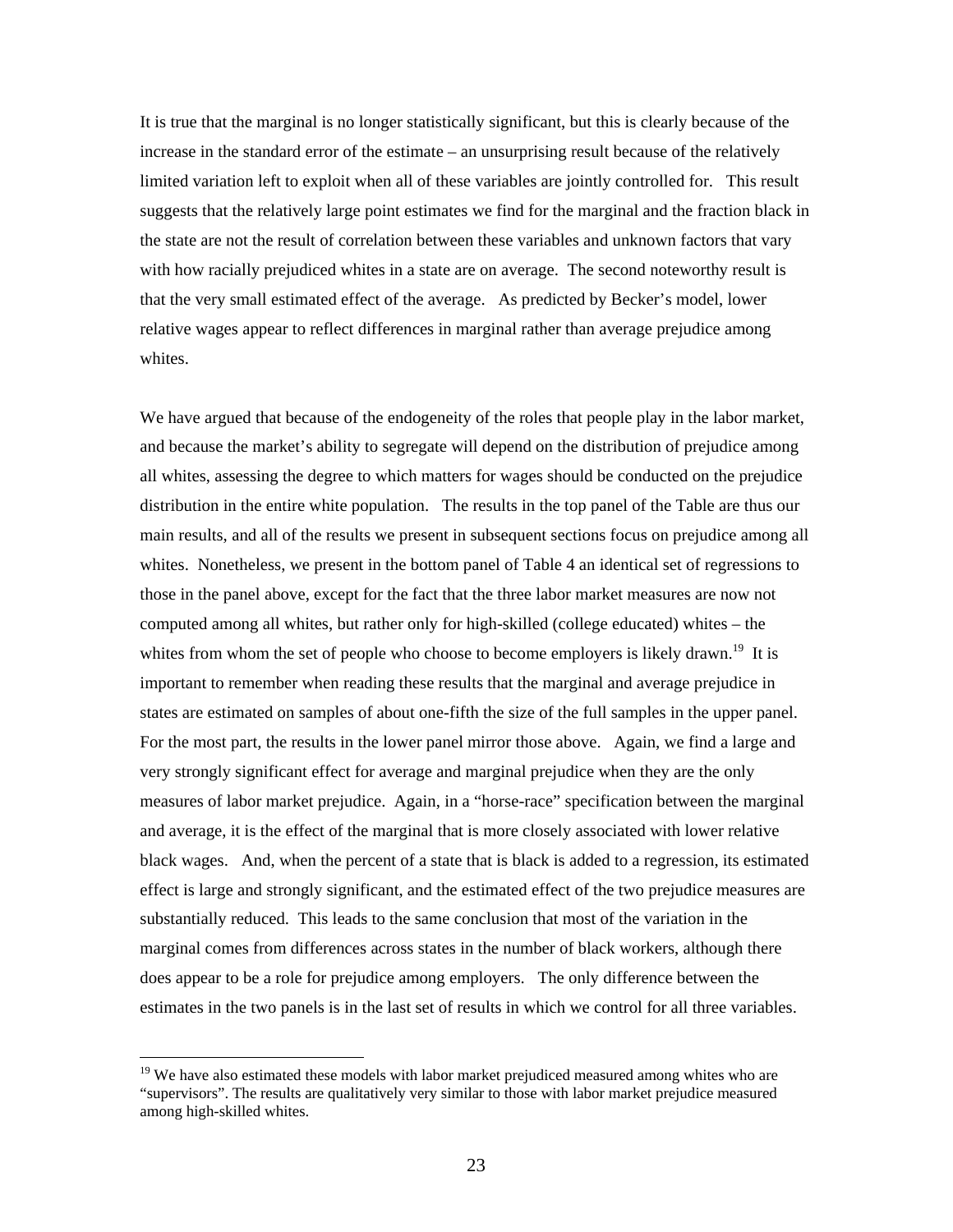It is true that the marginal is no longer statistically significant, but this is clearly because of the increase in the standard error of the estimate – an unsurprising result because of the relatively limited variation left to exploit when all of these variables are jointly controlled for. This result suggests that the relatively large point estimates we find for the marginal and the fraction black in the state are not the result of correlation between these variables and unknown factors that vary with how racially prejudiced whites in a state are on average. The second noteworthy result is that the very small estimated effect of the average. As predicted by Becker's model, lower relative wages appear to reflect differences in marginal rather than average prejudice among whites.

We have argued that because of the endogeneity of the roles that people play in the labor market, and because the market's ability to segregate will depend on the distribution of prejudice among all whites, assessing the degree to which matters for wages should be conducted on the prejudice distribution in the entire white population. The results in the top panel of the Table are thus our main results, and all of the results we present in subsequent sections focus on prejudice among all whites. Nonetheless, we present in the bottom panel of Table 4 an identical set of regressions to those in the panel above, except for the fact that the three labor market measures are now not computed among all whites, but rather only for high-skilled (college educated) whites – the whites from whom the set of people who choose to become employers is likely drawn.[19] It is important to remember when reading these results that the marginal and average prejudice in states are estimated on samples of about one-fifth the size of the full samples in the upper panel. For the most part, the results in the lower panel mirror those above. Again, we find a large and very strongly significant effect for average and marginal prejudice when they are the only measures of labor market prejudice. Again, in a "horse-race" specification between the marginal and average, it is the effect of the marginal that is more closely associated with lower relative black wages. And, when the percent of a state that is black is added to a regression, its estimated effect is large and strongly significant, and the estimated effect of the two prejudice measures are substantially reduced. This leads to the same conclusion that most of the variation in the marginal comes from differences across states in the number of black workers, although there does appear to be a role for prejudice among employers. The only difference between the estimates in the two panels is in the last set of results in which we control for all three variables.

[19] We have also estimated these models with labor market prejudiced measured among whites who are "supervisors". The results are qualitatively very similar to those with labor market prejudice measured among high-skilled whites.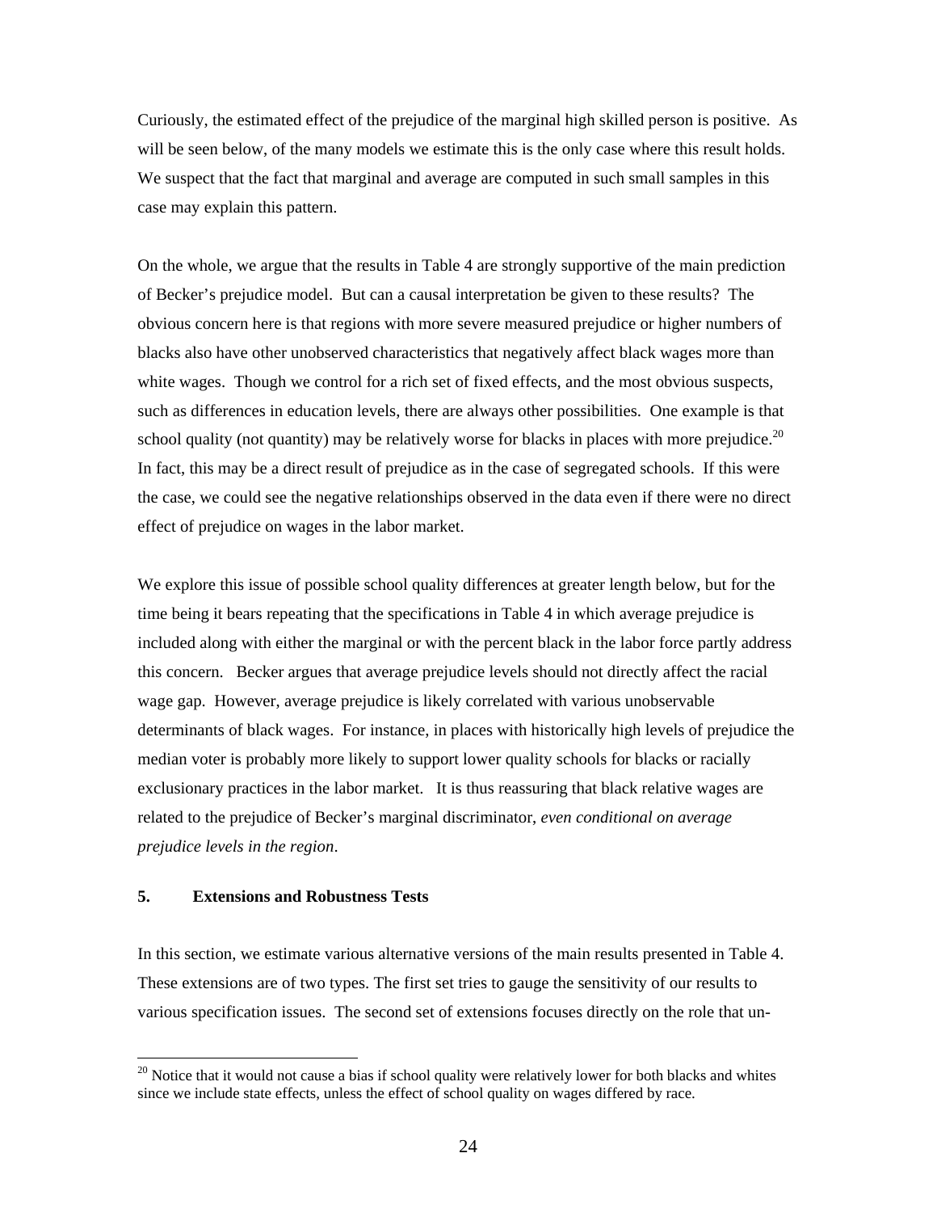Curiously, the estimated effect of the prejudice of the marginal high skilled person is positive. As will be seen below, of the many models we estimate this is the only case where this result holds. We suspect that the fact that marginal and average are computed in such small samples in this case may explain this pattern.

On the whole, we argue that the results in Table 4 are strongly supportive of the main prediction of Becker's prejudice model. But can a causal interpretation be given to these results? The obvious concern here is that regions with more severe measured prejudice or higher numbers of blacks also have other unobserved characteristics that negatively affect black wages more than white wages. Though we control for a rich set of fixed effects, and the most obvious suspects, such as differences in education levels, there are always other possibilities. One example is that school quality (not quantity) may be relatively worse for blacks in places with more prejudice.[20] In fact, this may be a direct result of prejudice as in the case of segregated schools. If this were the case, we could see the negative relationships observed in the data even if there were no direct effect of prejudice on wages in the labor market.

We explore this issue of possible school quality differences at greater length below, but for the time being it bears repeating that the specifications in Table 4 in which average prejudice is included along with either the marginal or with the percent black in the labor force partly address this concern. Becker argues that average prejudice levels should not directly affect the racial wage gap. However, average prejudice is likely correlated with various unobservable determinants of black wages. For instance, in places with historically high levels of prejudice the median voter is probably more likely to support lower quality schools for blacks or racially exclusionary practices in the labor market. It is thus reassuring that black relative wages are related to the prejudice of Becker's marginal discriminator, *even conditional on average prejudice levels in the region*.

## 5. Extensions and Robustness Tests

In this section, we estimate various alternative versions of the main results presented in Table 4. These extensions are of two types. The first set tries to gauge the sensitivity of our results to various specification issues. The second set of extensions focuses directly on the role that un-

[20] Notice that it would not cause a bias if school quality were relatively lower for both blacks and whites since we include state effects, unless the effect of school quality on wages differed by race.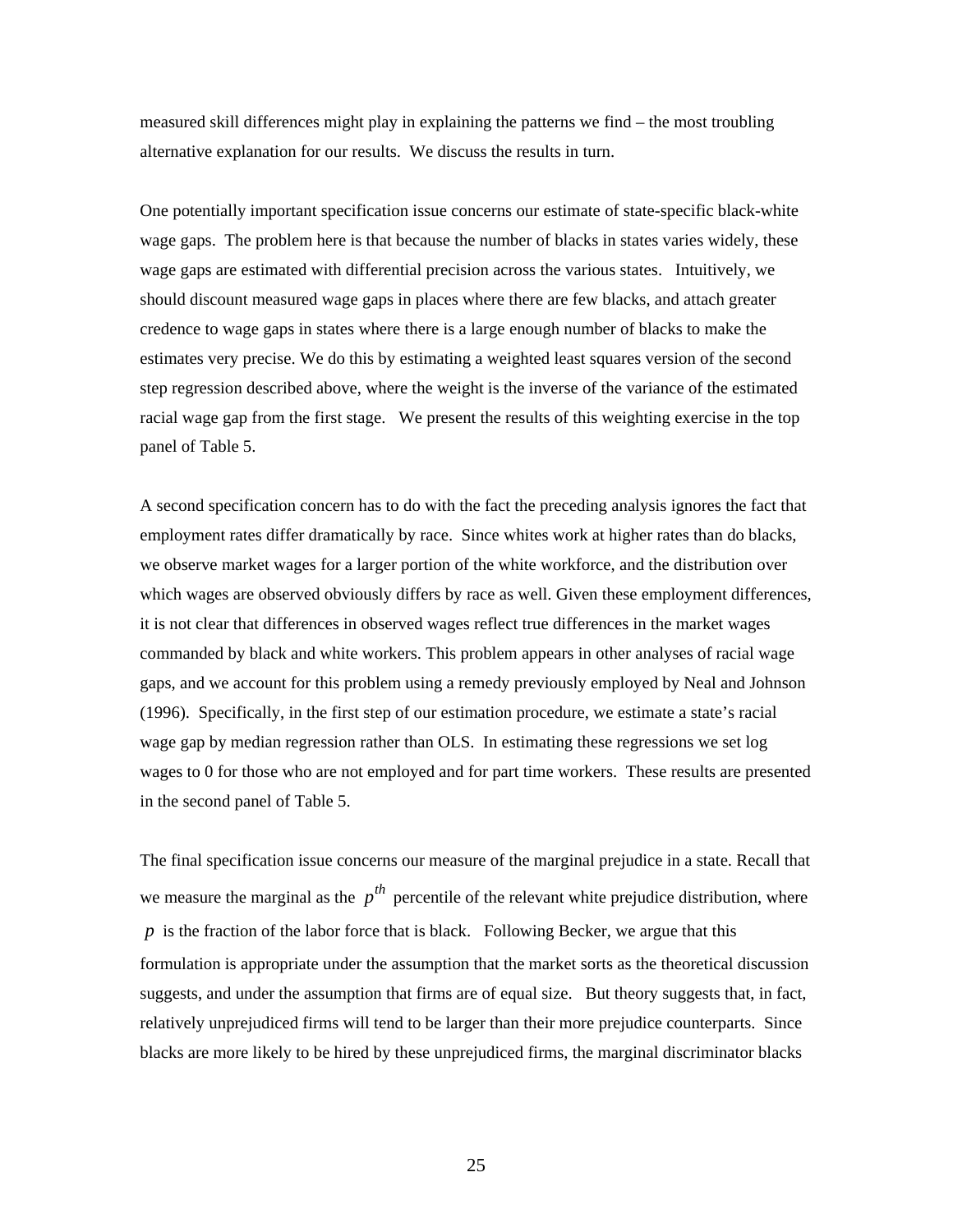measured skill differences might play in explaining the patterns we find – the most troubling alternative explanation for our results. We discuss the results in turn.

One potentially important specification issue concerns our estimate of state-specific black-white wage gaps. The problem here is that because the number of blacks in states varies widely, these wage gaps are estimated with differential precision across the various states. Intuitively, we should discount measured wage gaps in places where there are few blacks, and attach greater credence to wage gaps in states where there is a large enough number of blacks to make the estimates very precise. We do this by estimating a weighted least squares version of the second step regression described above, where the weight is the inverse of the variance of the estimated racial wage gap from the first stage. We present the results of this weighting exercise in the top panel of Table 5.

A second specification concern has to do with the fact the preceding analysis ignores the fact that employment rates differ dramatically by race. Since whites work at higher rates than do blacks, we observe market wages for a larger portion of the white workforce, and the distribution over which wages are observed obviously differs by race as well. Given these employment differences, it is not clear that differences in observed wages reflect true differences in the market wages commanded by black and white workers. This problem appears in other analyses of racial wage gaps, and we account for this problem using a remedy previously employed by Neal and Johnson (1996). Specifically, in the first step of our estimation procedure, we estimate a state's racial wage gap by median regression rather than OLS. In estimating these regressions we set log wages to 0 for those who are not employed and for part time workers. These results are presented in the second panel of Table 5.

The final specification issue concerns our measure of the marginal prejudice in a state. Recall that we measure the marginal as the $p^{th}$ percentile of the relevant white prejudice distribution, where $p$ is the fraction of the labor force that is black. Following Becker, we argue that this formulation is appropriate under the assumption that the market sorts as the theoretical discussion suggests, and under the assumption that firms are of equal size. But theory suggests that, in fact, relatively unprejudiced firms will tend to be larger than their more prejudice counterparts. Since blacks are more likely to be hired by these unprejudiced firms, the marginal discriminator blacks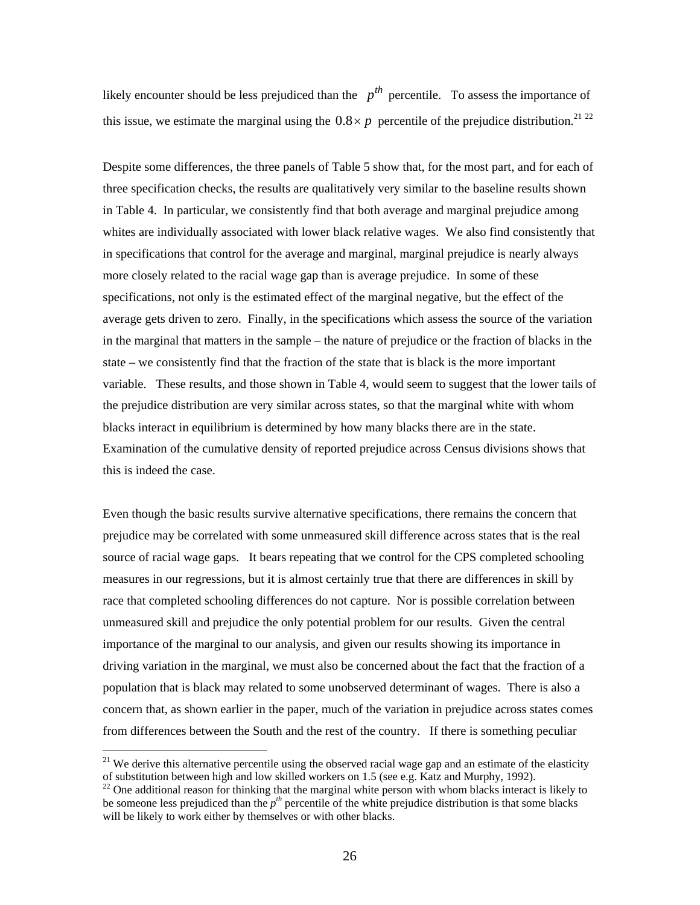likely encounter should be less prejudiced than the $p^{th}$ percentile. To assess the importance of this issue, we estimate the marginal using the $0.8 \times p$ percentile of the prejudice distribution.[21] [22]

Despite some differences, the three panels of Table 5 show that, for the most part, and for each of three specification checks, the results are qualitatively very similar to the baseline results shown in Table 4. In particular, we consistently find that both average and marginal prejudice among whites are individually associated with lower black relative wages. We also find consistently that in specifications that control for the average and marginal, marginal prejudice is nearly always more closely related to the racial wage gap than is average prejudice. In some of these specifications, not only is the estimated effect of the marginal negative, but the effect of the average gets driven to zero. Finally, in the specifications which assess the source of the variation in the marginal that matters in the sample – the nature of prejudice or the fraction of blacks in the state – we consistently find that the fraction of the state that is black is the more important variable. These results, and those shown in Table 4, would seem to suggest that the lower tails of the prejudice distribution are very similar across states, so that the marginal white with whom blacks interact in equilibrium is determined by how many blacks there are in the state. Examination of the cumulative density of reported prejudice across Census divisions shows that this is indeed the case.

Even though the basic results survive alternative specifications, there remains the concern that prejudice may be correlated with some unmeasured skill difference across states that is the real source of racial wage gaps. It bears repeating that we control for the CPS completed schooling measures in our regressions, but it is almost certainly true that there are differences in skill by race that completed schooling differences do not capture. Nor is possible correlation between unmeasured skill and prejudice the only potential problem for our results. Given the central importance of the marginal to our analysis, and given our results showing its importance in driving variation in the marginal, we must also be concerned about the fact that the fraction of a population that is black may related to some unobserved determinant of wages. There is also a concern that, as shown earlier in the paper, much of the variation in prejudice across states comes from differences between the South and the rest of the country. If there is something peculiar

[21] We derive this alternative percentile using the observed racial wage gap and an estimate of the elasticity of substitution between high and low skilled workers on 1.5 (see e.g. Katz and Murphy, 1992).

[22] One additional reason for thinking that the marginal white person with whom blacks interact is likely to be someone less prejudiced than the $p^{th}$ percentile of the white prejudice distribution is that some blacks will be likely to work either by themselves or with other blacks.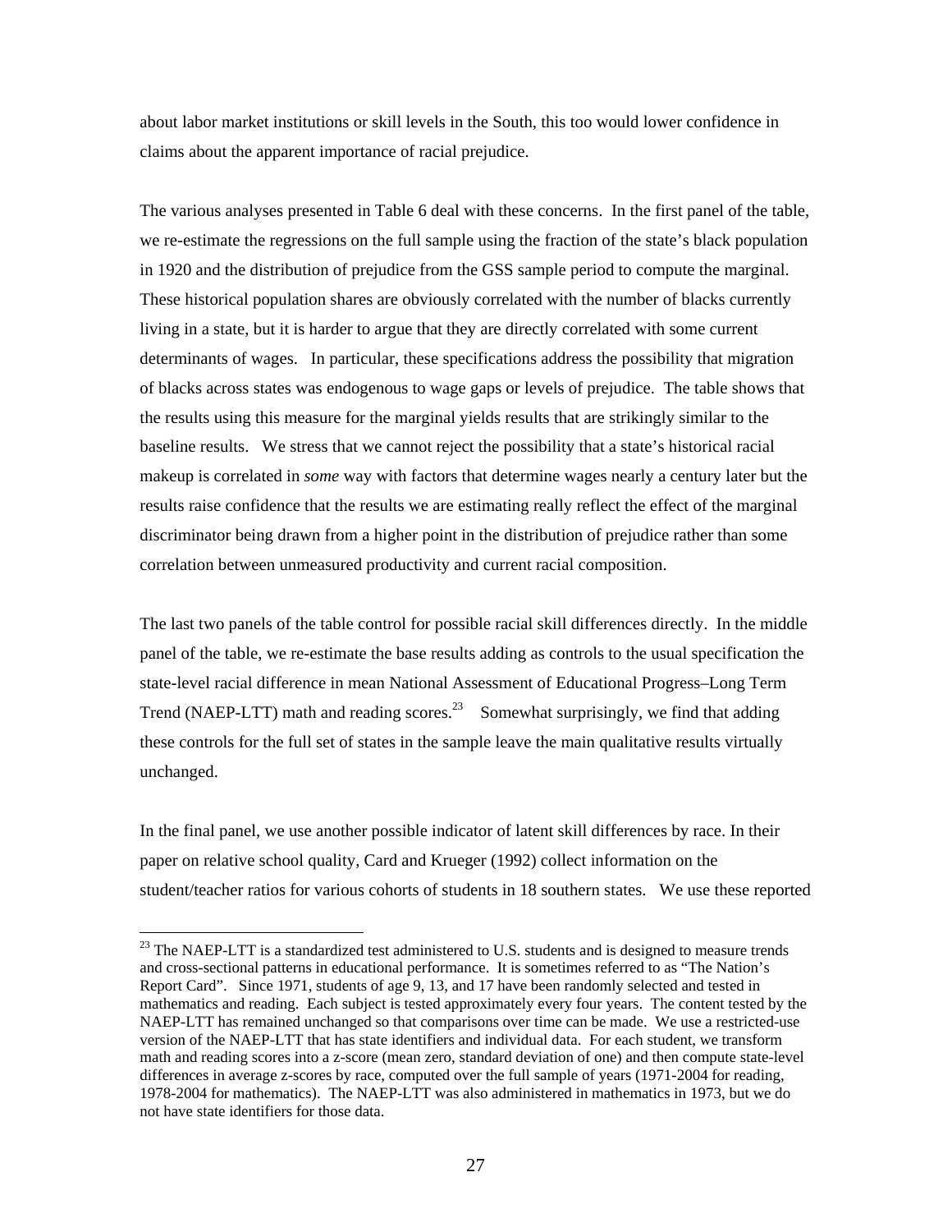about labor market institutions or skill levels in the South, this too would lower confidence in claims about the apparent importance of racial prejudice.

The various analyses presented in Table 6 deal with these concerns. In the first panel of the table, we re-estimate the regressions on the full sample using the fraction of the state's black population in 1920 and the distribution of prejudice from the GSS sample period to compute the marginal. These historical population shares are obviously correlated with the number of blacks currently living in a state, but it is harder to argue that they are directly correlated with some current determinants of wages. In particular, these specifications address the possibility that migration of blacks across states was endogenous to wage gaps or levels of prejudice. The table shows that the results using this measure for the marginal yields results that are strikingly similar to the baseline results. We stress that we cannot reject the possibility that a state's historical racial makeup is correlated in *some* way with factors that determine wages nearly a century later but the results raise confidence that the results we are estimating really reflect the effect of the marginal discriminator being drawn from a higher point in the distribution of prejudice rather than some correlation between unmeasured productivity and current racial composition.

The last two panels of the table control for possible racial skill differences directly. In the middle panel of the table, we re-estimate the base results adding as controls to the usual specification the state-level racial difference in mean National Assessment of Educational Progress–Long Term Trend (NAEP-LTT) math and reading scores.[23] Somewhat surprisingly, we find that adding these controls for the full set of states in the sample leave the main qualitative results virtually unchanged.

In the final panel, we use another possible indicator of latent skill differences by race. In their paper on relative school quality, Card and Krueger (1992) collect information on the student/teacher ratios for various cohorts of students in 18 southern states. We use these reported

[23] The NAEP-LTT is a standardized test administered to U.S. students and is designed to measure trends and cross-sectional patterns in educational performance. It is sometimes referred to as "The Nation's Report Card". Since 1971, students of age 9, 13, and 17 have been randomly selected and tested in mathematics and reading. Each subject is tested approximately every four years. The content tested by the NAEP-LTT has remained unchanged so that comparisons over time can be made. We use a restricted-use version of the NAEP-LTT that has state identifiers and individual data. For each student, we transform math and reading scores into a z-score (mean zero, standard deviation of one) and then compute state-level differences in average z-scores by race, computed over the full sample of years (1971-2004 for reading, 1978-2004 for mathematics). The NAEP-LTT was also administered in mathematics in 1973, but we do not have state identifiers for those data.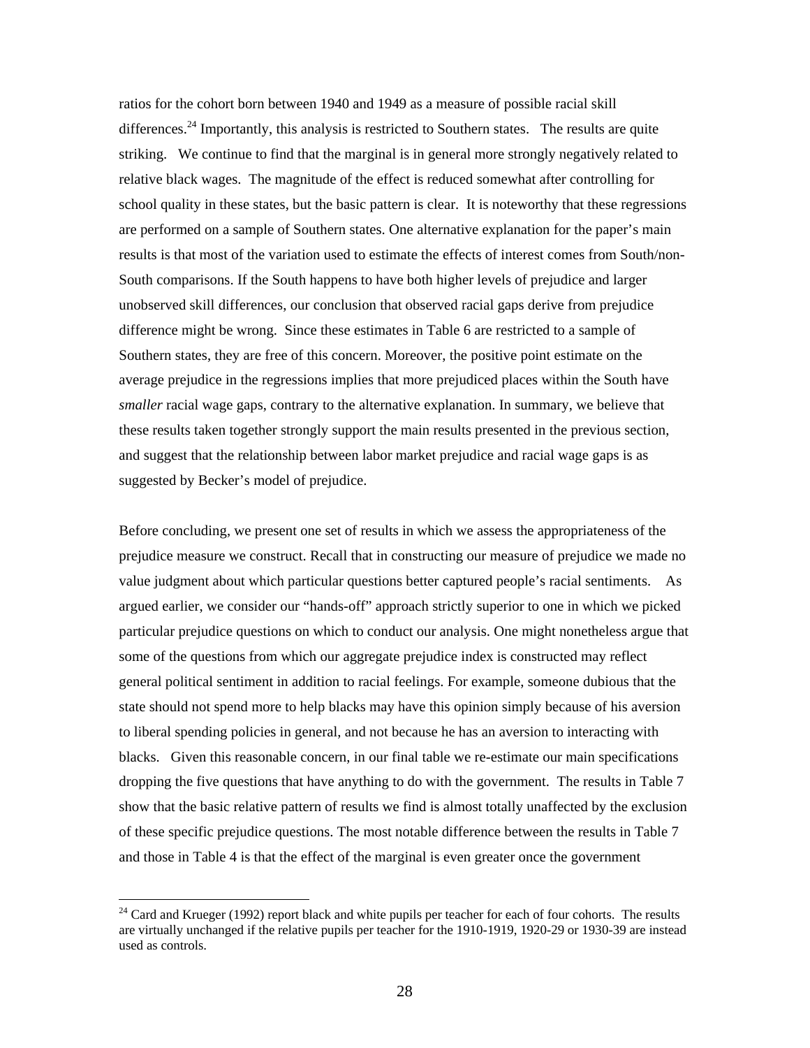ratios for the cohort born between 1940 and 1949 as a measure of possible racial skill differences.[24] Importantly, this analysis is restricted to Southern states. The results are quite striking. We continue to find that the marginal is in general more strongly negatively related to relative black wages. The magnitude of the effect is reduced somewhat after controlling for school quality in these states, but the basic pattern is clear. It is noteworthy that these regressions are performed on a sample of Southern states. One alternative explanation for the paper's main results is that most of the variation used to estimate the effects of interest comes from South/non-South comparisons. If the South happens to have both higher levels of prejudice and larger unobserved skill differences, our conclusion that observed racial gaps derive from prejudice difference might be wrong. Since these estimates in Table 6 are restricted to a sample of Southern states, they are free of this concern. Moreover, the positive point estimate on the average prejudice in the regressions implies that more prejudiced places within the South have *smaller* racial wage gaps, contrary to the alternative explanation. In summary, we believe that these results taken together strongly support the main results presented in the previous section, and suggest that the relationship between labor market prejudice and racial wage gaps is as suggested by Becker's model of prejudice.

Before concluding, we present one set of results in which we assess the appropriateness of the prejudice measure we construct. Recall that in constructing our measure of prejudice we made no value judgment about which particular questions better captured people's racial sentiments. As argued earlier, we consider our "hands-off" approach strictly superior to one in which we picked particular prejudice questions on which to conduct our analysis. One might nonetheless argue that some of the questions from which our aggregate prejudice index is constructed may reflect general political sentiment in addition to racial feelings. For example, someone dubious that the state should not spend more to help blacks may have this opinion simply because of his aversion to liberal spending policies in general, and not because he has an aversion to interacting with blacks. Given this reasonable concern, in our final table we re-estimate our main specifications dropping the five questions that have anything to do with the government. The results in Table 7 show that the basic relative pattern of results we find is almost totally unaffected by the exclusion of these specific prejudice questions. The most notable difference between the results in Table 7 and those in Table 4 is that the effect of the marginal is even greater once the government

[24] Card and Krueger (1992) report black and white pupils per teacher for each of four cohorts. The results are virtually unchanged if the relative pupils per teacher for the 1910-1919, 1920-29 or 1930-39 are instead used as controls.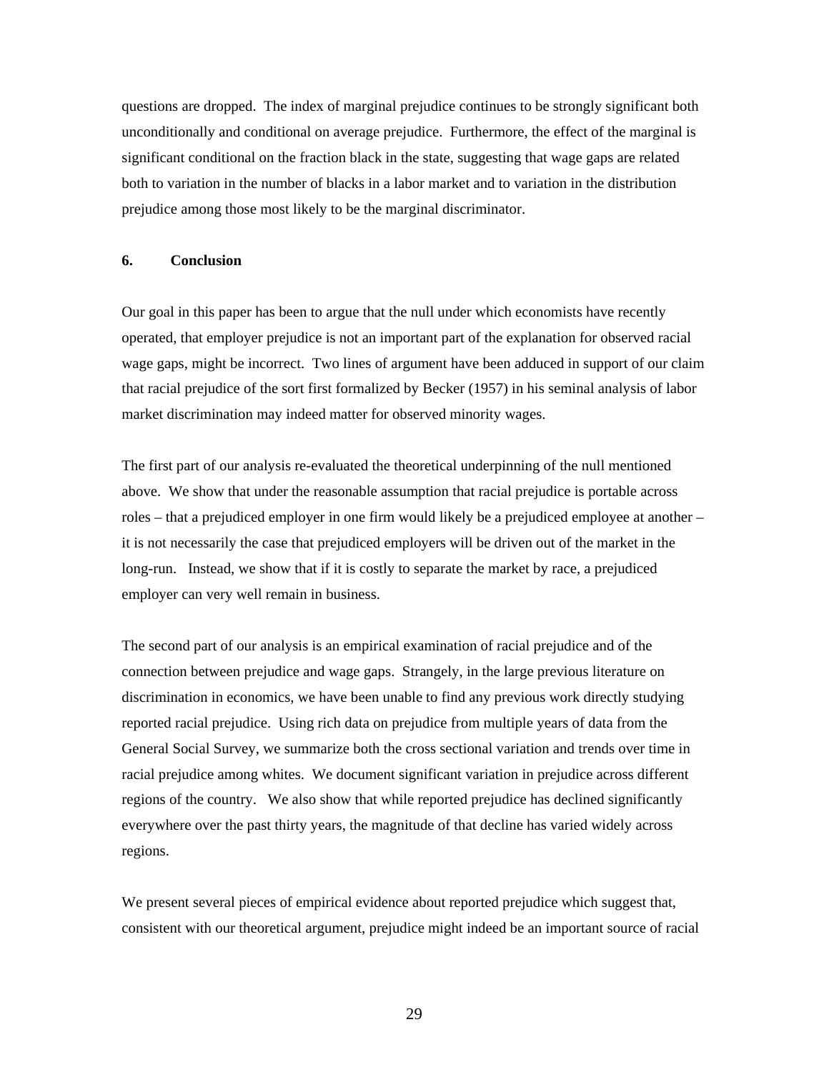questions are dropped. The index of marginal prejudice continues to be strongly significant both unconditionally and conditional on average prejudice. Furthermore, the effect of the marginal is significant conditional on the fraction black in the state, suggesting that wage gaps are related both to variation in the number of blacks in a labor market and to variation in the distribution prejudice among those most likely to be the marginal discriminator.

## 6. Conclusion

Our goal in this paper has been to argue that the null under which economists have recently operated, that employer prejudice is not an important part of the explanation for observed racial wage gaps, might be incorrect. Two lines of argument have been adduced in support of our claim that racial prejudice of the sort first formalized by Becker (1957) in his seminal analysis of labor market discrimination may indeed matter for observed minority wages.

The first part of our analysis re-evaluated the theoretical underpinning of the null mentioned above. We show that under the reasonable assumption that racial prejudice is portable across roles – that a prejudiced employer in one firm would likely be a prejudiced employee at another – it is not necessarily the case that prejudiced employers will be driven out of the market in the long-run. Instead, we show that if it is costly to separate the market by race, a prejudiced employer can very well remain in business.

The second part of our analysis is an empirical examination of racial prejudice and of the connection between prejudice and wage gaps. Strangely, in the large previous literature on discrimination in economics, we have been unable to find any previous work directly studying reported racial prejudice. Using rich data on prejudice from multiple years of data from the General Social Survey, we summarize both the cross sectional variation and trends over time in racial prejudice among whites. We document significant variation in prejudice across different regions of the country. We also show that while reported prejudice has declined significantly everywhere over the past thirty years, the magnitude of that decline has varied widely across regions.

We present several pieces of empirical evidence about reported prejudice which suggest that, consistent with our theoretical argument, prejudice might indeed be an important source of racial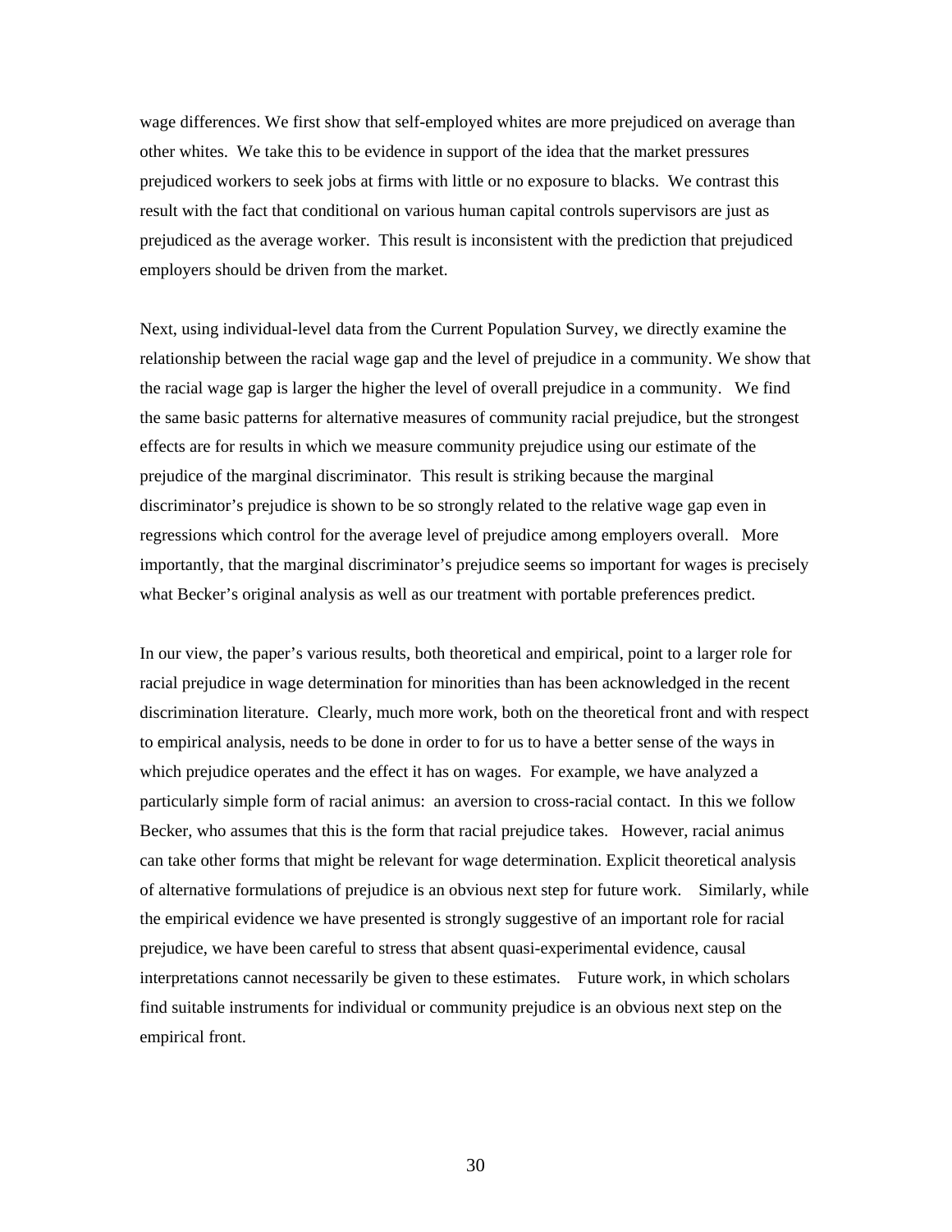wage differences. We first show that self-employed whites are more prejudiced on average than other whites. We take this to be evidence in support of the idea that the market pressures prejudiced workers to seek jobs at firms with little or no exposure to blacks. We contrast this result with the fact that conditional on various human capital controls supervisors are just as prejudiced as the average worker. This result is inconsistent with the prediction that prejudiced employers should be driven from the market.

Next, using individual-level data from the Current Population Survey, we directly examine the relationship between the racial wage gap and the level of prejudice in a community. We show that the racial wage gap is larger the higher the level of overall prejudice in a community. We find the same basic patterns for alternative measures of community racial prejudice, but the strongest effects are for results in which we measure community prejudice using our estimate of the prejudice of the marginal discriminator. This result is striking because the marginal discriminator's prejudice is shown to be so strongly related to the relative wage gap even in regressions which control for the average level of prejudice among employers overall. More importantly, that the marginal discriminator's prejudice seems so important for wages is precisely what Becker's original analysis as well as our treatment with portable preferences predict.

In our view, the paper's various results, both theoretical and empirical, point to a larger role for racial prejudice in wage determination for minorities than has been acknowledged in the recent discrimination literature. Clearly, much more work, both on the theoretical front and with respect to empirical analysis, needs to be done in order to for us to have a better sense of the ways in which prejudice operates and the effect it has on wages. For example, we have analyzed a particularly simple form of racial animus: an aversion to cross-racial contact. In this we follow Becker, who assumes that this is the form that racial prejudice takes. However, racial animus can take other forms that might be relevant for wage determination. Explicit theoretical analysis of alternative formulations of prejudice is an obvious next step for future work. Similarly, while the empirical evidence we have presented is strongly suggestive of an important role for racial prejudice, we have been careful to stress that absent quasi-experimental evidence, causal interpretations cannot necessarily be given to these estimates. Future work, in which scholars find suitable instruments for individual or community prejudice is an obvious next step on the empirical front.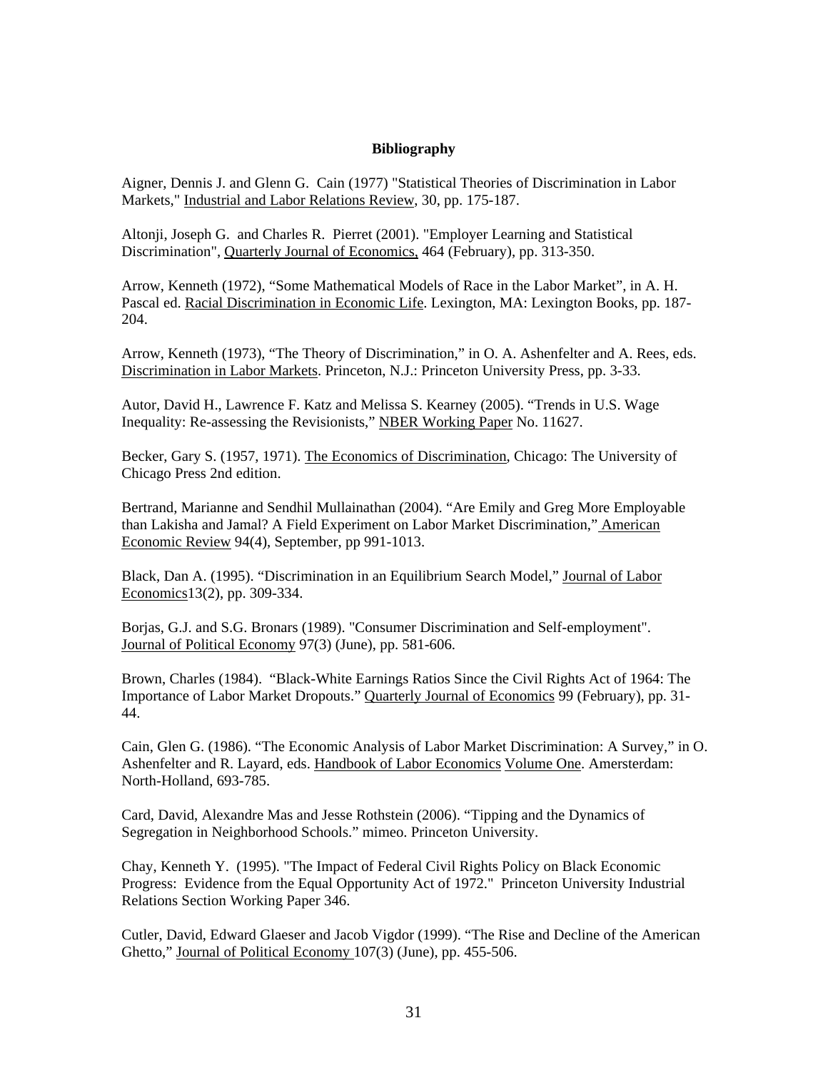**Bibliography**

Aigner, Dennis J. and Glenn G. Cain (1977) "Statistical Theories of Discrimination in Labor Markets," Industrial and Labor Relations Review, 30, pp. 175-187.

Altonji, Joseph G. and Charles R. Pierret (2001). "Employer Learning and Statistical Discrimination", Quarterly Journal of Economics, 464 (February), pp. 313-350.

Arrow, Kenneth (1972), "Some Mathematical Models of Race in the Labor Market", in A. H. Pascal ed. Racial Discrimination in Economic Life. Lexington, MA: Lexington Books, pp. 187-204.

Arrow, Kenneth (1973), "The Theory of Discrimination," in O. A. Ashenfelter and A. Rees, eds. Discrimination in Labor Markets. Princeton, N.J.: Princeton University Press, pp. 3-33.

Autor, David H., Lawrence F. Katz and Melissa S. Kearney (2005). "Trends in U.S. Wage Inequality: Re-assessing the Revisionists," NBER Working Paper No. 11627.

Becker, Gary S. (1957, 1971). The Economics of Discrimination, Chicago: The University of Chicago Press 2nd edition.

Bertrand, Marianne and Sendhil Mullainathan (2004). "Are Emily and Greg More Employable than Lakisha and Jamal? A Field Experiment on Labor Market Discrimination," American Economic Review 94(4), September, pp 991-1013.

Black, Dan A. (1995). "Discrimination in an Equilibrium Search Model," Journal of Labor Economics13(2), pp. 309-334.

Borjas, G.J. and S.G. Bronars (1989). "Consumer Discrimination and Self-employment". Journal of Political Economy 97(3) (June), pp. 581-606.

Brown, Charles (1984). "Black-White Earnings Ratios Since the Civil Rights Act of 1964: The Importance of Labor Market Dropouts." Quarterly Journal of Economics 99 (February), pp. 31-44.

Cain, Glen G. (1986). "The Economic Analysis of Labor Market Discrimination: A Survey," in O. Ashenfelter and R. Layard, eds. Handbook of Labor Economics Volume One. Amersterdam: North-Holland, 693-785.

Card, David, Alexandre Mas and Jesse Rothstein (2006). "Tipping and the Dynamics of Segregation in Neighborhood Schools." mimeo. Princeton University.

Chay, Kenneth Y. (1995). "The Impact of Federal Civil Rights Policy on Black Economic Progress: Evidence from the Equal Opportunity Act of 1972." Princeton University Industrial Relations Section Working Paper 346.

Cutler, David, Edward Glaeser and Jacob Vigdor (1999). "The Rise and Decline of the American Ghetto," Journal of Political Economy 107(3) (June), pp. 455-506.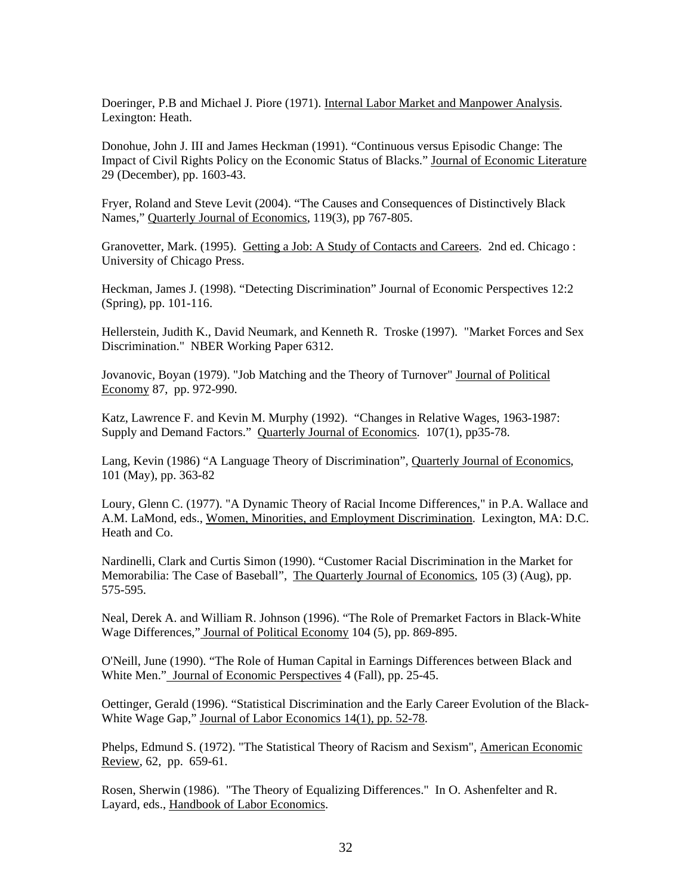Doeringer, P.B and Michael J. Piore (1971). Internal Labor Market and Manpower Analysis. Lexington: Heath.

Donohue, John J. III and James Heckman (1991). "Continuous versus Episodic Change: The Impact of Civil Rights Policy on the Economic Status of Blacks." Journal of Economic Literature 29 (December), pp. 1603-43.

Fryer, Roland and Steve Levit (2004). "The Causes and Consequences of Distinctively Black Names," Quarterly Journal of Economics, 119(3), pp 767-805.

Granovetter, Mark. (1995). Getting a Job: A Study of Contacts and Careers. 2nd ed. Chicago : University of Chicago Press.

Heckman, James J. (1998). "Detecting Discrimination" Journal of Economic Perspectives 12:2 (Spring), pp. 101-116.

Hellerstein, Judith K., David Neumark, and Kenneth R. Troske (1997). "Market Forces and Sex Discrimination." NBER Working Paper 6312.

Jovanovic, Boyan (1979). "Job Matching and the Theory of Turnover" Journal of Political Economy 87, pp. 972-990.

Katz, Lawrence F. and Kevin M. Murphy (1992). "Changes in Relative Wages, 1963-1987: Supply and Demand Factors." Quarterly Journal of Economics. 107(1), pp35-78.

Lang, Kevin (1986) "A Language Theory of Discrimination", Quarterly Journal of Economics, 101 (May), pp. 363-82

Loury, Glenn C. (1977). "A Dynamic Theory of Racial Income Differences," in P.A. Wallace and A.M. LaMond, eds., Women, Minorities, and Employment Discrimination. Lexington, MA: D.C. Heath and Co.

Nardinelli, Clark and Curtis Simon (1990). "Customer Racial Discrimination in the Market for Memorabilia: The Case of Baseball", The Quarterly Journal of Economics, 105 (3) (Aug), pp. 575-595.

Neal, Derek A. and William R. Johnson (1996). "The Role of Premarket Factors in Black-White Wage Differences," Journal of Political Economy 104 (5), pp. 869-895.

O'Neill, June (1990). "The Role of Human Capital in Earnings Differences between Black and White Men." Journal of Economic Perspectives 4 (Fall), pp. 25-45.

Oettinger, Gerald (1996). "Statistical Discrimination and the Early Career Evolution of the Black-White Wage Gap," Journal of Labor Economics 14(1), pp. 52-78.

Phelps, Edmund S. (1972). "The Statistical Theory of Racism and Sexism", American Economic Review, 62, pp. 659-61.

Rosen, Sherwin (1986). "The Theory of Equalizing Differences." In O. Ashenfelter and R. Layard, eds., Handbook of Labor Economics.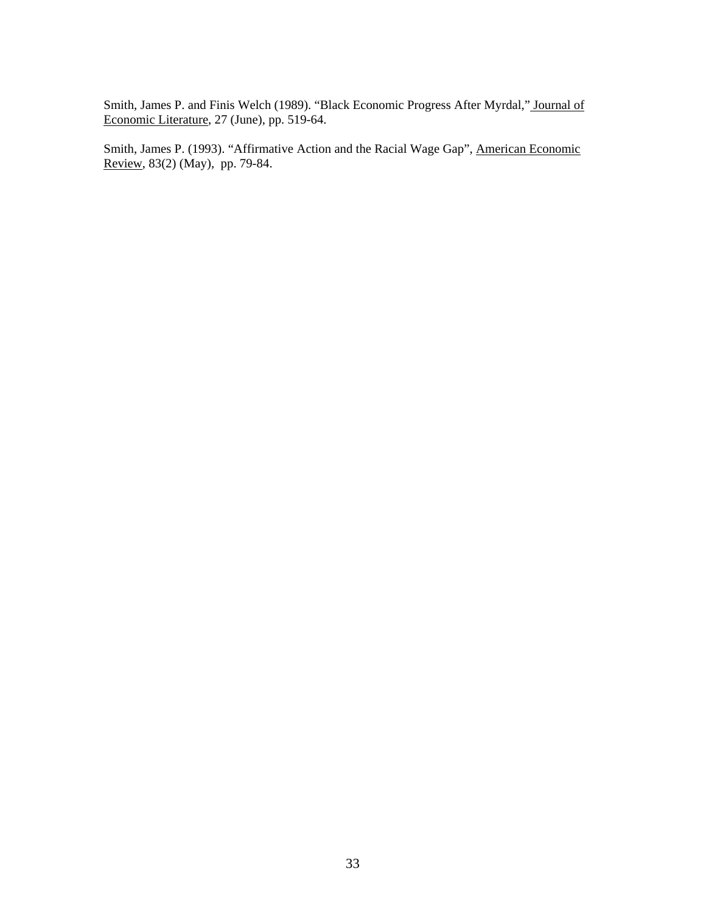Smith, James P. and Finis Welch (1989). "Black Economic Progress After Myrdal," Journal of Economic Literature, 27 (June), pp. 519-64.

Smith, James P. (1993). "Affirmative Action and the Racial Wage Gap", American Economic Review, 83(2) (May), pp. 79-84.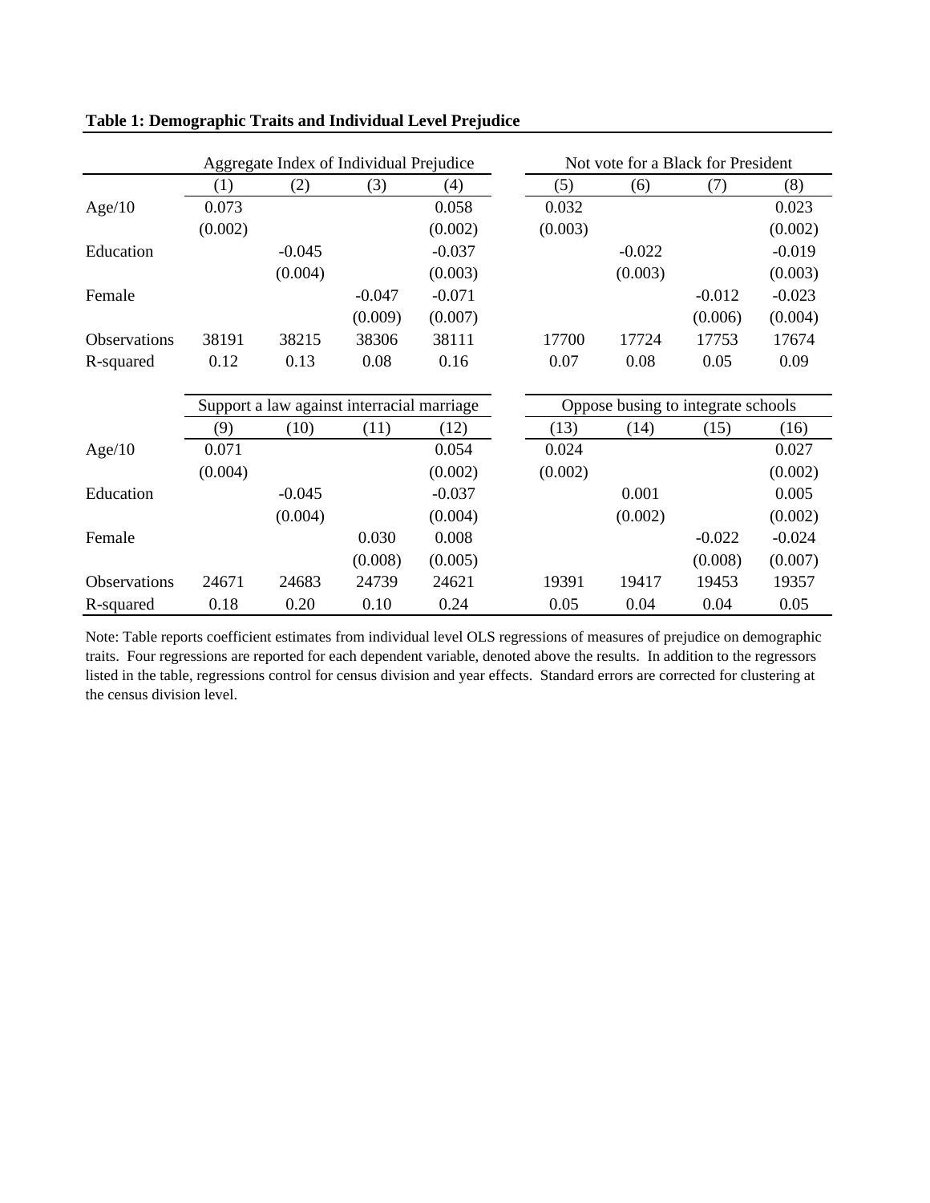**Table 1: Demographic Traits and Individual Level Prejudice**

| | Aggregate Index of Individual Prejudice | | | | Not vote for a Black for President | | | |
|---|---|---|---|---|---|---|---|---|
| | (1) | (2) | (3) | (4) | (5) | (6) | (7) | (8) |
| Age/10 | 0.073 | | | 0.058 | 0.032 | | | 0.023 |
| | (0.002) | | | (0.002) | (0.003) | | | (0.002) |
| Education | | -0.045 | | -0.037 | | -0.022 | | -0.019 |
| | | (0.004) | | (0.003) | | (0.003) | | (0.003) |
| Female | | | -0.047 | -0.071 | | | -0.012 | -0.023 |
| | | | (0.009) | (0.007) | | | (0.006) | (0.004) |
| Observations | 38191 | 38215 | 38306 | 38111 | 17700 | 17724 | 17753 | 17674 |
| R-squared | 0.12 | 0.13 | 0.08 | 0.16 | 0.07 | 0.08 | 0.05 | 0.09 |

| | Support a law against interracial marriage | | | | Oppose busing to integrate schools | | | |
|---|---|---|---|---|---|---|---|---|
| | (9) | (10) | (11) | (12) | (13) | (14) | (15) | (16) |
| Age/10 | 0.071 | | | 0.054 | 0.024 | | | 0.027 |
| | (0.004) | | | (0.002) | (0.002) | | | (0.002) |
| Education | | -0.045 | | -0.037 | | 0.001 | | 0.005 |
| | | (0.004) | | (0.004) | | (0.002) | | (0.002) |
| Female | | | 0.030 | 0.008 | | | -0.022 | -0.024 |
| | | | (0.008) | (0.005) | | | (0.008) | (0.007) |
| Observations | 24671 | 24683 | 24739 | 24621 | 19391 | 19417 | 19453 | 19357 |
| R-squared | 0.18 | 0.20 | 0.10 | 0.24 | 0.05 | 0.04 | 0.04 | 0.05 |

Note: Table reports coefficient estimates from individual level OLS regressions of measures of prejudice on demographic traits. Four regressions are reported for each dependent variable, denoted above the results. In addition to the regressors listed in the table, regressions control for census division and year effects. Standard errors are corrected for clustering at the census division level.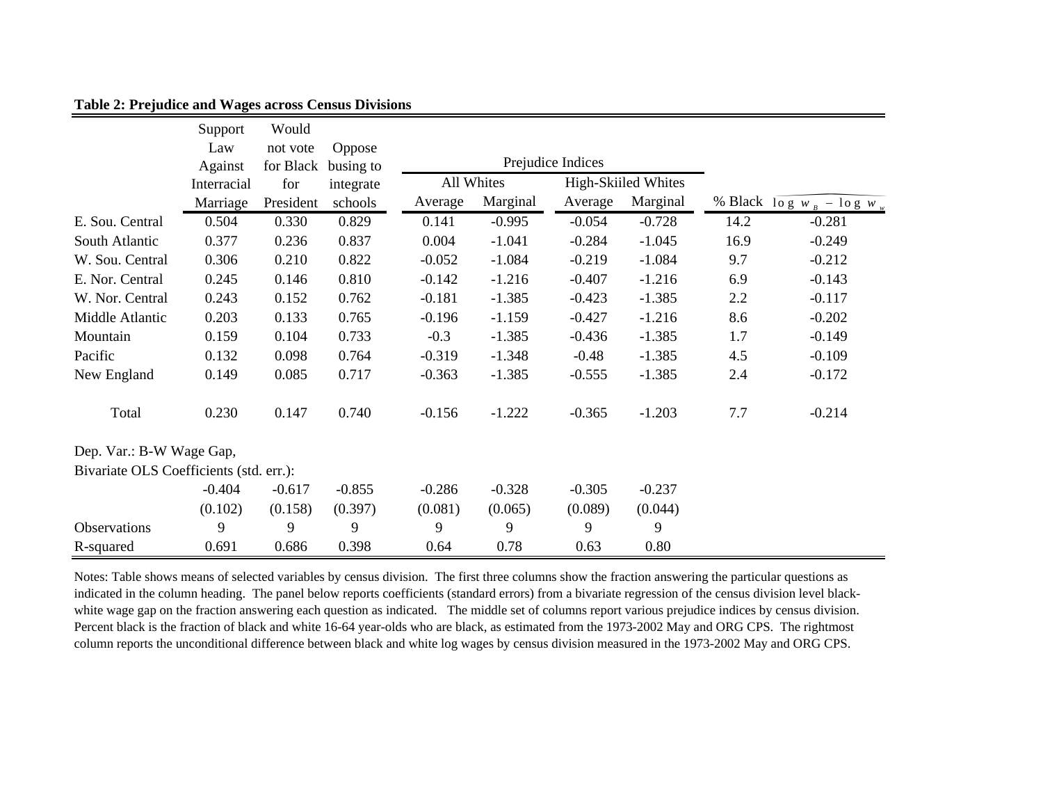**Table 2: Prejudice and Wages across Census Divisions**

| | Support Law Against Interracial Marriage | Would not vote for Black for President | Oppose busing to integrate schools | Prejudice Indices: All Whites Average | Prejudice Indices: All Whites Marginal | Prejudice Indices: High-Skiiled Whites Average | Prejudice Indices: High-Skiiled Whites Marginal | % Black | $\overline{\log w_B - \log w_w}$ |
|---|---|---|---|---|---|---|---|---|---|
| E. Sou. Central | 0.504 | 0.330 | 0.829 | 0.141 | -0.995 | -0.054 | -0.728 | 14.2 | -0.281 |
| South Atlantic | 0.377 | 0.236 | 0.837 | 0.004 | -1.041 | -0.284 | -1.045 | 16.9 | -0.249 |
| W. Sou. Central | 0.306 | 0.210 | 0.822 | -0.052 | -1.084 | -0.219 | -1.084 | 9.7 | -0.212 |
| E. Nor. Central | 0.245 | 0.146 | 0.810 | -0.142 | -1.216 | -0.407 | -1.216 | 6.9 | -0.143 |
| W. Nor. Central | 0.243 | 0.152 | 0.762 | -0.181 | -1.385 | -0.423 | -1.385 | 2.2 | -0.117 |
| Middle Atlantic | 0.203 | 0.133 | 0.765 | -0.196 | -1.159 | -0.427 | -1.216 | 8.6 | -0.202 |
| Mountain | 0.159 | 0.104 | 0.733 | -0.3 | -1.385 | -0.436 | -1.385 | 1.7 | -0.149 |
| Pacific | 0.132 | 0.098 | 0.764 | -0.319 | -1.348 | -0.48 | -1.385 | 4.5 | -0.109 |
| New England | 0.149 | 0.085 | 0.717 | -0.363 | -1.385 | -0.555 | -1.385 | 2.4 | -0.172 |
| Total | 0.230 | 0.147 | 0.740 | -0.156 | -1.222 | -0.365 | -1.203 | 7.7 | -0.214 |
| Dep. Var.: B-W Wage Gap, Bivariate OLS Coefficients (std. err.): | | | | | | | | | |
| | -0.404 | -0.617 | -0.855 | -0.286 | -0.328 | -0.305 | -0.237 | | |
| | (0.102) | (0.158) | (0.397) | (0.081) | (0.065) | (0.089) | (0.044) | | |
| Observations | 9 | 9 | 9 | 9 | 9 | 9 | 9 | | |
| R-squared | 0.691 | 0.686 | 0.398 | 0.64 | 0.78 | 0.63 | 0.80 | | |

Notes: Table shows means of selected variables by census division. The first three columns show the fraction answering the particular questions as indicated in the column heading. The panel below reports coefficients (standard errors) from a bivariate regression of the census division level black-white wage gap on the fraction answering each question as indicated. The middle set of columns report various prejudice indices by census division. Percent black is the fraction of black and white 16-64 year-olds who are black, as estimated from the 1973-2002 May and ORG CPS. The rightmost column reports the unconditional difference between black and white log wages by census division measured in the 1973-2002 May and ORG CPS.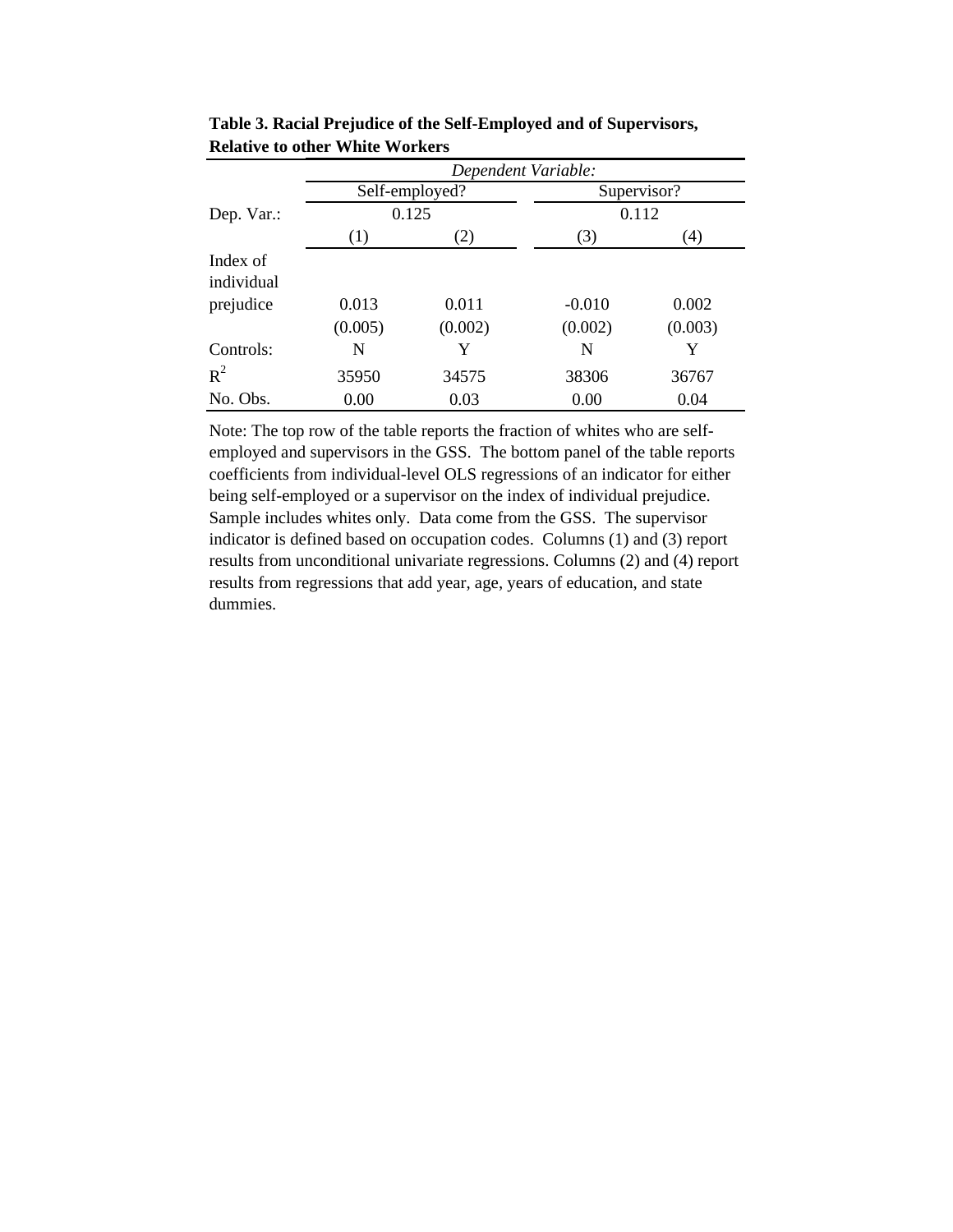**Table 3. Racial Prejudice of the Self-Employed and of Supervisors, Relative to other White Workers**

| | *Dependent Variable:* | | | |
|---|---|---|---|---|
| | Self-employed? | | Supervisor? | |
| Dep. Var.: | 0.125 | | 0.112 | |
| | (1) | (2) | (3) | (4) |
| Index of individual prejudice | 0.013 | 0.011 | -0.010 | 0.002 |
| | (0.005) | (0.002) | (0.002) | (0.003) |
| Controls: | N | Y | N | Y |
| $R^2$ | 35950 | 34575 | 38306 | 36767 |
| No. Obs. | 0.00 | 0.03 | 0.00 | 0.04 |

Note: The top row of the table reports the fraction of whites who are self-employed and supervisors in the GSS. The bottom panel of the table reports coefficients from individual-level OLS regressions of an indicator for either being self-employed or a supervisor on the index of individual prejudice. Sample includes whites only. Data come from the GSS. The supervisor indicator is defined based on occupation codes. Columns (1) and (3) report results from unconditional univariate regressions. Columns (2) and (4) report results from regressions that add year, age, years of education, and state dummies.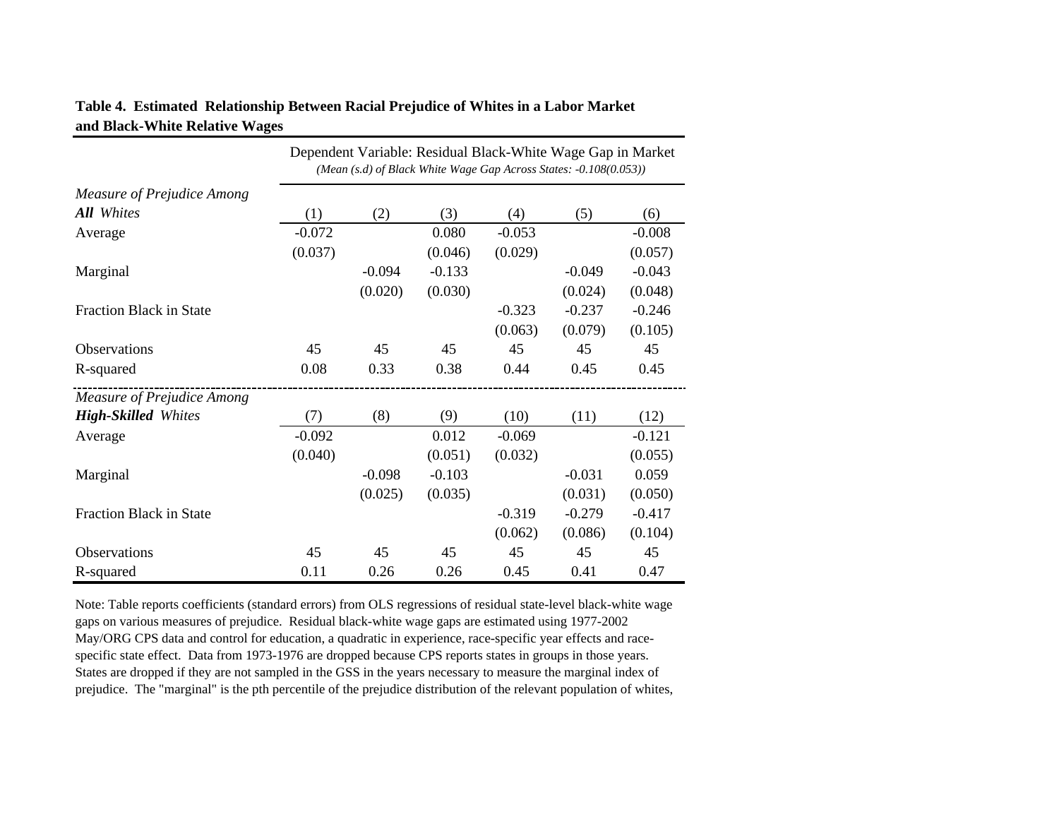**Table 4. Estimated Relationship Between Racial Prejudice of Whites in a Labor Market and Black-White Relative Wages**

| | Dependent Variable: Residual Black-White Wage Gap in Market *(Mean (s.d) of Black White Wage Gap Across States: -0.108(0.053))* | | | | | |
|---|---|---|---|---|---|---|
| *Measure of Prejudice Among* ***All*** *Whites* | (1) | (2) | (3) | (4) | (5) | (6) |
| Average | -0.072 | | 0.080 | -0.053 | | -0.008 |
| | (0.037) | | (0.046) | (0.029) | | (0.057) |
| Marginal | | -0.094 | -0.133 | | -0.049 | -0.043 |
| | | (0.020) | (0.030) | | (0.024) | (0.048) |
| Fraction Black in State | | | | -0.323 | -0.237 | -0.246 |
| | | | | (0.063) | (0.079) | (0.105) |
| Observations | 45 | 45 | 45 | 45 | 45 | 45 |
| R-squared | 0.08 | 0.33 | 0.38 | 0.44 | 0.45 | 0.45 |
| *Measure of Prejudice Among* ***High-Skilled*** *Whites* | (7) | (8) | (9) | (10) | (11) | (12) |
| Average | -0.092 | | 0.012 | -0.069 | | -0.121 |
| | (0.040) | | (0.051) | (0.032) | | (0.055) |
| Marginal | | -0.098 | -0.103 | | -0.031 | 0.059 |
| | | (0.025) | (0.035) | | (0.031) | (0.050) |
| Fraction Black in State | | | | -0.319 | -0.279 | -0.417 |
| | | | | (0.062) | (0.086) | (0.104) |
| Observations | 45 | 45 | 45 | 45 | 45 | 45 |
| R-squared | 0.11 | 0.26 | 0.26 | 0.45 | 0.41 | 0.47 |

Note: Table reports coefficients (standard errors) from OLS regressions of residual state-level black-white wage gaps on various measures of prejudice. Residual black-white wage gaps are estimated using 1977-2002 May/ORG CPS data and control for education, a quadratic in experience, race-specific year effects and race-specific state effect. Data from 1973-1976 are dropped because CPS reports states in groups in those years. States are dropped if they are not sampled in the GSS in the years necessary to measure the marginal index of prejudice. The "marginal" is the pth percentile of the prejudice distribution of the relevant population of whites,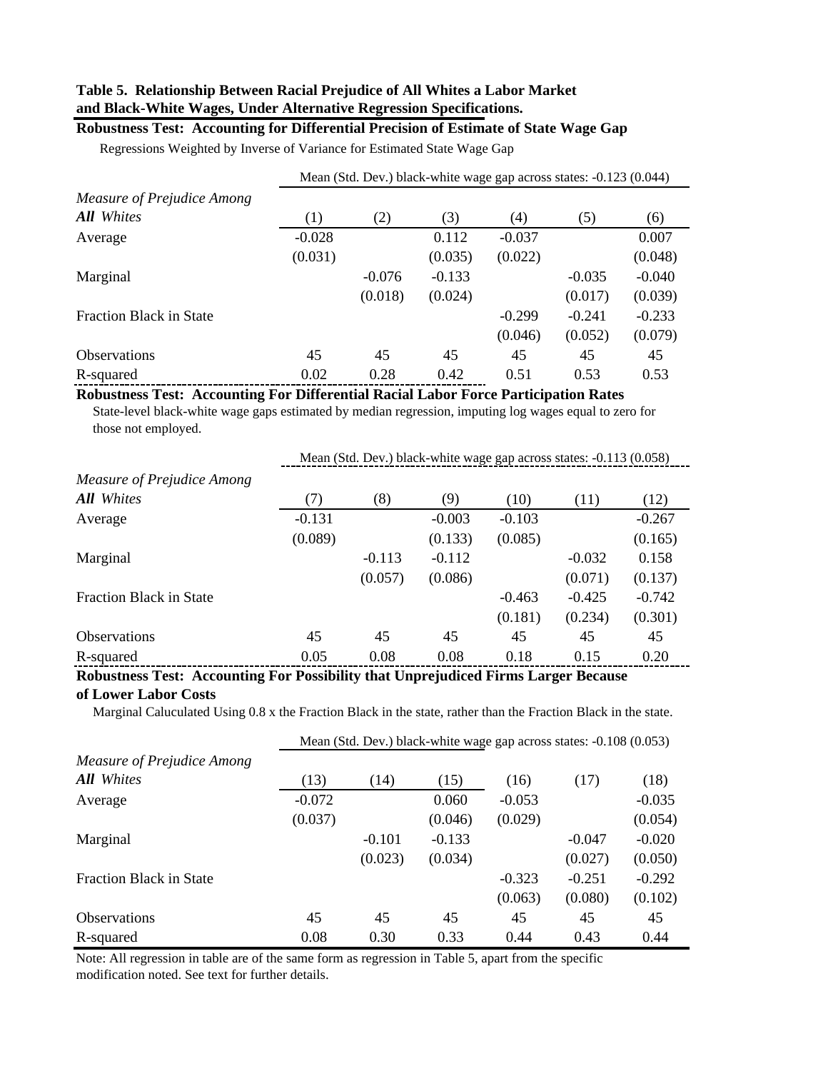**Table 5. Relationship Between Racial Prejudice of All Whites a Labor Market and Black-White Wages, Under Alternative Regression Specifications.**

**Robustness Test: Accounting for Differential Precision of Estimate of State Wage Gap**

Regressions Weighted by Inverse of Variance for Estimated State Wage Gap

| | Mean (Std. Dev.) black-white wage gap across states: -0.123 (0.044) | | | | | |
|---|---|---|---|---|---|---|
| *Measure of Prejudice Among* ***All*** *Whites* | (1) | (2) | (3) | (4) | (5) | (6) |
| Average | -0.028 | | 0.112 | -0.037 | | 0.007 |
| | (0.031) | | (0.035) | (0.022) | | (0.048) |
| Marginal | | -0.076 | -0.133 | | -0.035 | -0.040 |
| | | (0.018) | (0.024) | | (0.017) | (0.039) |
| Fraction Black in State | | | | -0.299 | -0.241 | -0.233 |
| | | | | (0.046) | (0.052) | (0.079) |
| Observations | 45 | 45 | 45 | 45 | 45 | 45 |
| R-squared | 0.02 | 0.28 | 0.42 | 0.51 | 0.53 | 0.53 |

**Robustness Test: Accounting For Differential Racial Labor Force Participation Rates**

State-level black-white wage gaps estimated by median regression, imputing log wages equal to zero for those not employed.

| | Mean (Std. Dev.) black-white wage gap across states: -0.113 (0.058) | | | | | |
|---|---|---|---|---|---|---|
| *Measure of Prejudice Among* ***All*** *Whites* | (7) | (8) | (9) | (10) | (11) | (12) |
| Average | -0.131 | | -0.003 | -0.103 | | -0.267 |
| | (0.089) | | (0.133) | (0.085) | | (0.165) |
| Marginal | | -0.113 | -0.112 | | -0.032 | 0.158 |
| | | (0.057) | (0.086) | | (0.071) | (0.137) |
| Fraction Black in State | | | | -0.463 | -0.425 | -0.742 |
| | | | | (0.181) | (0.234) | (0.301) |
| Observations | 45 | 45 | 45 | 45 | 45 | 45 |
| R-squared | 0.05 | 0.08 | 0.08 | 0.18 | 0.15 | 0.20 |

**Robustness Test: Accounting For Possibility that Unprejudiced Firms Larger Because of Lower Labor Costs**

Marginal Caluculated Using 0.8 x the Fraction Black in the state, rather than the Fraction Black in the state.

| | Mean (Std. Dev.) black-white wage gap across states: -0.108 (0.053) | | | | | |
|---|---|---|---|---|---|---|
| *Measure of Prejudice Among* ***All*** *Whites* | (13) | (14) | (15) | (16) | (17) | (18) |
| Average | -0.072 | | 0.060 | -0.053 | | -0.035 |
| | (0.037) | | (0.046) | (0.029) | | (0.054) |
| Marginal | | -0.101 | -0.133 | | -0.047 | -0.020 |
| | | (0.023) | (0.034) | | (0.027) | (0.050) |
| Fraction Black in State | | | | -0.323 | -0.251 | -0.292 |
| | | | | (0.063) | (0.080) | (0.102) |
| Observations | 45 | 45 | 45 | 45 | 45 | 45 |
| R-squared | 0.08 | 0.30 | 0.33 | 0.44 | 0.43 | 0.44 |

Note: All regression in table are of the same form as regression in Table 5, apart from the specific modification noted. See text for further details.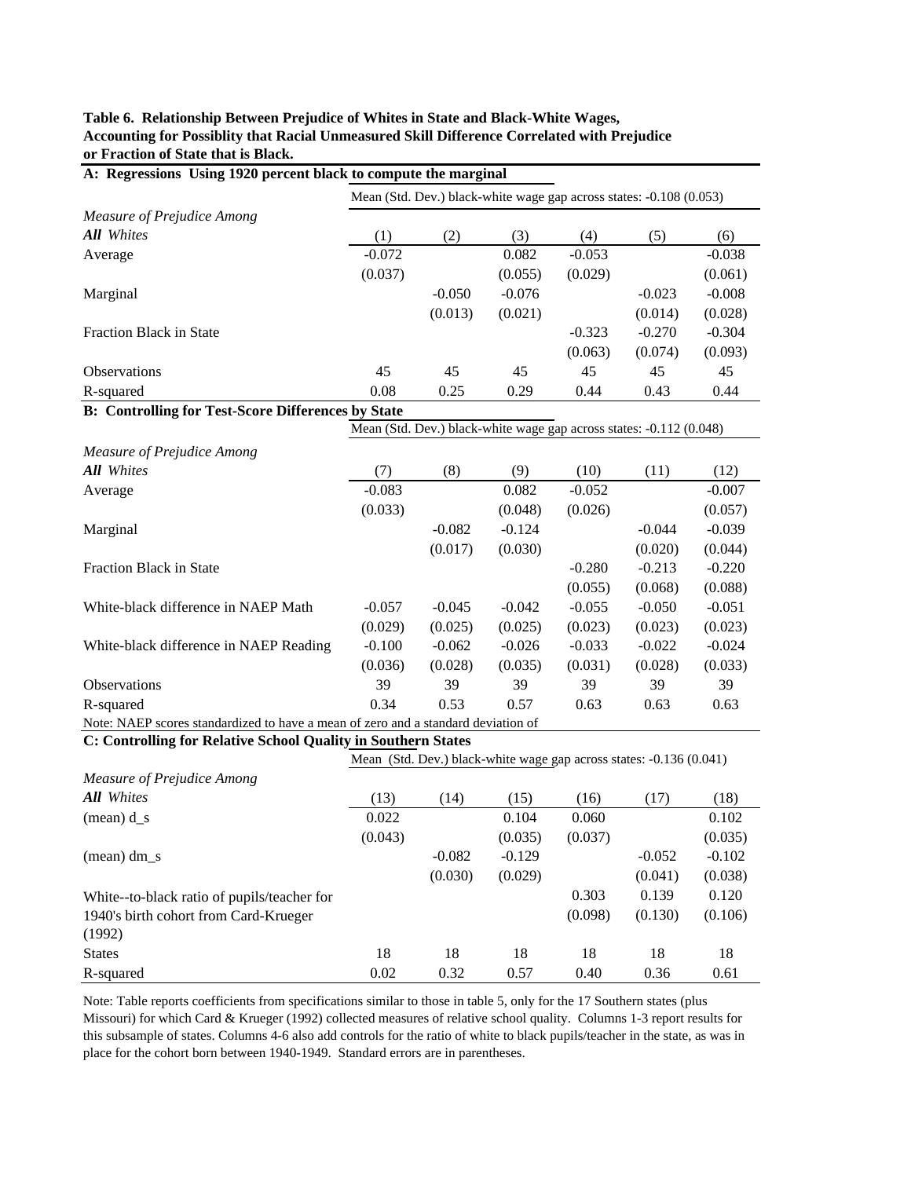**Table 6. Relationship Between Prejudice of Whites in State and Black-White Wages, Accounting for Possiblity that Racial Unmeasured Skill Difference Correlated with Prejudice or Fraction of State that is Black.**

**A: Regressions Using 1920 percent black to compute the marginal**

| | Mean (Std. Dev.) black-white wage gap across states: -0.108 (0.053) | | | | | |
|---|---|---|---|---|---|---|
| *Measure of Prejudice Among* ***All*** *Whites* | (1) | (2) | (3) | (4) | (5) | (6) |
| Average | -0.072 | | 0.082 | -0.053 | | -0.038 |
| | (0.037) | | (0.055) | (0.029) | | (0.061) |
| Marginal | | -0.050 | -0.076 | | -0.023 | -0.008 |
| | | (0.013) | (0.021) | | (0.014) | (0.028) |
| Fraction Black in State | | | | -0.323 | -0.270 | -0.304 |
| | | | | (0.063) | (0.074) | (0.093) |
| Observations | 45 | 45 | 45 | 45 | 45 | 45 |
| R-squared | 0.08 | 0.25 | 0.29 | 0.44 | 0.43 | 0.44 |

**B: Controlling for Test-Score Differences by State**

| | Mean (Std. Dev.) black-white wage gap across states: -0.112 (0.048) | | | | | |
|---|---|---|---|---|---|---|
| *Measure of Prejudice Among* ***All*** *Whites* | (7) | (8) | (9) | (10) | (11) | (12) |
| Average | -0.083 | | 0.082 | -0.052 | | -0.007 |
| | (0.033) | | (0.048) | (0.026) | | (0.057) |
| Marginal | | -0.082 | -0.124 | | -0.044 | -0.039 |
| | | (0.017) | (0.030) | | (0.020) | (0.044) |
| Fraction Black in State | | | | -0.280 | -0.213 | -0.220 |
| | | | | (0.055) | (0.068) | (0.088) |
| White-black difference in NAEP Math | -0.057 | -0.045 | -0.042 | -0.055 | -0.050 | -0.051 |
| | (0.029) | (0.025) | (0.025) | (0.023) | (0.023) | (0.023) |
| White-black difference in NAEP Reading | -0.100 | -0.062 | -0.026 | -0.033 | -0.022 | -0.024 |
| | (0.036) | (0.028) | (0.035) | (0.031) | (0.028) | (0.033) |
| Observations | 39 | 39 | 39 | 39 | 39 | 39 |
| R-squared | 0.34 | 0.53 | 0.57 | 0.63 | 0.63 | 0.63 |

Note: NAEP scores standardized to have a mean of zero and a standard deviation of

**C: Controlling for Relative School Quality in Southern States**

| | Mean (Std. Dev.) black-white wage gap across states: -0.136 (0.041) | | | | | |
|---|---|---|---|---|---|---|
| *Measure of Prejudice Among* ***All*** *Whites* | (13) | (14) | (15) | (16) | (17) | (18) |
| (mean) d_s | 0.022 | | 0.104 | 0.060 | | 0.102 |
| | (0.043) | | (0.035) | (0.037) | | (0.035) |
| (mean) dm_s | | -0.082 | -0.129 | | -0.052 | -0.102 |
| | | (0.030) | (0.029) | | (0.041) | (0.038) |
| White--to-black ratio of pupils/teacher for 1940's birth cohort from Card-Krueger (1992) | | | | 0.303 | 0.139 | 0.120 |
| | | | | (0.098) | (0.130) | (0.106) |
| States | 18 | 18 | 18 | 18 | 18 | 18 |
| R-squared | 0.02 | 0.32 | 0.57 | 0.40 | 0.36 | 0.61 |

Note: Table reports coefficients from specifications similar to those in table 5, only for the 17 Southern states (plus Missouri) for which Card & Krueger (1992) collected measures of relative school quality. Columns 1-3 report results for this subsample of states. Columns 4-6 also add controls for the ratio of white to black pupils/teacher in the state, as was in place for the cohort born between 1940-1949. Standard errors are in parentheses.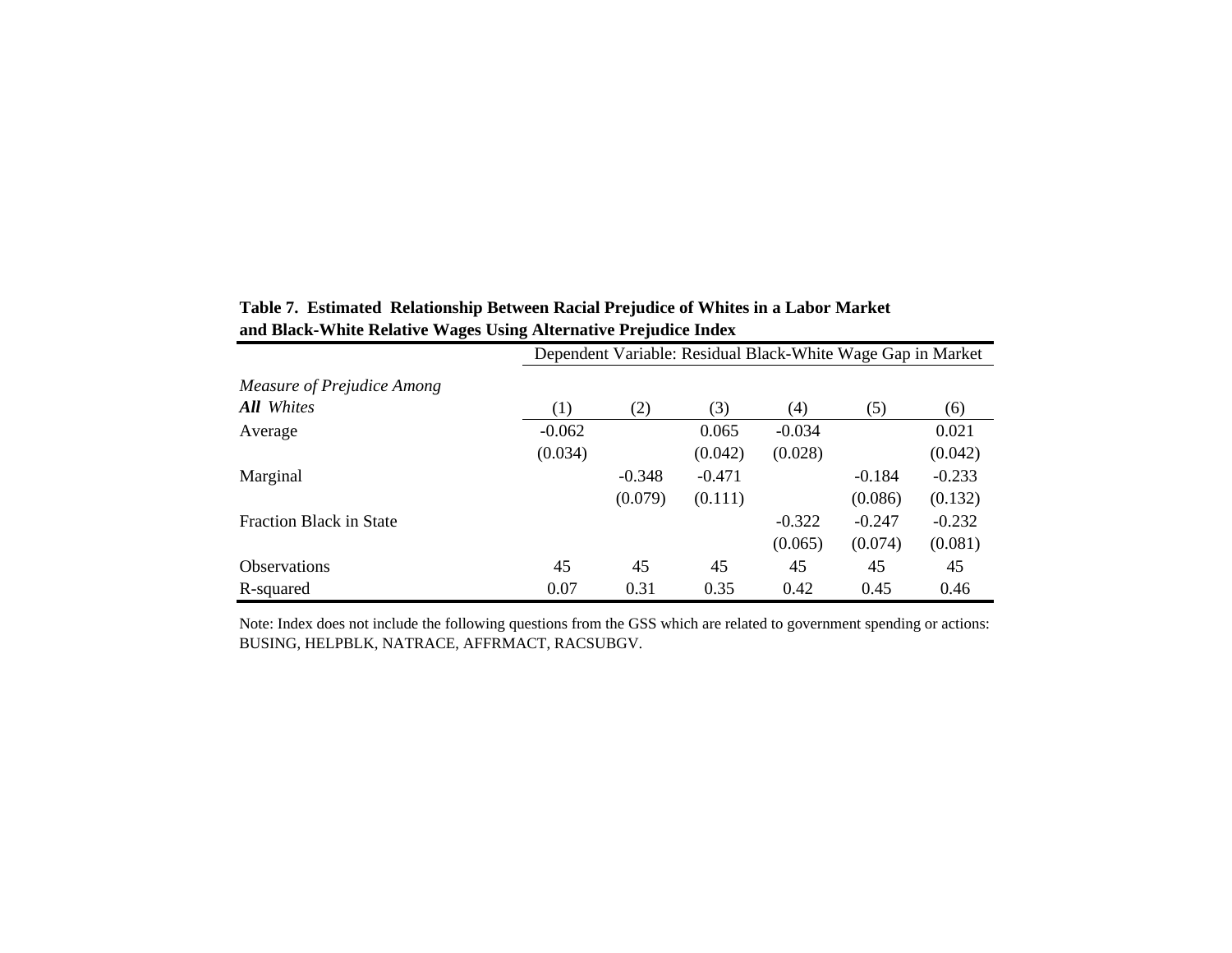**Table 7. Estimated Relationship Between Racial Prejudice of Whites in a Labor Market and Black-White Relative Wages Using Alternative Prejudice Index**

| | Dependent Variable: Residual Black-White Wage Gap in Market | | | | | |
|---|---|---|---|---|---|---|
| *Measure of Prejudice Among* ***All*** *Whites* | (1) | (2) | (3) | (4) | (5) | (6) |
| Average | -0.062 | | 0.065 | -0.034 | | 0.021 |
| | (0.034) | | (0.042) | (0.028) | | (0.042) |
| Marginal | | -0.348 | -0.471 | | -0.184 | -0.233 |
| | | (0.079) | (0.111) | | (0.086) | (0.132) |
| Fraction Black in State | | | | -0.322 | -0.247 | -0.232 |
| | | | | (0.065) | (0.074) | (0.081) |
| Observations | 45 | 45 | 45 | 45 | 45 | 45 |
| R-squared | 0.07 | 0.31 | 0.35 | 0.42 | 0.45 | 0.46 |

Note: Index does not include the following questions from the GSS which are related to government spending or actions: BUSING, HELPBLK, NATRACE, AFFRMACT, RACSUBGV.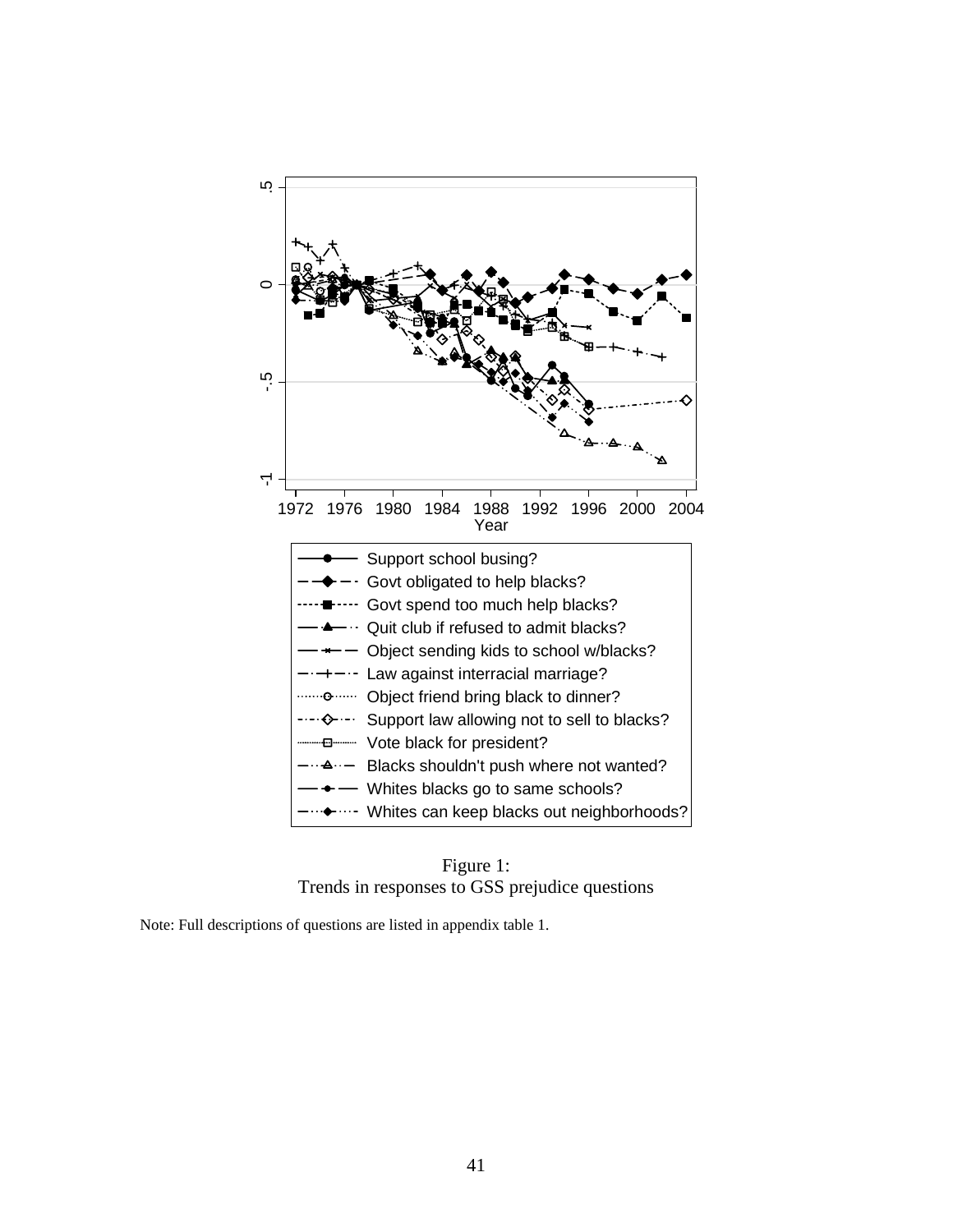Figure 1:
Trends in responses to GSS prejudice questions

Note: Full descriptions of questions are listed in appendix table 1.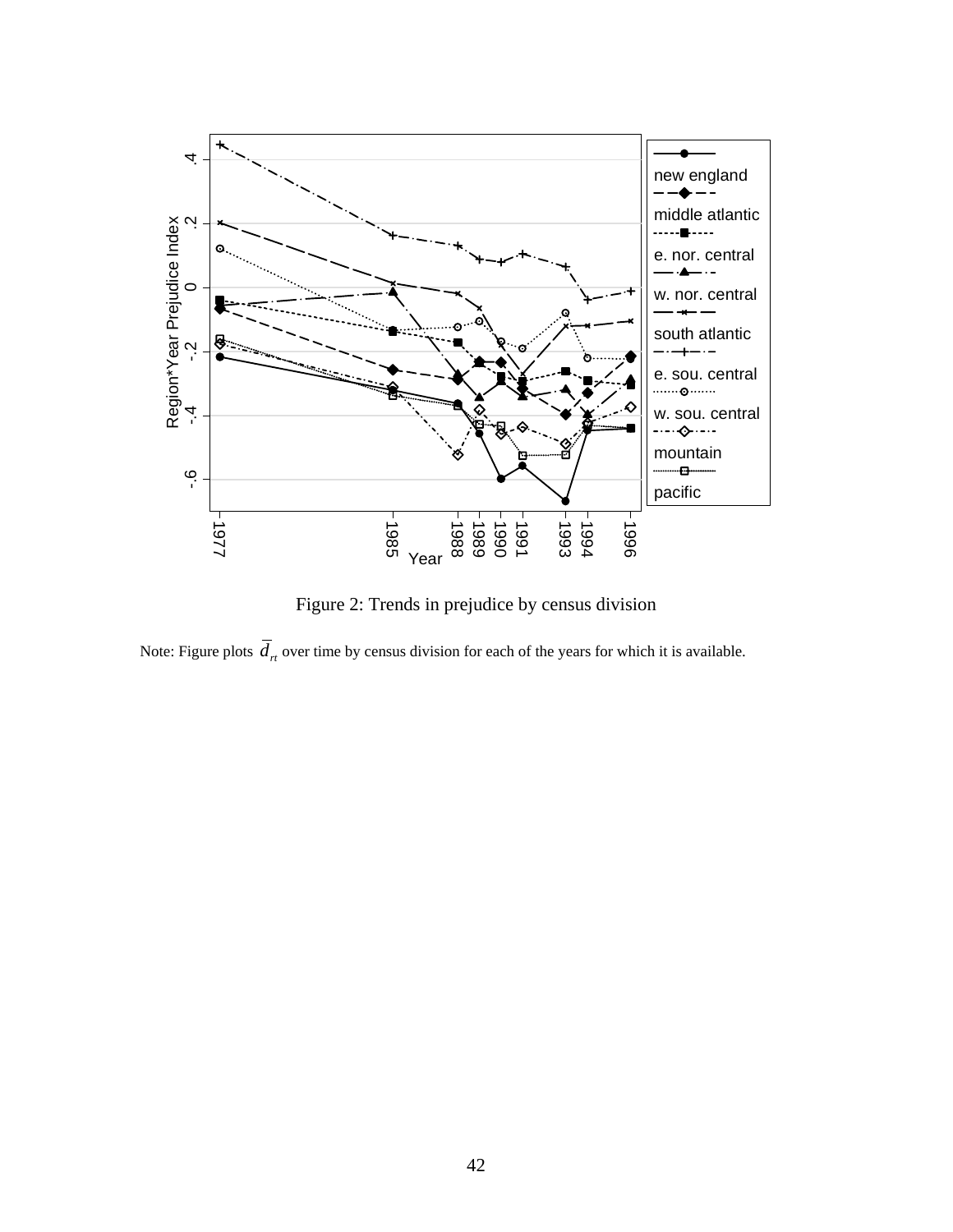Figure 2: Trends in prejudice by census division

Note: Figure plots $\overline{d}_{rt}$ over time by census division for each of the years for which it is available.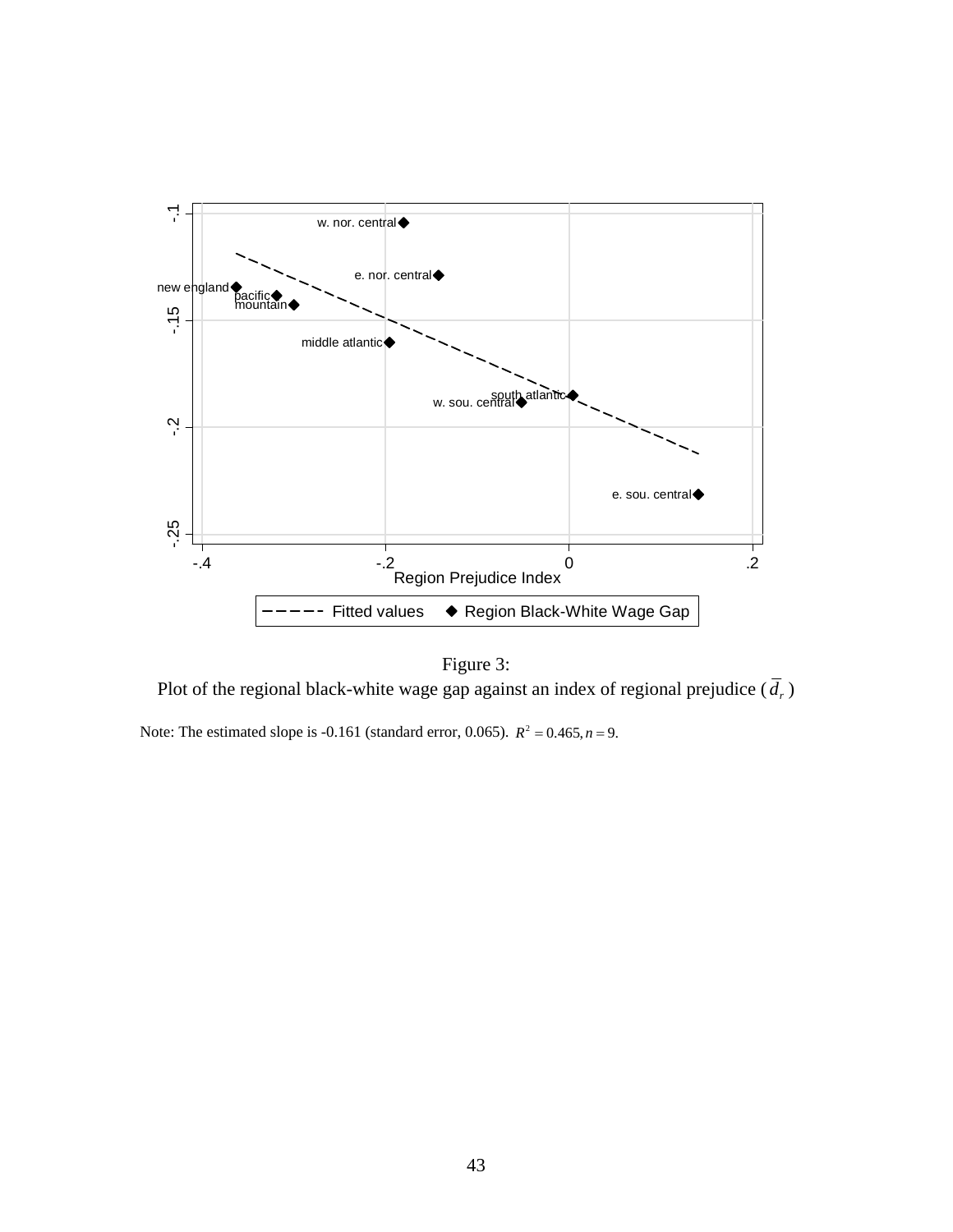Figure 3:
Plot of the regional black-white wage gap against an index of regional prejudice ($\bar{d}_r$)

Note: The estimated slope is -0.161 (standard error, 0.065). $R^2 = 0.465, n = 9$.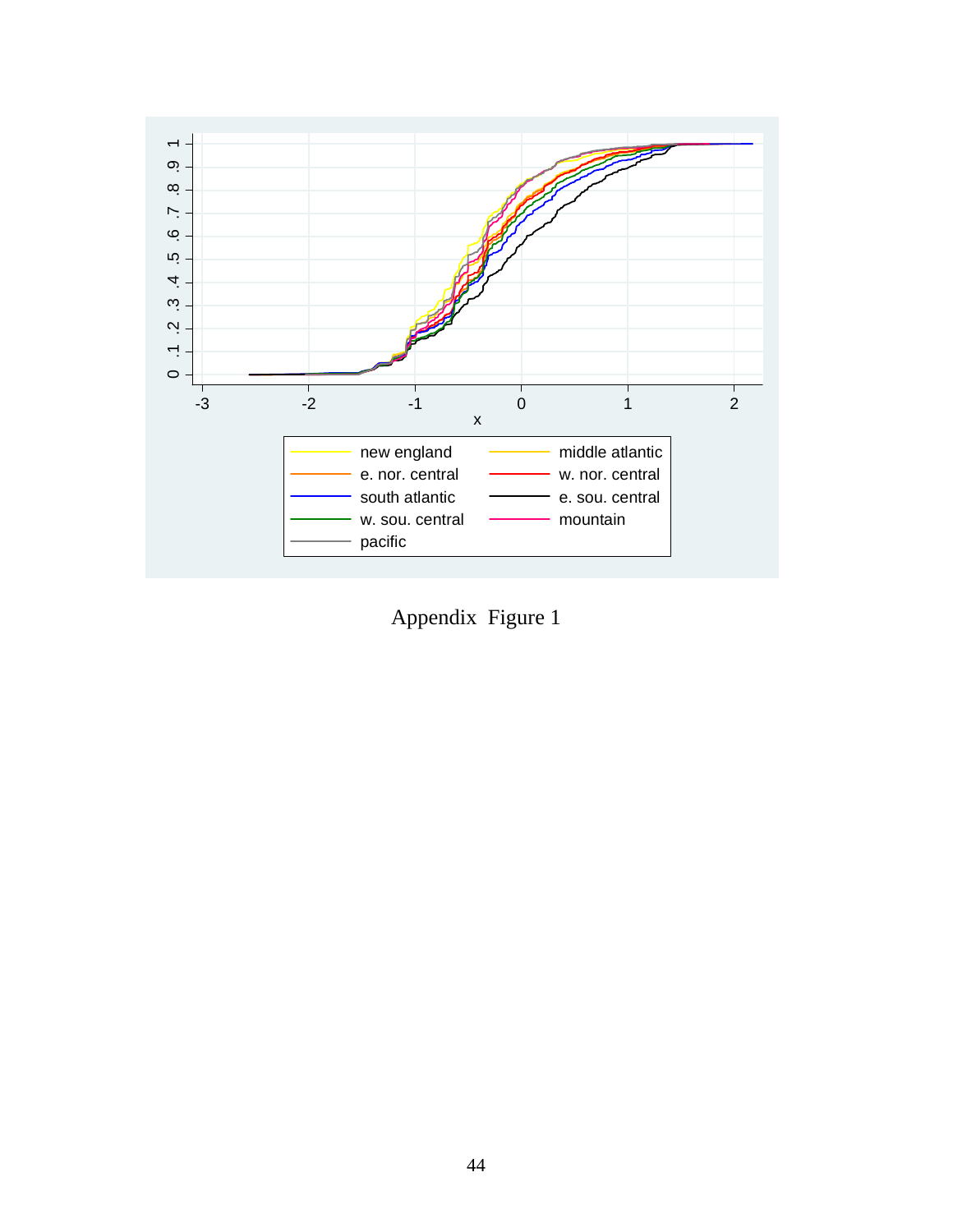Appendix Figure 1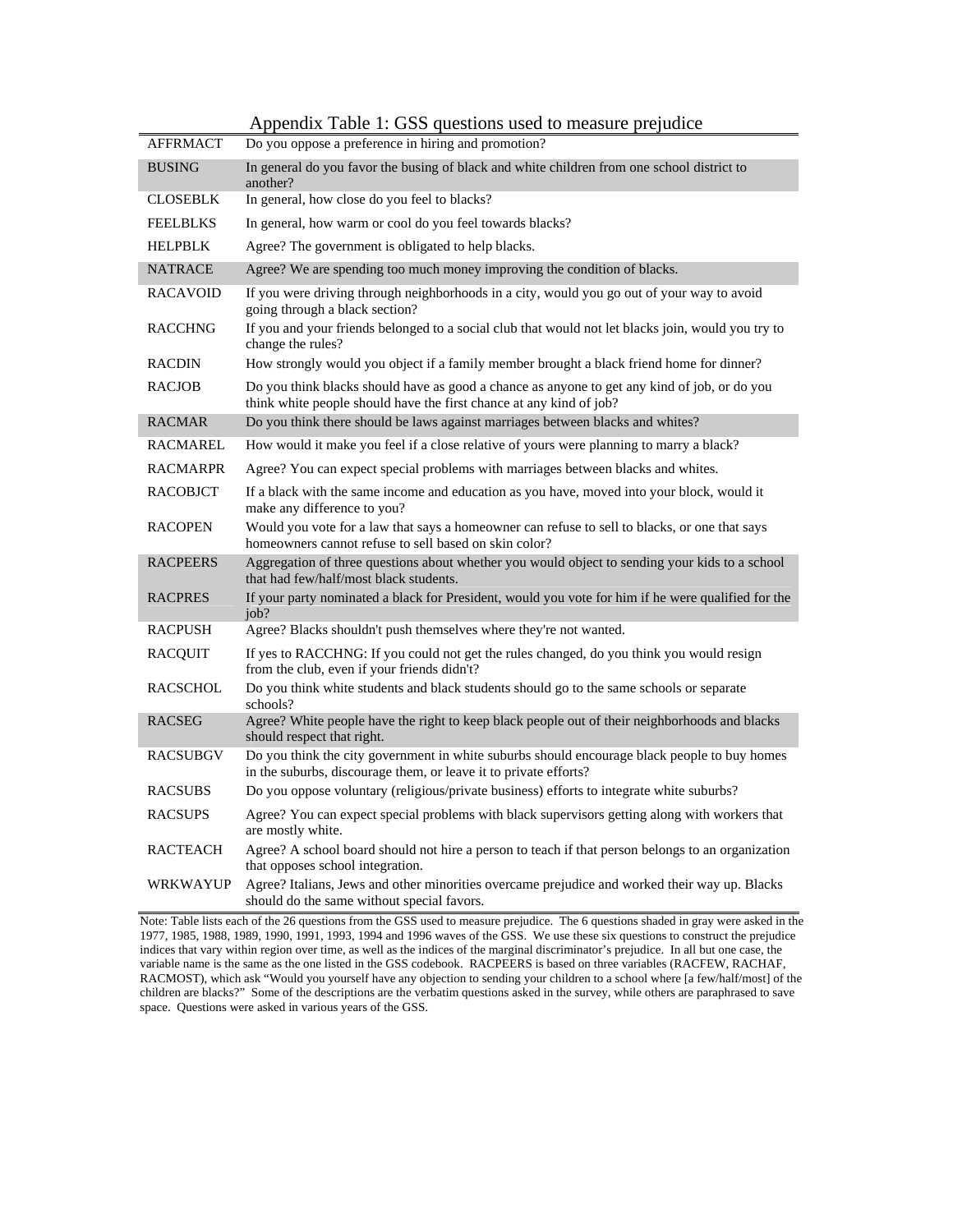Appendix Table 1: GSS questions used to measure prejudice

| | |
|---|---|
| AFFRMACT | Do you oppose a preference in hiring and promotion? |
| BUSING | In general do you favor the busing of black and white children from one school district to another? |
| CLOSEBLK | In general, how close do you feel to blacks? |
| FEELBLKS | In general, how warm or cool do you feel towards blacks? |
| HELPBLK | Agree? The government is obligated to help blacks. |
| NATRACE | Agree? We are spending too much money improving the condition of blacks. |
| RACAVOID | If you were driving through neighborhoods in a city, would you go out of your way to avoid going through a black section? |
| RACCHNG | If you and your friends belonged to a social club that would not let blacks join, would you try to change the rules? |
| RACDIN | How strongly would you object if a family member brought a black friend home for dinner? |
| RACJOB | Do you think blacks should have as good a chance as anyone to get any kind of job, or do you think white people should have the first chance at any kind of job? |
| RACMAR | Do you think there should be laws against marriages between blacks and whites? |
| RACMAREL | How would it make you feel if a close relative of yours were planning to marry a black? |
| RACMARPR | Agree? You can expect special problems with marriages between blacks and whites. |
| RACOBJCT | If a black with the same income and education as you have, moved into your block, would it make any difference to you? |
| RACOPEN | Would you vote for a law that says a homeowner can refuse to sell to blacks, or one that says homeowners cannot refuse to sell based on skin color? |
| RACPEERS | Aggregation of three questions about whether you would object to sending your kids to a school that had few/half/most black students. |
| RACPRES | If your party nominated a black for President, would you vote for him if he were qualified for the job? |
| RACPUSH | Agree? Blacks shouldn't push themselves where they're not wanted. |
| RACQUIT | If yes to RACCHNG: If you could not get the rules changed, do you think you would resign from the club, even if your friends didn't? |
| RACSCHOL | Do you think white students and black students should go to the same schools or separate schools? |
| RACSEG | Agree? White people have the right to keep black people out of their neighborhoods and blacks should respect that right. |
| RACSUBGV | Do you think the city government in white suburbs should encourage black people to buy homes in the suburbs, discourage them, or leave it to private efforts? |
| RACSUBS | Do you oppose voluntary (religious/private business) efforts to integrate white suburbs? |
| RACSUPS | Agree? You can expect special problems with black supervisors getting along with workers that are mostly white. |
| RACTEACH | Agree? A school board should not hire a person to teach if that person belongs to an organization that opposes school integration. |
| WRKWAYUP | Agree? Italians, Jews and other minorities overcame prejudice and worked their way up. Blacks should do the same without special favors. |

Note: Table lists each of the 26 questions from the GSS used to measure prejudice. The 6 questions shaded in gray were asked in the 1977, 1985, 1988, 1989, 1990, 1991, 1993, 1994 and 1996 waves of the GSS. We use these six questions to construct the prejudice indices that vary within region over time, as well as the indices of the marginal discriminator's prejudice. In all but one case, the variable name is the same as the one listed in the GSS codebook. RACPEERS is based on three variables (RACFEW, RACHAF, RACMOST), which ask "Would you yourself have any objection to sending your children to a school where [a few/half/most] of the children are blacks?" Some of the descriptions are the verbatim questions asked in the survey, while others are paraphrased to save space. Questions were asked in various years of the GSS.